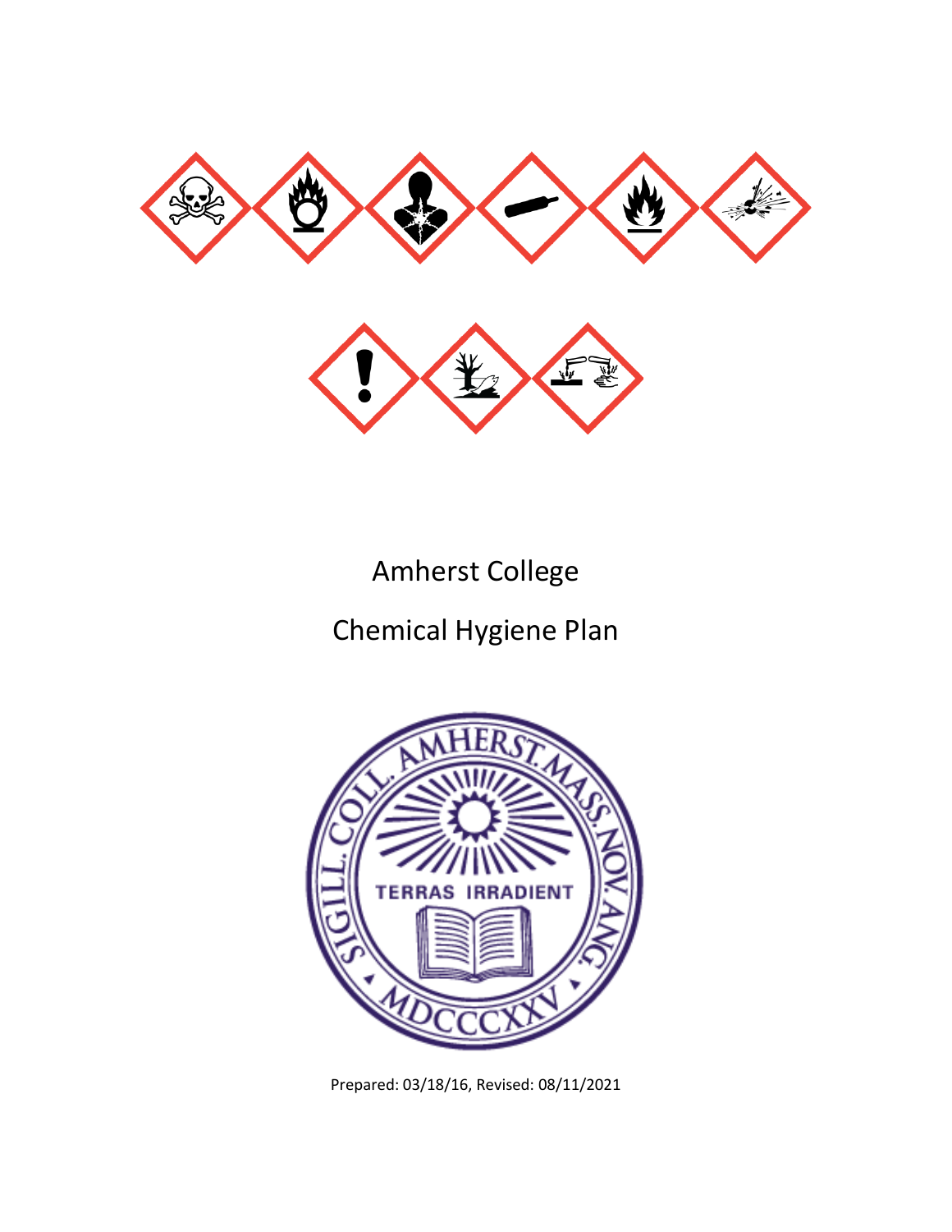# Amherst College

# Chemical Hygiene Plan

Prepared: 03/18/16, Revised: 08/11/2021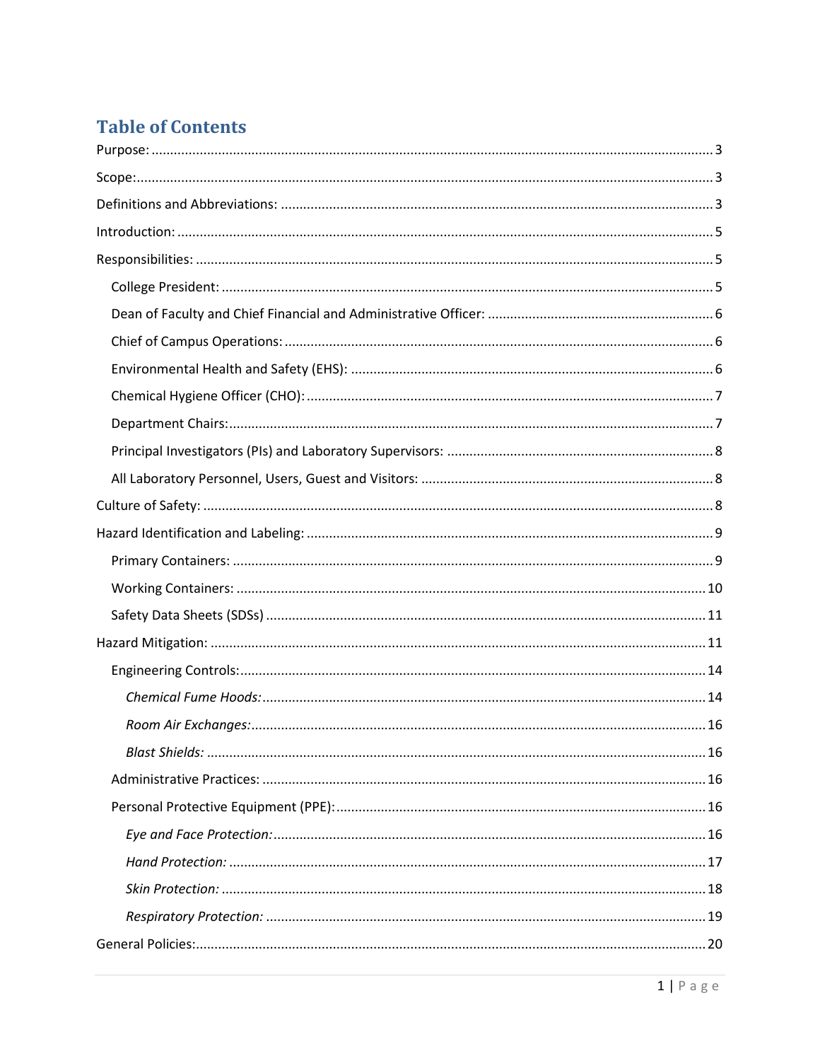# Table of Contents

Purpose: ..... 3

Scope: ..... 3

Definitions and Abbreviations: ..... 3

Introduction: ..... 5

Responsibilities: ..... 5

- College President: ..... 5
- Dean of Faculty and Chief Financial and Administrative Officer: ..... 6
- Chief of Campus Operations: ..... 6
- Environmental Health and Safety (EHS): ..... 6
- Chemical Hygiene Officer (CHO): ..... 7
- Department Chairs: ..... 7
- Principal Investigators (PIs) and Laboratory Supervisors: ..... 8
- All Laboratory Personnel, Users, Guest and Visitors: ..... 8

Culture of Safety: ..... 8

Hazard Identification and Labeling: ..... 9

- Primary Containers: ..... 9
- Working Containers: ..... 10
- Safety Data Sheets (SDSs) ..... 11

Hazard Mitigation: ..... 11

- Engineering Controls: ..... 14
  - *Chemical Fume Hoods:* ..... 14
  - *Room Air Exchanges:* ..... 16
  - *Blast Shields:* ..... 16
- Administrative Practices: ..... 16
- Personal Protective Equipment (PPE): ..... 16
  - *Eye and Face Protection:* ..... 16
  - *Hand Protection:* ..... 17
  - *Skin Protection:* ..... 18
  - *Respiratory Protection:* ..... 19

General Policies: ..... 20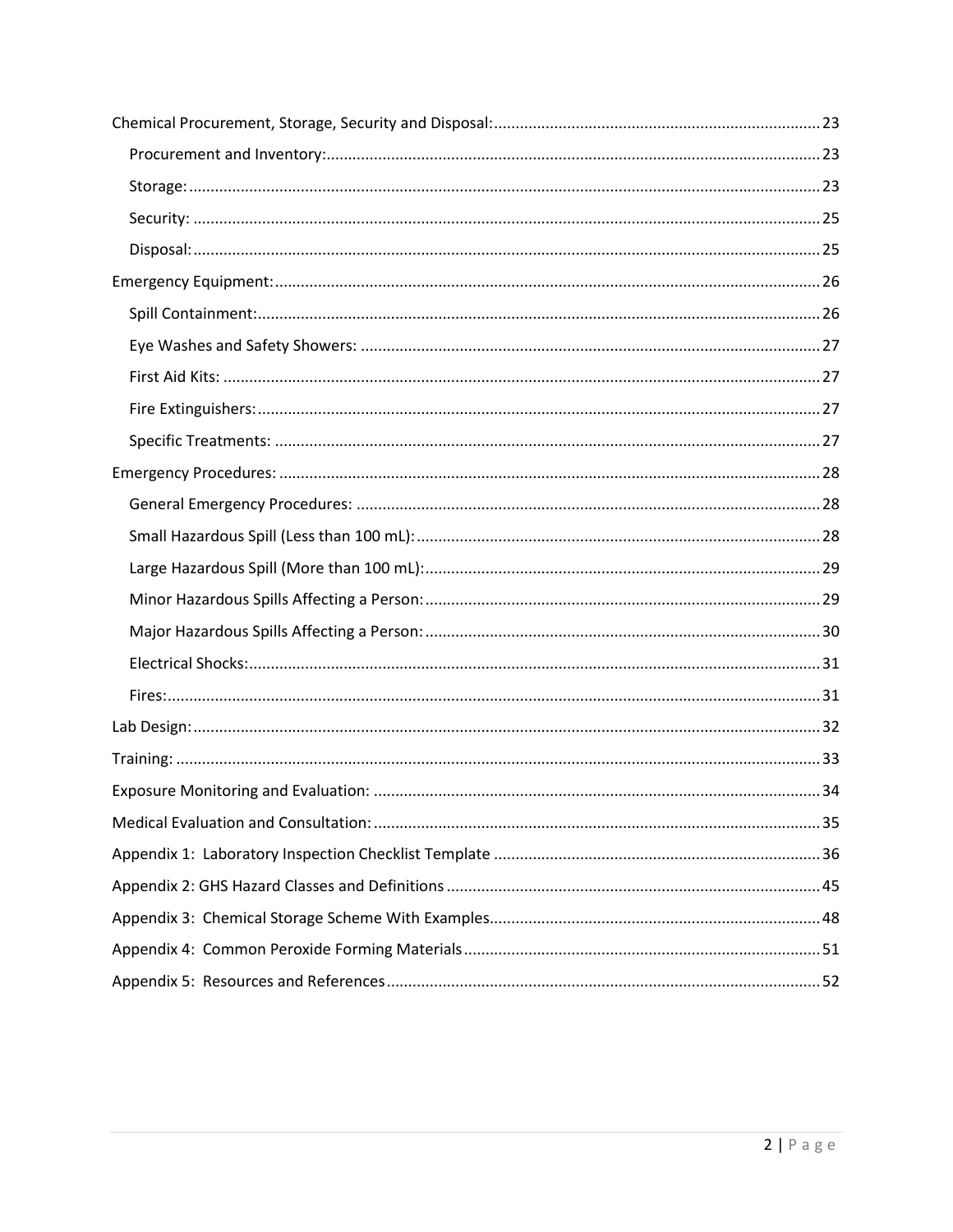Chemical Procurement, Storage, Security and Disposal: 23
- Procurement and Inventory: 23
- Storage: 23
- Security: 25
- Disposal: 25

Emergency Equipment: 26
- Spill Containment: 26
- Eye Washes and Safety Showers: 27
- First Aid Kits: 27
- Fire Extinguishers: 27
- Specific Treatments: 27

Emergency Procedures: 28
- General Emergency Procedures: 28
- Small Hazardous Spill (Less than 100 mL): 28
- Large Hazardous Spill (More than 100 mL): 29
- Minor Hazardous Spills Affecting a Person: 29
- Major Hazardous Spills Affecting a Person: 30
- Electrical Shocks: 31
- Fires: 31

Lab Design: 32

Training: 33

Exposure Monitoring and Evaluation: 34

Medical Evaluation and Consultation: 35

Appendix 1: Laboratory Inspection Checklist Template 36

Appendix 2: GHS Hazard Classes and Definitions 45

Appendix 3: Chemical Storage Scheme With Examples 48

Appendix 4: Common Peroxide Forming Materials 51

Appendix 5: Resources and References 52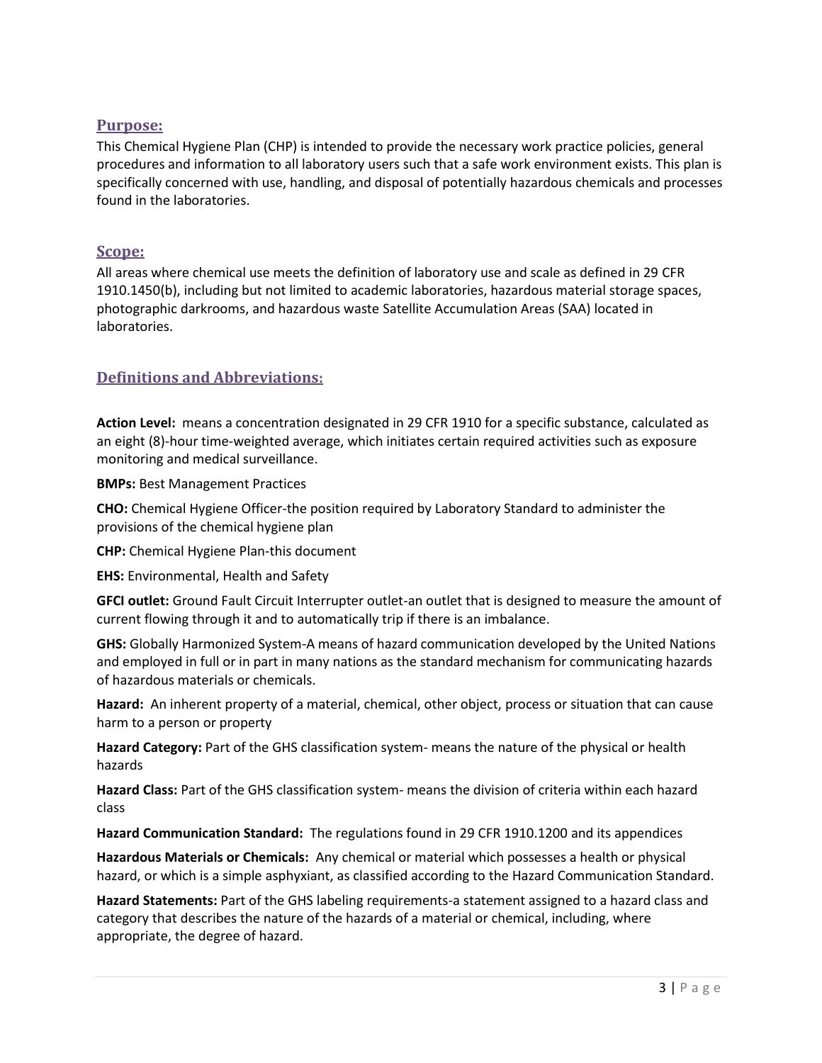## Purpose:

This Chemical Hygiene Plan (CHP) is intended to provide the necessary work practice policies, general procedures and information to all laboratory users such that a safe work environment exists. This plan is specifically concerned with use, handling, and disposal of potentially hazardous chemicals and processes found in the laboratories.

## Scope:

All areas where chemical use meets the definition of laboratory use and scale as defined in 29 CFR 1910.1450(b), including but not limited to academic laboratories, hazardous material storage spaces, photographic darkrooms, and hazardous waste Satellite Accumulation Areas (SAA) located in laboratories.

## Definitions and Abbreviations:

**Action Level:** means a concentration designated in 29 CFR 1910 for a specific substance, calculated as an eight (8)-hour time-weighted average, which initiates certain required activities such as exposure monitoring and medical surveillance.

**BMPs:** Best Management Practices

**CHO:** Chemical Hygiene Officer-the position required by Laboratory Standard to administer the provisions of the chemical hygiene plan

**CHP:** Chemical Hygiene Plan-this document

**EHS:** Environmental, Health and Safety

**GFCI outlet:** Ground Fault Circuit Interrupter outlet-an outlet that is designed to measure the amount of current flowing through it and to automatically trip if there is an imbalance.

**GHS:** Globally Harmonized System-A means of hazard communication developed by the United Nations and employed in full or in part in many nations as the standard mechanism for communicating hazards of hazardous materials or chemicals.

**Hazard:** An inherent property of a material, chemical, other object, process or situation that can cause harm to a person or property

**Hazard Category:** Part of the GHS classification system- means the nature of the physical or health hazards

**Hazard Class:** Part of the GHS classification system- means the division of criteria within each hazard class

**Hazard Communication Standard:** The regulations found in 29 CFR 1910.1200 and its appendices

**Hazardous Materials or Chemicals:** Any chemical or material which possesses a health or physical hazard, or which is a simple asphyxiant, as classified according to the Hazard Communication Standard.

**Hazard Statements:** Part of the GHS labeling requirements-a statement assigned to a hazard class and category that describes the nature of the hazards of a material or chemical, including, where appropriate, the degree of hazard.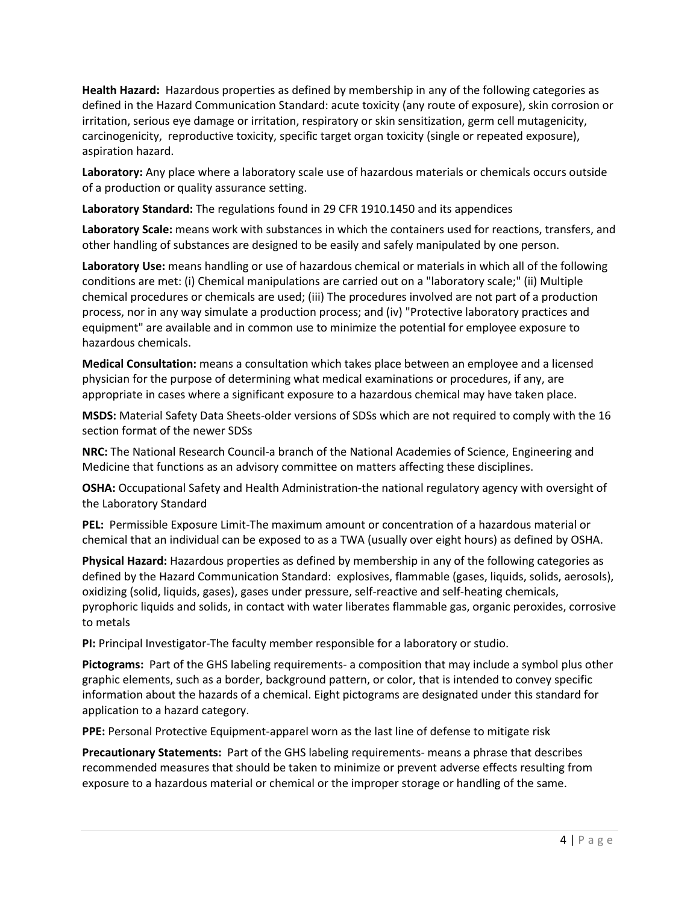**Health Hazard:** Hazardous properties as defined by membership in any of the following categories as defined in the Hazard Communication Standard: acute toxicity (any route of exposure), skin corrosion or irritation, serious eye damage or irritation, respiratory or skin sensitization, germ cell mutagenicity, carcinogenicity, reproductive toxicity, specific target organ toxicity (single or repeated exposure), aspiration hazard.

**Laboratory:** Any place where a laboratory scale use of hazardous materials or chemicals occurs outside of a production or quality assurance setting.

**Laboratory Standard:** The regulations found in 29 CFR 1910.1450 and its appendices

**Laboratory Scale:** means work with substances in which the containers used for reactions, transfers, and other handling of substances are designed to be easily and safely manipulated by one person.

**Laboratory Use:** means handling or use of hazardous chemical or materials in which all of the following conditions are met: (i) Chemical manipulations are carried out on a "laboratory scale;" (ii) Multiple chemical procedures or chemicals are used; (iii) The procedures involved are not part of a production process, nor in any way simulate a production process; and (iv) "Protective laboratory practices and equipment" are available and in common use to minimize the potential for employee exposure to hazardous chemicals.

**Medical Consultation:** means a consultation which takes place between an employee and a licensed physician for the purpose of determining what medical examinations or procedures, if any, are appropriate in cases where a significant exposure to a hazardous chemical may have taken place.

**MSDS:** Material Safety Data Sheets-older versions of SDSs which are not required to comply with the 16 section format of the newer SDSs

**NRC:** The National Research Council-a branch of the National Academies of Science, Engineering and Medicine that functions as an advisory committee on matters affecting these disciplines.

**OSHA:** Occupational Safety and Health Administration-the national regulatory agency with oversight of the Laboratory Standard

**PEL:** Permissible Exposure Limit-The maximum amount or concentration of a hazardous material or chemical that an individual can be exposed to as a TWA (usually over eight hours) as defined by OSHA.

**Physical Hazard:** Hazardous properties as defined by membership in any of the following categories as defined by the Hazard Communication Standard: explosives, flammable (gases, liquids, solids, aerosols), oxidizing (solid, liquids, gases), gases under pressure, self-reactive and self-heating chemicals, pyrophoric liquids and solids, in contact with water liberates flammable gas, organic peroxides, corrosive to metals

**PI:** Principal Investigator-The faculty member responsible for a laboratory or studio.

**Pictograms:** Part of the GHS labeling requirements- a composition that may include a symbol plus other graphic elements, such as a border, background pattern, or color, that is intended to convey specific information about the hazards of a chemical. Eight pictograms are designated under this standard for application to a hazard category.

**PPE:** Personal Protective Equipment-apparel worn as the last line of defense to mitigate risk

**Precautionary Statements:** Part of the GHS labeling requirements- means a phrase that describes recommended measures that should be taken to minimize or prevent adverse effects resulting from exposure to a hazardous material or chemical or the improper storage or handling of the same.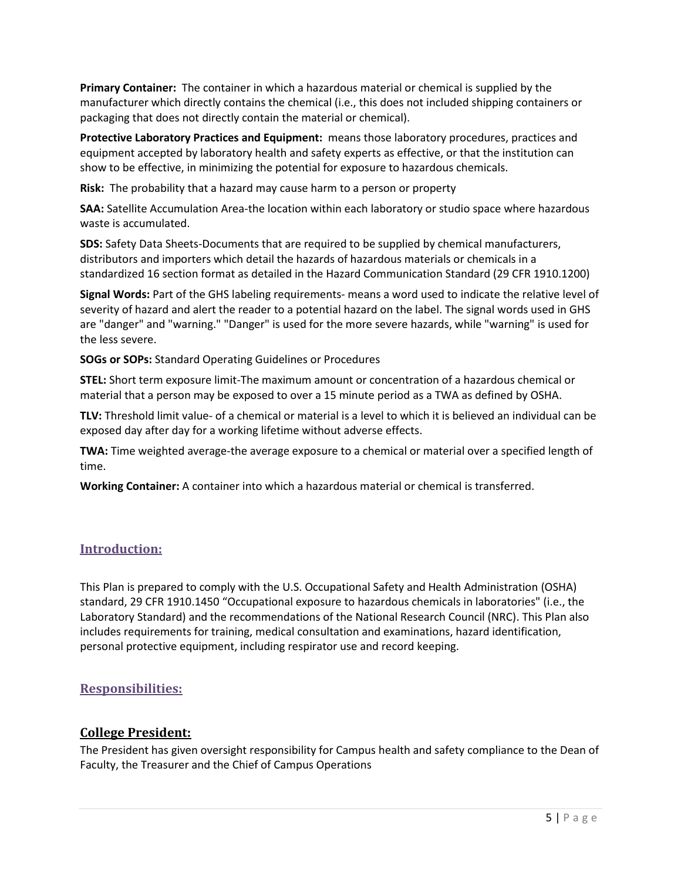**Primary Container:** The container in which a hazardous material or chemical is supplied by the manufacturer which directly contains the chemical (i.e., this does not included shipping containers or packaging that does not directly contain the material or chemical).

**Protective Laboratory Practices and Equipment:** means those laboratory procedures, practices and equipment accepted by laboratory health and safety experts as effective, or that the institution can show to be effective, in minimizing the potential for exposure to hazardous chemicals.

**Risk:** The probability that a hazard may cause harm to a person or property

**SAA:** Satellite Accumulation Area-the location within each laboratory or studio space where hazardous waste is accumulated.

**SDS:** Safety Data Sheets-Documents that are required to be supplied by chemical manufacturers, distributors and importers which detail the hazards of hazardous materials or chemicals in a standardized 16 section format as detailed in the Hazard Communication Standard (29 CFR 1910.1200)

**Signal Words:** Part of the GHS labeling requirements- means a word used to indicate the relative level of severity of hazard and alert the reader to a potential hazard on the label. The signal words used in GHS are "danger" and "warning." "Danger" is used for the more severe hazards, while "warning" is used for the less severe.

**SOGs or SOPs:** Standard Operating Guidelines or Procedures

**STEL:** Short term exposure limit-The maximum amount or concentration of a hazardous chemical or material that a person may be exposed to over a 15 minute period as a TWA as defined by OSHA.

**TLV:** Threshold limit value- of a chemical or material is a level to which it is believed an individual can be exposed day after day for a working lifetime without adverse effects.

**TWA:** Time weighted average-the average exposure to a chemical or material over a specified length of time.

**Working Container:** A container into which a hazardous material or chemical is transferred.

## Introduction:

This Plan is prepared to comply with the U.S. Occupational Safety and Health Administration (OSHA) standard, 29 CFR 1910.1450 "Occupational exposure to hazardous chemicals in laboratories" (i.e., the Laboratory Standard) and the recommendations of the National Research Council (NRC). This Plan also includes requirements for training, medical consultation and examinations, hazard identification, personal protective equipment, including respirator use and record keeping.

## Responsibilities:

### College President:

The President has given oversight responsibility for Campus health and safety compliance to the Dean of Faculty, the Treasurer and the Chief of Campus Operations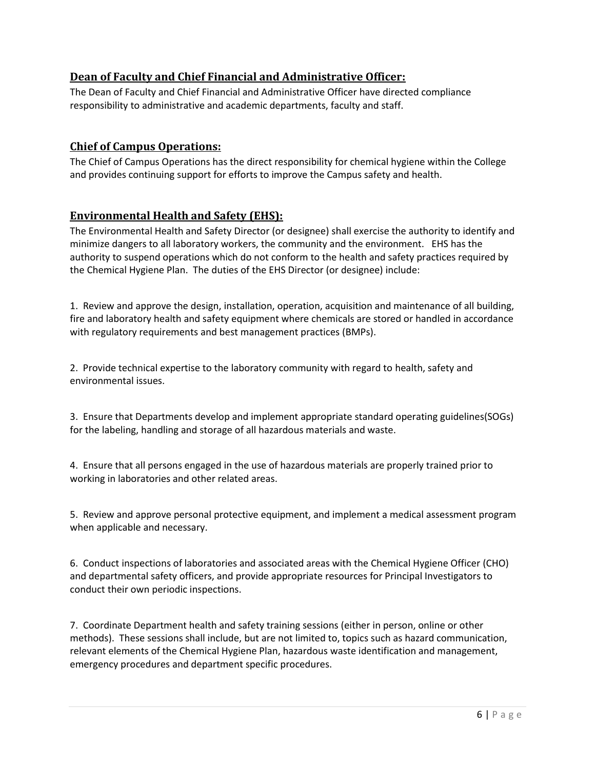## Dean of Faculty and Chief Financial and Administrative Officer:

The Dean of Faculty and Chief Financial and Administrative Officer have directed compliance responsibility to administrative and academic departments, faculty and staff.

## Chief of Campus Operations:

The Chief of Campus Operations has the direct responsibility for chemical hygiene within the College and provides continuing support for efforts to improve the Campus safety and health.

## Environmental Health and Safety (EHS):

The Environmental Health and Safety Director (or designee) shall exercise the authority to identify and minimize dangers to all laboratory workers, the community and the environment. EHS has the authority to suspend operations which do not conform to the health and safety practices required by the Chemical Hygiene Plan. The duties of the EHS Director (or designee) include:

1. Review and approve the design, installation, operation, acquisition and maintenance of all building, fire and laboratory health and safety equipment where chemicals are stored or handled in accordance with regulatory requirements and best management practices (BMPs).

2. Provide technical expertise to the laboratory community with regard to health, safety and environmental issues.

3. Ensure that Departments develop and implement appropriate standard operating guidelines(SOGs) for the labeling, handling and storage of all hazardous materials and waste.

4. Ensure that all persons engaged in the use of hazardous materials are properly trained prior to working in laboratories and other related areas.

5. Review and approve personal protective equipment, and implement a medical assessment program when applicable and necessary.

6. Conduct inspections of laboratories and associated areas with the Chemical Hygiene Officer (CHO) and departmental safety officers, and provide appropriate resources for Principal Investigators to conduct their own periodic inspections.

7. Coordinate Department health and safety training sessions (either in person, online or other methods). These sessions shall include, but are not limited to, topics such as hazard communication, relevant elements of the Chemical Hygiene Plan, hazardous waste identification and management, emergency procedures and department specific procedures.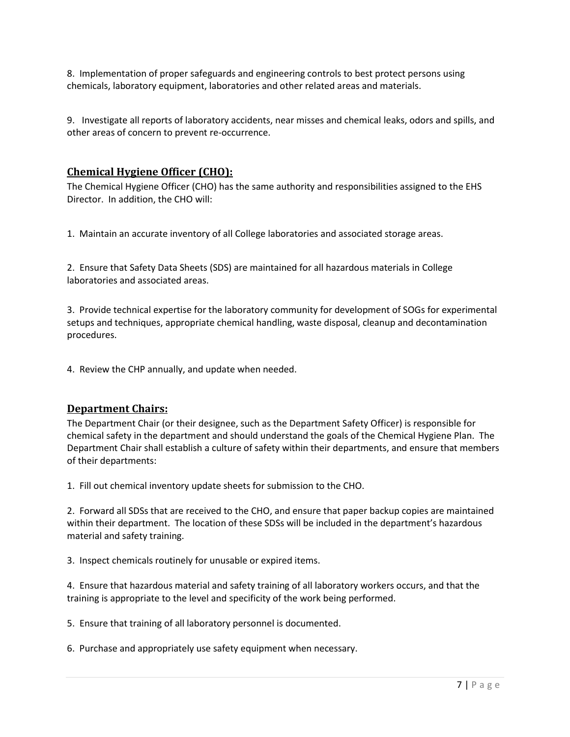8. Implementation of proper safeguards and engineering controls to best protect persons using chemicals, laboratory equipment, laboratories and other related areas and materials.

9. Investigate all reports of laboratory accidents, near misses and chemical leaks, odors and spills, and other areas of concern to prevent re-occurrence.

## Chemical Hygiene Officer (CHO):

The Chemical Hygiene Officer (CHO) has the same authority and responsibilities assigned to the EHS Director. In addition, the CHO will:

1. Maintain an accurate inventory of all College laboratories and associated storage areas.

2. Ensure that Safety Data Sheets (SDS) are maintained for all hazardous materials in College laboratories and associated areas.

3. Provide technical expertise for the laboratory community for development of SOGs for experimental setups and techniques, appropriate chemical handling, waste disposal, cleanup and decontamination procedures.

4. Review the CHP annually, and update when needed.

## Department Chairs:

The Department Chair (or their designee, such as the Department Safety Officer) is responsible for chemical safety in the department and should understand the goals of the Chemical Hygiene Plan. The Department Chair shall establish a culture of safety within their departments, and ensure that members of their departments:

1. Fill out chemical inventory update sheets for submission to the CHO.

2. Forward all SDSs that are received to the CHO, and ensure that paper backup copies are maintained within their department. The location of these SDSs will be included in the department's hazardous material and safety training.

3. Inspect chemicals routinely for unusable or expired items.

4. Ensure that hazardous material and safety training of all laboratory workers occurs, and that the training is appropriate to the level and specificity of the work being performed.

5. Ensure that training of all laboratory personnel is documented.

6. Purchase and appropriately use safety equipment when necessary.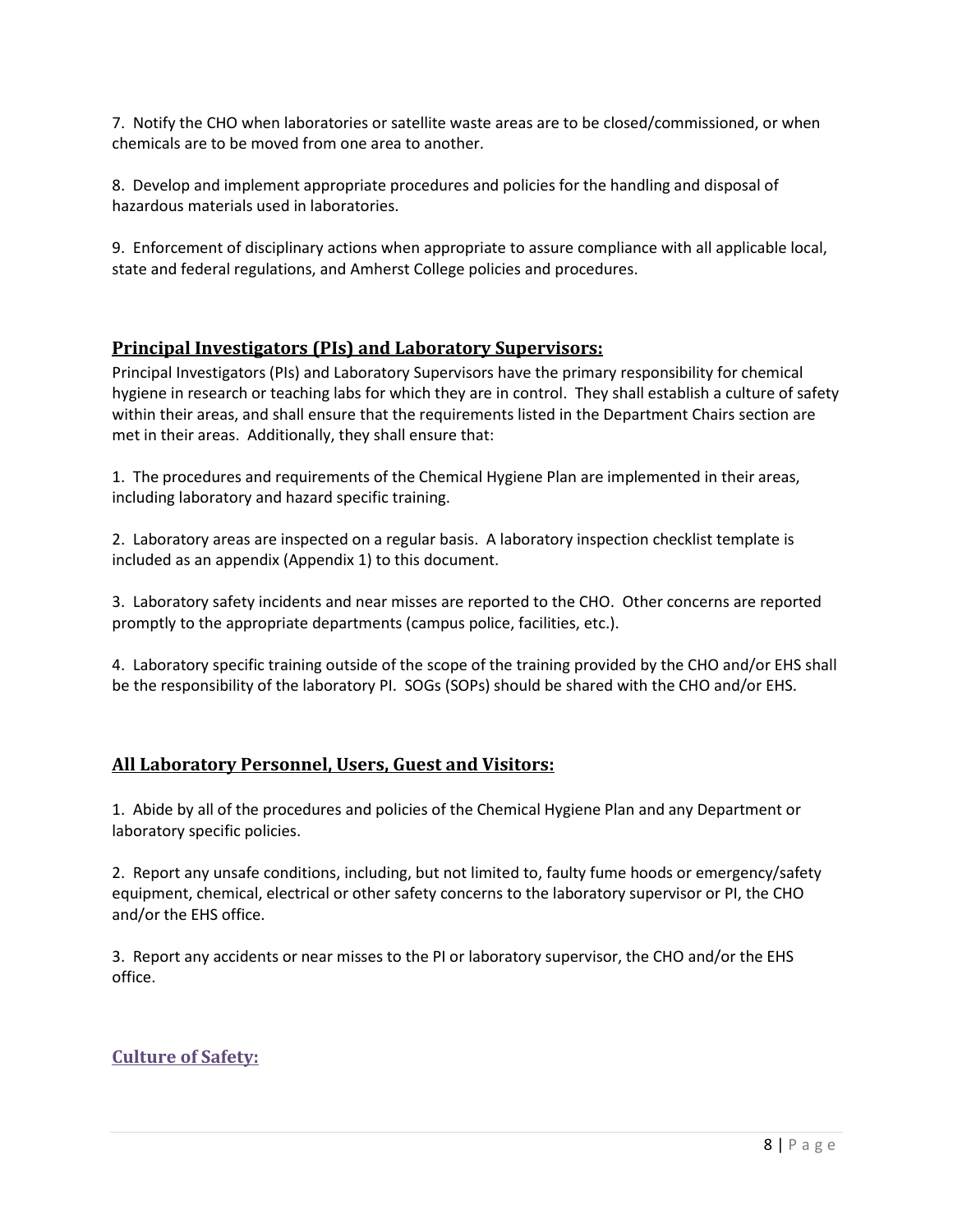7. Notify the CHO when laboratories or satellite waste areas are to be closed/commissioned, or when chemicals are to be moved from one area to another.

8. Develop and implement appropriate procedures and policies for the handling and disposal of hazardous materials used in laboratories.

9. Enforcement of disciplinary actions when appropriate to assure compliance with all applicable local, state and federal regulations, and Amherst College policies and procedures.

## Principal Investigators (PIs) and Laboratory Supervisors:

Principal Investigators (PIs) and Laboratory Supervisors have the primary responsibility for chemical hygiene in research or teaching labs for which they are in control. They shall establish a culture of safety within their areas, and shall ensure that the requirements listed in the Department Chairs section are met in their areas. Additionally, they shall ensure that:

1. The procedures and requirements of the Chemical Hygiene Plan are implemented in their areas, including laboratory and hazard specific training.

2. Laboratory areas are inspected on a regular basis. A laboratory inspection checklist template is included as an appendix (Appendix 1) to this document.

3. Laboratory safety incidents and near misses are reported to the CHO. Other concerns are reported promptly to the appropriate departments (campus police, facilities, etc.).

4. Laboratory specific training outside of the scope of the training provided by the CHO and/or EHS shall be the responsibility of the laboratory PI. SOGs (SOPs) should be shared with the CHO and/or EHS.

## All Laboratory Personnel, Users, Guest and Visitors:

1. Abide by all of the procedures and policies of the Chemical Hygiene Plan and any Department or laboratory specific policies.

2. Report any unsafe conditions, including, but not limited to, faulty fume hoods or emergency/safety equipment, chemical, electrical or other safety concerns to the laboratory supervisor or PI, the CHO and/or the EHS office.

3. Report any accidents or near misses to the PI or laboratory supervisor, the CHO and/or the EHS office.

## Culture of Safety: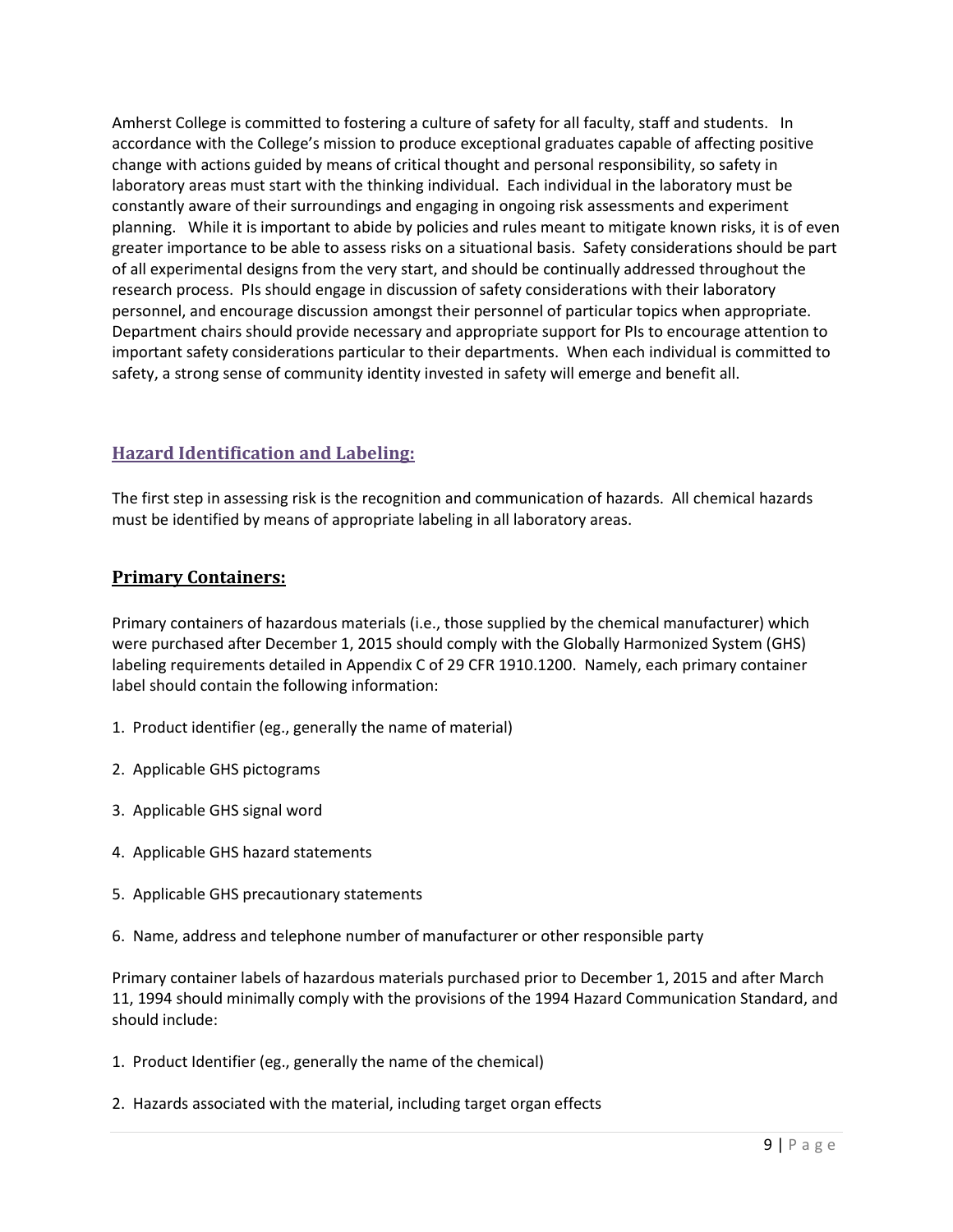Amherst College is committed to fostering a culture of safety for all faculty, staff and students. In accordance with the College's mission to produce exceptional graduates capable of affecting positive change with actions guided by means of critical thought and personal responsibility, so safety in laboratory areas must start with the thinking individual. Each individual in the laboratory must be constantly aware of their surroundings and engaging in ongoing risk assessments and experiment planning. While it is important to abide by policies and rules meant to mitigate known risks, it is of even greater importance to be able to assess risks on a situational basis. Safety considerations should be part of all experimental designs from the very start, and should be continually addressed throughout the research process. PIs should engage in discussion of safety considerations with their laboratory personnel, and encourage discussion amongst their personnel of particular topics when appropriate. Department chairs should provide necessary and appropriate support for PIs to encourage attention to important safety considerations particular to their departments. When each individual is committed to safety, a strong sense of community identity invested in safety will emerge and benefit all.

## Hazard Identification and Labeling:

The first step in assessing risk is the recognition and communication of hazards. All chemical hazards must be identified by means of appropriate labeling in all laboratory areas.

### Primary Containers:

Primary containers of hazardous materials (i.e., those supplied by the chemical manufacturer) which were purchased after December 1, 2015 should comply with the Globally Harmonized System (GHS) labeling requirements detailed in Appendix C of 29 CFR 1910.1200. Namely, each primary container label should contain the following information:

1. Product identifier (eg., generally the name of material)
2. Applicable GHS pictograms
3. Applicable GHS signal word
4. Applicable GHS hazard statements
5. Applicable GHS precautionary statements
6. Name, address and telephone number of manufacturer or other responsible party

Primary container labels of hazardous materials purchased prior to December 1, 2015 and after March 11, 1994 should minimally comply with the provisions of the 1994 Hazard Communication Standard, and should include:

1. Product Identifier (eg., generally the name of the chemical)
2. Hazards associated with the material, including target organ effects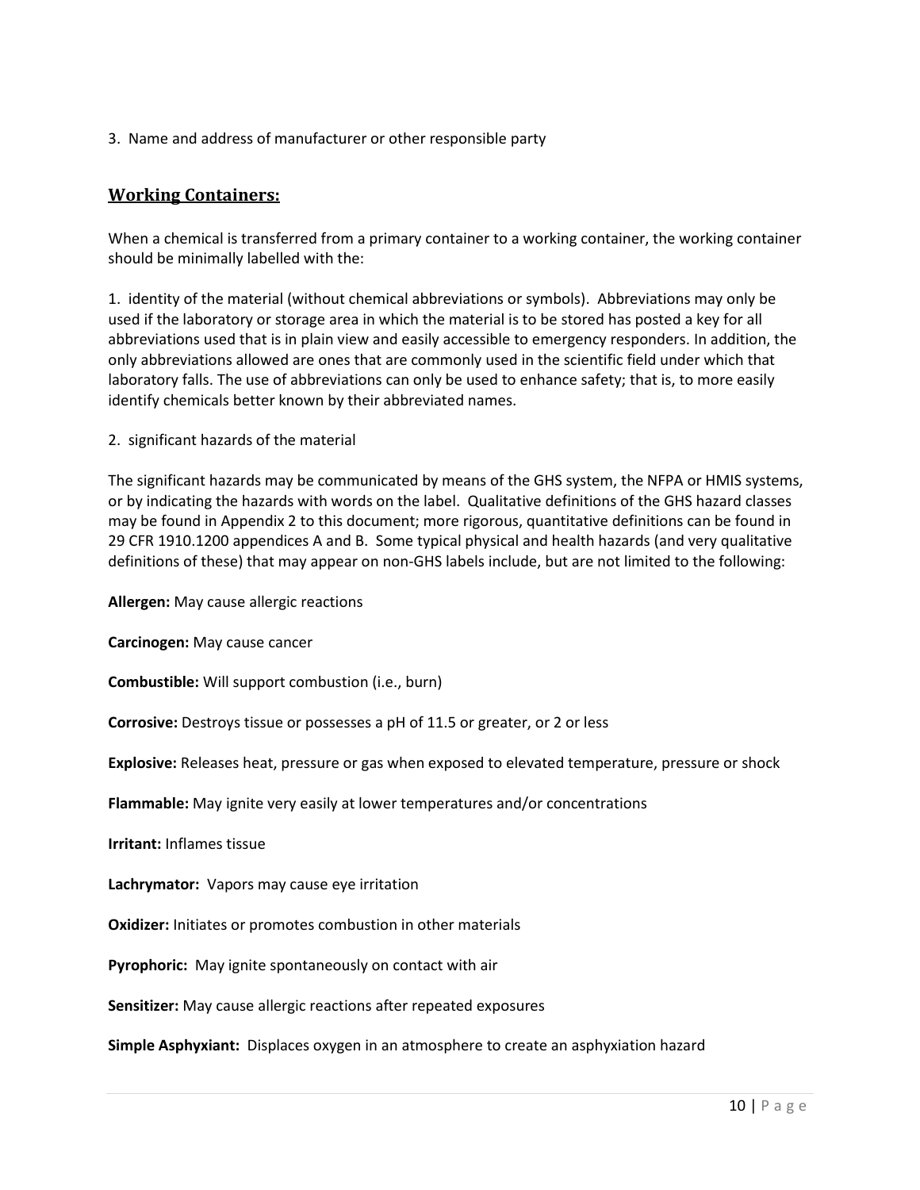3. Name and address of manufacturer or other responsible party

## Working Containers:

When a chemical is transferred from a primary container to a working container, the working container should be minimally labelled with the:

1. identity of the material (without chemical abbreviations or symbols). Abbreviations may only be used if the laboratory or storage area in which the material is to be stored has posted a key for all abbreviations used that is in plain view and easily accessible to emergency responders. In addition, the only abbreviations allowed are ones that are commonly used in the scientific field under which that laboratory falls. The use of abbreviations can only be used to enhance safety; that is, to more easily identify chemicals better known by their abbreviated names.

2. significant hazards of the material

The significant hazards may be communicated by means of the GHS system, the NFPA or HMIS systems, or by indicating the hazards with words on the label. Qualitative definitions of the GHS hazard classes may be found in Appendix 2 to this document; more rigorous, quantitative definitions can be found in 29 CFR 1910.1200 appendices A and B. Some typical physical and health hazards (and very qualitative definitions of these) that may appear on non-GHS labels include, but are not limited to the following:

**Allergen:** May cause allergic reactions

**Carcinogen:** May cause cancer

**Combustible:** Will support combustion (i.e., burn)

**Corrosive:** Destroys tissue or possesses a pH of 11.5 or greater, or 2 or less

**Explosive:** Releases heat, pressure or gas when exposed to elevated temperature, pressure or shock

**Flammable:** May ignite very easily at lower temperatures and/or concentrations

**Irritant:** Inflames tissue

**Lachrymator:** Vapors may cause eye irritation

**Oxidizer:** Initiates or promotes combustion in other materials

**Pyrophoric:** May ignite spontaneously on contact with air

**Sensitizer:** May cause allergic reactions after repeated exposures

**Simple Asphyxiant:** Displaces oxygen in an atmosphere to create an asphyxiation hazard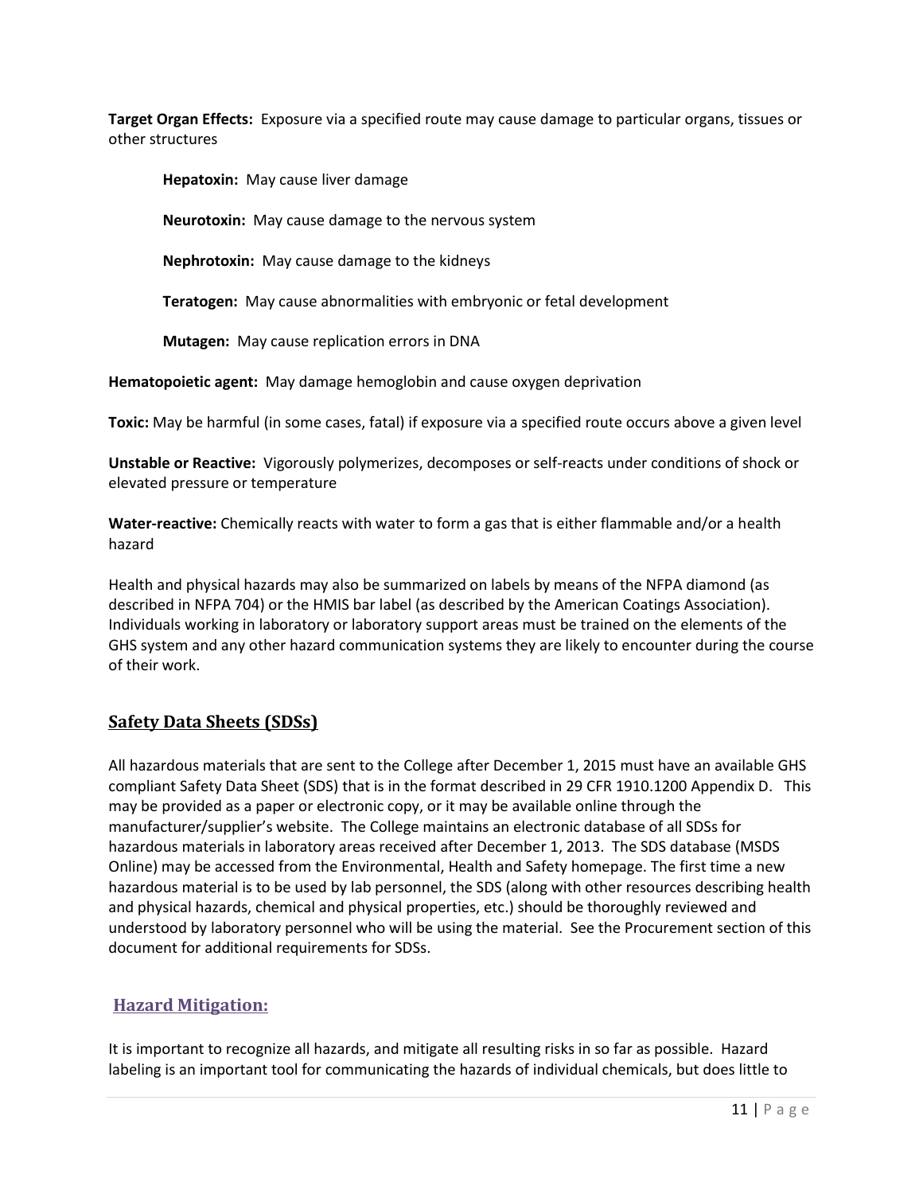**Target Organ Effects:** Exposure via a specified route may cause damage to particular organs, tissues or other structures

> **Hepatoxin:** May cause liver damage
>
> **Neurotoxin:** May cause damage to the nervous system
>
> **Nephrotoxin:** May cause damage to the kidneys
>
> **Teratogen:** May cause abnormalities with embryonic or fetal development
>
> **Mutagen:** May cause replication errors in DNA

**Hematopoietic agent:** May damage hemoglobin and cause oxygen deprivation

**Toxic:** May be harmful (in some cases, fatal) if exposure via a specified route occurs above a given level

**Unstable or Reactive:** Vigorously polymerizes, decomposes or self-reacts under conditions of shock or elevated pressure or temperature

**Water-reactive:** Chemically reacts with water to form a gas that is either flammable and/or a health hazard

Health and physical hazards may also be summarized on labels by means of the NFPA diamond (as described in NFPA 704) or the HMIS bar label (as described by the American Coatings Association). Individuals working in laboratory or laboratory support areas must be trained on the elements of the GHS system and any other hazard communication systems they are likely to encounter during the course of their work.

## Safety Data Sheets (SDSs)

All hazardous materials that are sent to the College after December 1, 2015 must have an available GHS compliant Safety Data Sheet (SDS) that is in the format described in 29 CFR 1910.1200 Appendix D. This may be provided as a paper or electronic copy, or it may be available online through the manufacturer/supplier's website. The College maintains an electronic database of all SDSs for hazardous materials in laboratory areas received after December 1, 2013. The SDS database (MSDS Online) may be accessed from the Environmental, Health and Safety homepage. The first time a new hazardous material is to be used by lab personnel, the SDS (along with other resources describing health and physical hazards, chemical and physical properties, etc.) should be thoroughly reviewed and understood by laboratory personnel who will be using the material. See the Procurement section of this document for additional requirements for SDSs.

## Hazard Mitigation:

It is important to recognize all hazards, and mitigate all resulting risks in so far as possible. Hazard labeling is an important tool for communicating the hazards of individual chemicals, but does little to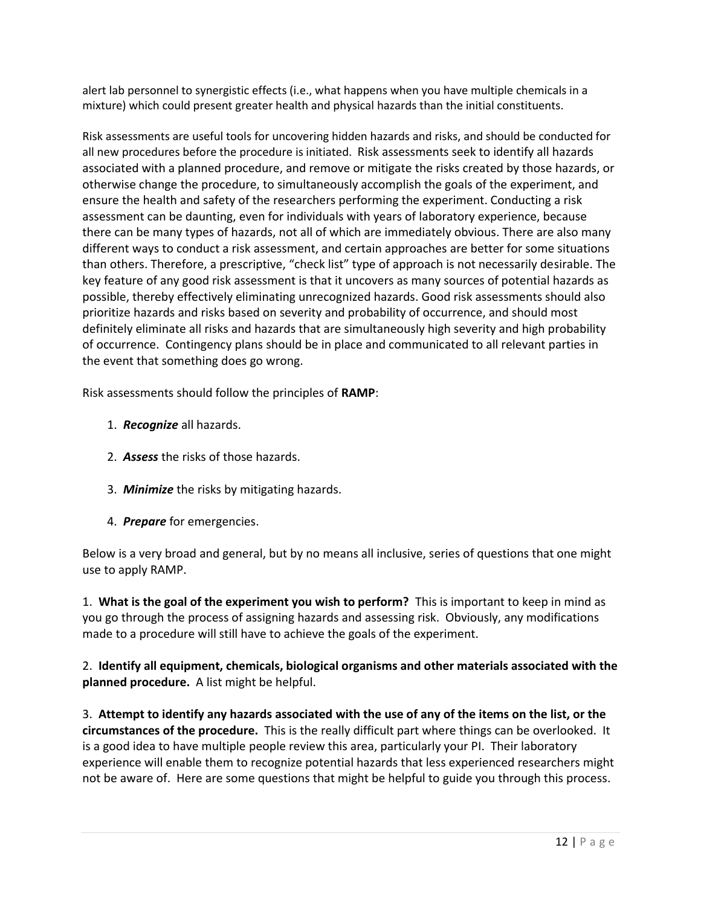alert lab personnel to synergistic effects (i.e., what happens when you have multiple chemicals in a mixture) which could present greater health and physical hazards than the initial constituents.

Risk assessments are useful tools for uncovering hidden hazards and risks, and should be conducted for all new procedures before the procedure is initiated. Risk assessments seek to identify all hazards associated with a planned procedure, and remove or mitigate the risks created by those hazards, or otherwise change the procedure, to simultaneously accomplish the goals of the experiment, and ensure the health and safety of the researchers performing the experiment. Conducting a risk assessment can be daunting, even for individuals with years of laboratory experience, because there can be many types of hazards, not all of which are immediately obvious. There are also many different ways to conduct a risk assessment, and certain approaches are better for some situations than others. Therefore, a prescriptive, "check list" type of approach is not necessarily desirable. The key feature of any good risk assessment is that it uncovers as many sources of potential hazards as possible, thereby effectively eliminating unrecognized hazards. Good risk assessments should also prioritize hazards and risks based on severity and probability of occurrence, and should most definitely eliminate all risks and hazards that are simultaneously high severity and high probability of occurrence. Contingency plans should be in place and communicated to all relevant parties in the event that something does go wrong.

Risk assessments should follow the principles of **RAMP**:

1. ***Recognize*** all hazards.
2. ***Assess*** the risks of those hazards.
3. ***Minimize*** the risks by mitigating hazards.
4. ***Prepare*** for emergencies.

Below is a very broad and general, but by no means all inclusive, series of questions that one might use to apply RAMP.

1. **What is the goal of the experiment you wish to perform?** This is important to keep in mind as you go through the process of assigning hazards and assessing risk. Obviously, any modifications made to a procedure will still have to achieve the goals of the experiment.

2. **Identify all equipment, chemicals, biological organisms and other materials associated with the planned procedure.** A list might be helpful.

3. **Attempt to identify any hazards associated with the use of any of the items on the list, or the circumstances of the procedure.** This is the really difficult part where things can be overlooked. It is a good idea to have multiple people review this area, particularly your PI. Their laboratory experience will enable them to recognize potential hazards that less experienced researchers might not be aware of. Here are some questions that might be helpful to guide you through this process.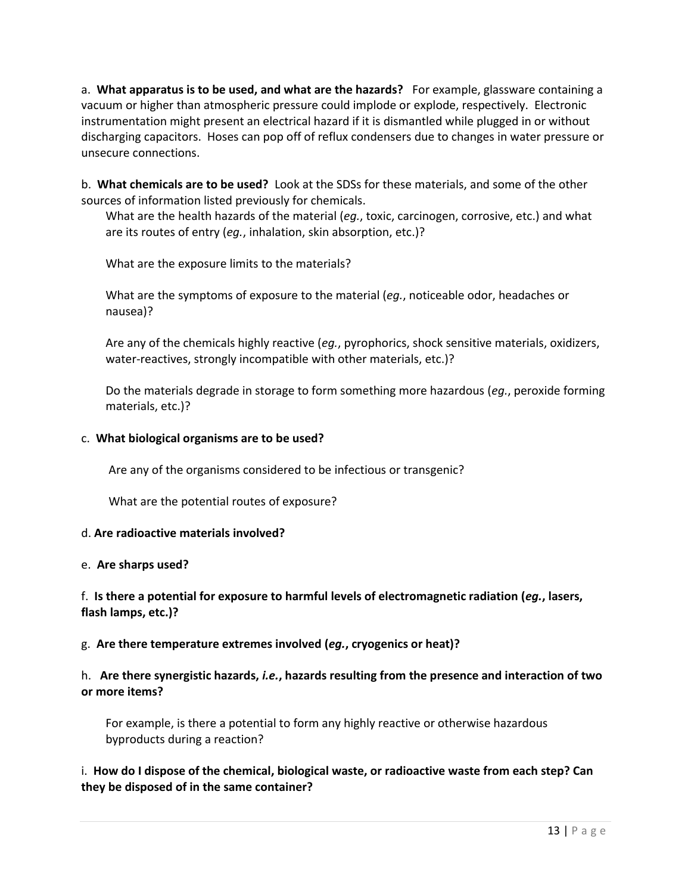a. **What apparatus is to be used, and what are the hazards?** For example, glassware containing a vacuum or higher than atmospheric pressure could implode or explode, respectively. Electronic instrumentation might present an electrical hazard if it is dismantled while plugged in or without discharging capacitors. Hoses can pop off of reflux condensers due to changes in water pressure or unsecure connections.

b. **What chemicals are to be used?** Look at the SDSs for these materials, and some of the other sources of information listed previously for chemicals.

> What are the health hazards of the material (*eg.*, toxic, carcinogen, corrosive, etc.) and what are its routes of entry (*eg.*, inhalation, skin absorption, etc.)?
>
> What are the exposure limits to the materials?
>
> What are the symptoms of exposure to the material (*eg.*, noticeable odor, headaches or nausea)?
>
> Are any of the chemicals highly reactive (*eg.*, pyrophorics, shock sensitive materials, oxidizers, water-reactives, strongly incompatible with other materials, etc.)?
>
> Do the materials degrade in storage to form something more hazardous (*eg.*, peroxide forming materials, etc.)?

c. **What biological organisms are to be used?**

> Are any of the organisms considered to be infectious or transgenic?
>
> What are the potential routes of exposure?

d. **Are radioactive materials involved?**

e. **Are sharps used?**

f. **Is there a potential for exposure to harmful levels of electromagnetic radiation (*eg.*, lasers, flash lamps, etc.)?**

g. **Are there temperature extremes involved (*eg.*, cryogenics or heat)?**

h. **Are there synergistic hazards, *i.e.*, hazards resulting from the presence and interaction of two or more items?**

> For example, is there a potential to form any highly reactive or otherwise hazardous byproducts during a reaction?

i. **How do I dispose of the chemical, biological waste, or radioactive waste from each step? Can they be disposed of in the same container?**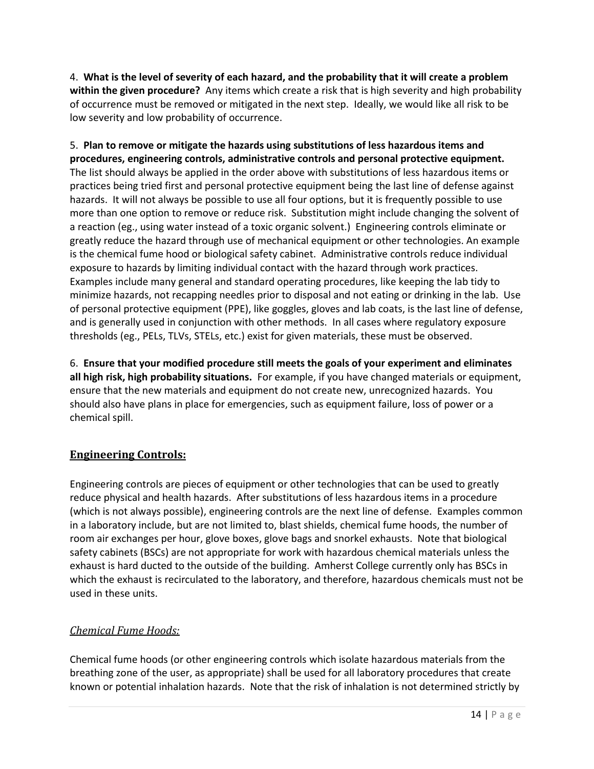4. **What is the level of severity of each hazard, and the probability that it will create a problem within the given procedure?** Any items which create a risk that is high severity and high probability of occurrence must be removed or mitigated in the next step. Ideally, we would like all risk to be low severity and low probability of occurrence.

5. **Plan to remove or mitigate the hazards using substitutions of less hazardous items and procedures, engineering controls, administrative controls and personal protective equipment.** The list should always be applied in the order above with substitutions of less hazardous items or practices being tried first and personal protective equipment being the last line of defense against hazards. It will not always be possible to use all four options, but it is frequently possible to use more than one option to remove or reduce risk. Substitution might include changing the solvent of a reaction (eg., using water instead of a toxic organic solvent.) Engineering controls eliminate or greatly reduce the hazard through use of mechanical equipment or other technologies. An example is the chemical fume hood or biological safety cabinet. Administrative controls reduce individual exposure to hazards by limiting individual contact with the hazard through work practices. Examples include many general and standard operating procedures, like keeping the lab tidy to minimize hazards, not recapping needles prior to disposal and not eating or drinking in the lab. Use of personal protective equipment (PPE), like goggles, gloves and lab coats, is the last line of defense, and is generally used in conjunction with other methods. In all cases where regulatory exposure thresholds (eg., PELs, TLVs, STELs, etc.) exist for given materials, these must be observed.

6. **Ensure that your modified procedure still meets the goals of your experiment and eliminates all high risk, high probability situations.** For example, if you have changed materials or equipment, ensure that the new materials and equipment do not create new, unrecognized hazards. You should also have plans in place for emergencies, such as equipment failure, loss of power or a chemical spill.

## Engineering Controls:

Engineering controls are pieces of equipment or other technologies that can be used to greatly reduce physical and health hazards. After substitutions of less hazardous items in a procedure (which is not always possible), engineering controls are the next line of defense. Examples common in a laboratory include, but are not limited to, blast shields, chemical fume hoods, the number of room air exchanges per hour, glove boxes, glove bags and snorkel exhausts. Note that biological safety cabinets (BSCs) are not appropriate for work with hazardous chemical materials unless the exhaust is hard ducted to the outside of the building. Amherst College currently only has BSCs in which the exhaust is recirculated to the laboratory, and therefore, hazardous chemicals must not be used in these units.

### *Chemical Fume Hoods:*

Chemical fume hoods (or other engineering controls which isolate hazardous materials from the breathing zone of the user, as appropriate) shall be used for all laboratory procedures that create known or potential inhalation hazards. Note that the risk of inhalation is not determined strictly by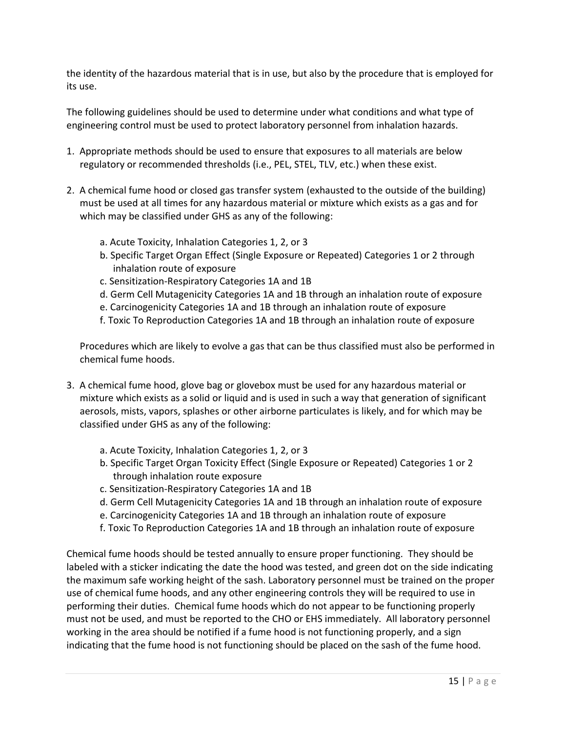the identity of the hazardous material that is in use, but also by the procedure that is employed for its use.

The following guidelines should be used to determine under what conditions and what type of engineering control must be used to protect laboratory personnel from inhalation hazards.

1. Appropriate methods should be used to ensure that exposures to all materials are below regulatory or recommended thresholds (i.e., PEL, STEL, TLV, etc.) when these exist.

2. A chemical fume hood or closed gas transfer system (exhausted to the outside of the building) must be used at all times for any hazardous material or mixture which exists as a gas and for which may be classified under GHS as any of the following:

   a. Acute Toxicity, Inhalation Categories 1, 2, or 3
   b. Specific Target Organ Effect (Single Exposure or Repeated) Categories 1 or 2 through inhalation route of exposure
   c. Sensitization-Respiratory Categories 1A and 1B
   d. Germ Cell Mutagenicity Categories 1A and 1B through an inhalation route of exposure
   e. Carcinogenicity Categories 1A and 1B through an inhalation route of exposure
   f. Toxic To Reproduction Categories 1A and 1B through an inhalation route of exposure

   Procedures which are likely to evolve a gas that can be thus classified must also be performed in chemical fume hoods.

3. A chemical fume hood, glove bag or glovebox must be used for any hazardous material or mixture which exists as a solid or liquid and is used in such a way that generation of significant aerosols, mists, vapors, splashes or other airborne particulates is likely, and for which may be classified under GHS as any of the following:

   a. Acute Toxicity, Inhalation Categories 1, 2, or 3
   b. Specific Target Organ Toxicity Effect (Single Exposure or Repeated) Categories 1 or 2 through inhalation route exposure
   c. Sensitization-Respiratory Categories 1A and 1B
   d. Germ Cell Mutagenicity Categories 1A and 1B through an inhalation route of exposure
   e. Carcinogenicity Categories 1A and 1B through an inhalation route of exposure
   f. Toxic To Reproduction Categories 1A and 1B through an inhalation route of exposure

Chemical fume hoods should be tested annually to ensure proper functioning. They should be labeled with a sticker indicating the date the hood was tested, and green dot on the side indicating the maximum safe working height of the sash. Laboratory personnel must be trained on the proper use of chemical fume hoods, and any other engineering controls they will be required to use in performing their duties. Chemical fume hoods which do not appear to be functioning properly must not be used, and must be reported to the CHO or EHS immediately. All laboratory personnel working in the area should be notified if a fume hood is not functioning properly, and a sign indicating that the fume hood is not functioning should be placed on the sash of the fume hood.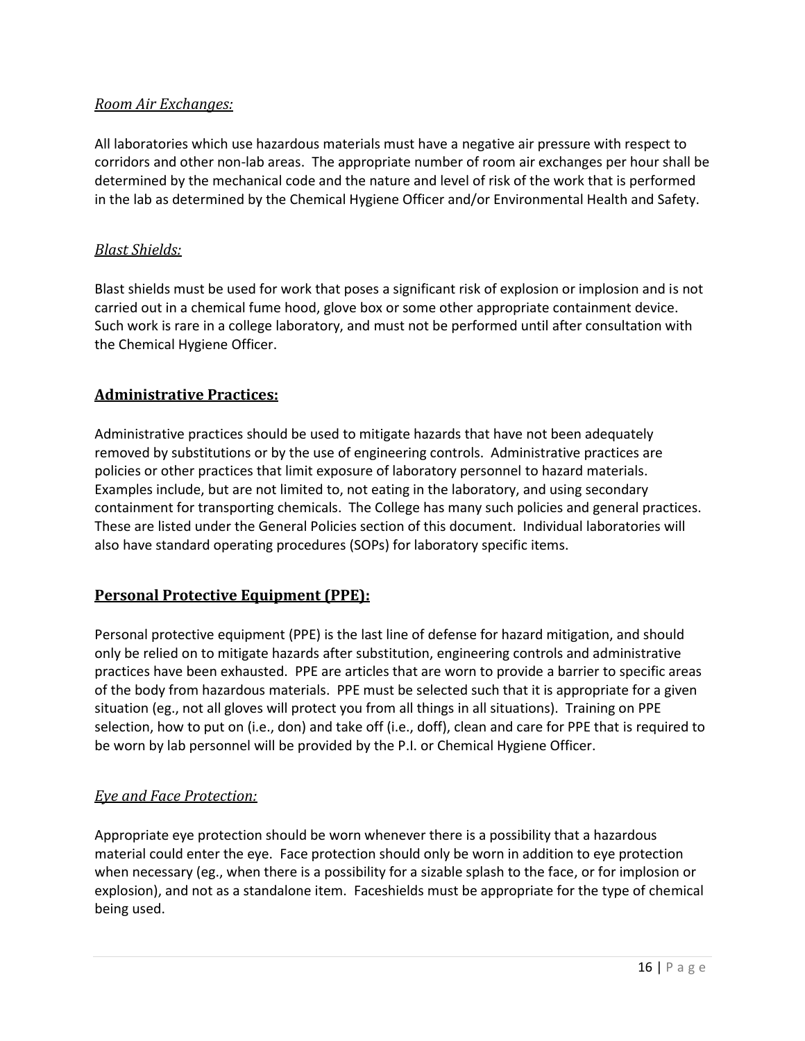*Room Air Exchanges:*

All laboratories which use hazardous materials must have a negative air pressure with respect to corridors and other non-lab areas. The appropriate number of room air exchanges per hour shall be determined by the mechanical code and the nature and level of risk of the work that is performed in the lab as determined by the Chemical Hygiene Officer and/or Environmental Health and Safety.

*Blast Shields:*

Blast shields must be used for work that poses a significant risk of explosion or implosion and is not carried out in a chemical fume hood, glove box or some other appropriate containment device. Such work is rare in a college laboratory, and must not be performed until after consultation with the Chemical Hygiene Officer.

## Administrative Practices:

Administrative practices should be used to mitigate hazards that have not been adequately removed by substitutions or by the use of engineering controls. Administrative practices are policies or other practices that limit exposure of laboratory personnel to hazard materials. Examples include, but are not limited to, not eating in the laboratory, and using secondary containment for transporting chemicals. The College has many such policies and general practices. These are listed under the General Policies section of this document. Individual laboratories will also have standard operating procedures (SOPs) for laboratory specific items.

## Personal Protective Equipment (PPE):

Personal protective equipment (PPE) is the last line of defense for hazard mitigation, and should only be relied on to mitigate hazards after substitution, engineering controls and administrative practices have been exhausted. PPE are articles that are worn to provide a barrier to specific areas of the body from hazardous materials. PPE must be selected such that it is appropriate for a given situation (eg., not all gloves will protect you from all things in all situations). Training on PPE selection, how to put on (i.e., don) and take off (i.e., doff), clean and care for PPE that is required to be worn by lab personnel will be provided by the P.I. or Chemical Hygiene Officer.

*Eye and Face Protection:*

Appropriate eye protection should be worn whenever there is a possibility that a hazardous material could enter the eye. Face protection should only be worn in addition to eye protection when necessary (eg., when there is a possibility for a sizable splash to the face, or for implosion or explosion), and not as a standalone item. Faceshields must be appropriate for the type of chemical being used.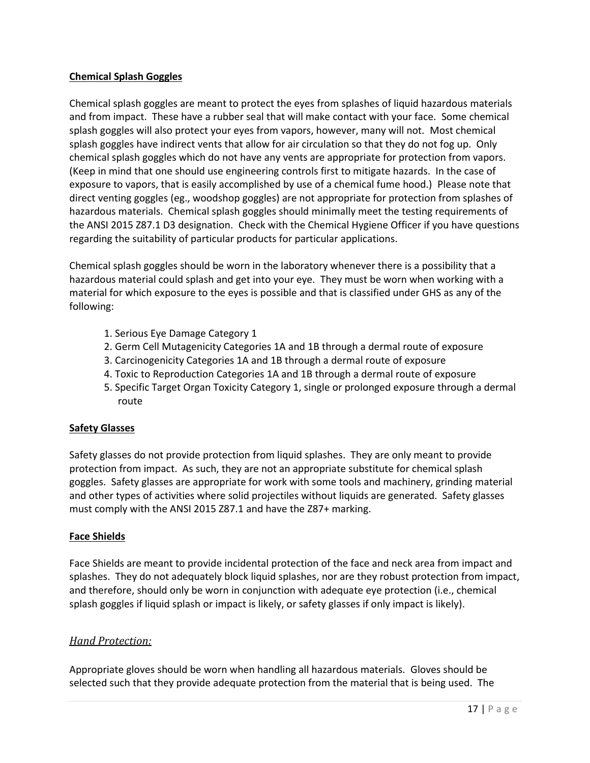**Chemical Splash Goggles**

Chemical splash goggles are meant to protect the eyes from splashes of liquid hazardous materials and from impact. These have a rubber seal that will make contact with your face. Some chemical splash goggles will also protect your eyes from vapors, however, many will not. Most chemical splash goggles have indirect vents that allow for air circulation so that they do not fog up. Only chemical splash goggles which do not have any vents are appropriate for protection from vapors. (Keep in mind that one should use engineering controls first to mitigate hazards. In the case of exposure to vapors, that is easily accomplished by use of a chemical fume hood.) Please note that direct venting goggles (eg., woodshop goggles) are not appropriate for protection from splashes of hazardous materials. Chemical splash goggles should minimally meet the testing requirements of the ANSI 2015 Z87.1 D3 designation. Check with the Chemical Hygiene Officer if you have questions regarding the suitability of particular products for particular applications.

Chemical splash goggles should be worn in the laboratory whenever there is a possibility that a hazardous material could splash and get into your eye. They must be worn when working with a material for which exposure to the eyes is possible and that is classified under GHS as any of the following:

1. Serious Eye Damage Category 1
2. Germ Cell Mutagenicity Categories 1A and 1B through a dermal route of exposure
3. Carcinogenicity Categories 1A and 1B through a dermal route of exposure
4. Toxic to Reproduction Categories 1A and 1B through a dermal route of exposure
5. Specific Target Organ Toxicity Category 1, single or prolonged exposure through a dermal route

**Safety Glasses**

Safety glasses do not provide protection from liquid splashes. They are only meant to provide protection from impact. As such, they are not an appropriate substitute for chemical splash goggles. Safety glasses are appropriate for work with some tools and machinery, grinding material and other types of activities where solid projectiles without liquids are generated. Safety glasses must comply with the ANSI 2015 Z87.1 and have the Z87+ marking.

**Face Shields**

Face Shields are meant to provide incidental protection of the face and neck area from impact and splashes. They do not adequately block liquid splashes, nor are they robust protection from impact, and therefore, should only be worn in conjunction with adequate eye protection (i.e., chemical splash goggles if liquid splash or impact is likely, or safety glasses if only impact is likely).

### *Hand Protection:*

Appropriate gloves should be worn when handling all hazardous materials. Gloves should be selected such that they provide adequate protection from the material that is being used. The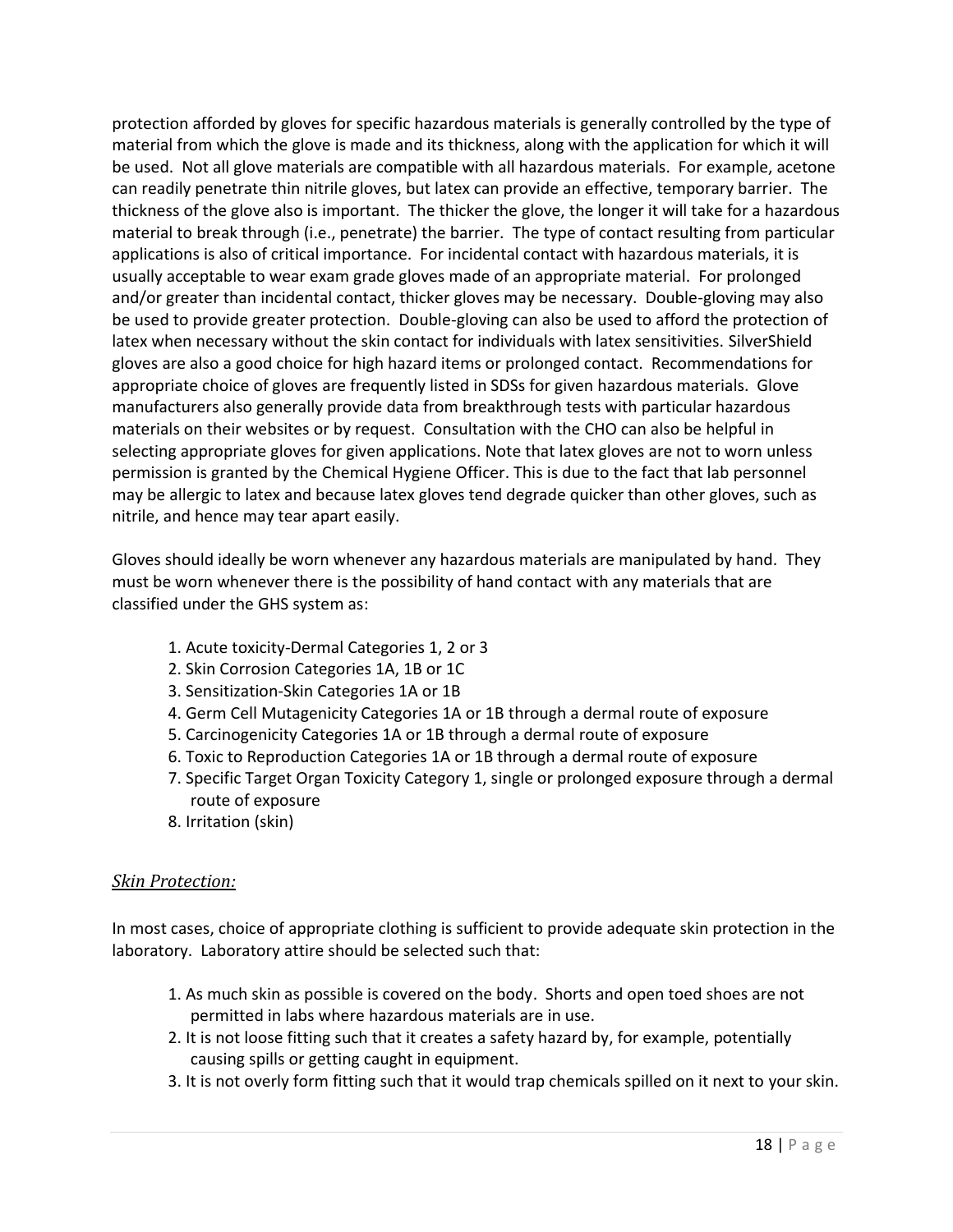protection afforded by gloves for specific hazardous materials is generally controlled by the type of material from which the glove is made and its thickness, along with the application for which it will be used. Not all glove materials are compatible with all hazardous materials. For example, acetone can readily penetrate thin nitrile gloves, but latex can provide an effective, temporary barrier. The thickness of the glove also is important. The thicker the glove, the longer it will take for a hazardous material to break through (i.e., penetrate) the barrier. The type of contact resulting from particular applications is also of critical importance. For incidental contact with hazardous materials, it is usually acceptable to wear exam grade gloves made of an appropriate material. For prolonged and/or greater than incidental contact, thicker gloves may be necessary. Double-gloving may also be used to provide greater protection. Double-gloving can also be used to afford the protection of latex when necessary without the skin contact for individuals with latex sensitivities. SilverShield gloves are also a good choice for high hazard items or prolonged contact. Recommendations for appropriate choice of gloves are frequently listed in SDSs for given hazardous materials. Glove manufacturers also generally provide data from breakthrough tests with particular hazardous materials on their websites or by request. Consultation with the CHO can also be helpful in selecting appropriate gloves for given applications. Note that latex gloves are not to worn unless permission is granted by the Chemical Hygiene Officer. This is due to the fact that lab personnel may be allergic to latex and because latex gloves tend degrade quicker than other gloves, such as nitrile, and hence may tear apart easily.

Gloves should ideally be worn whenever any hazardous materials are manipulated by hand. They must be worn whenever there is the possibility of hand contact with any materials that are classified under the GHS system as:

1. Acute toxicity-Dermal Categories 1, 2 or 3
2. Skin Corrosion Categories 1A, 1B or 1C
3. Sensitization-Skin Categories 1A or 1B
4. Germ Cell Mutagenicity Categories 1A or 1B through a dermal route of exposure
5. Carcinogenicity Categories 1A or 1B through a dermal route of exposure
6. Toxic to Reproduction Categories 1A or 1B through a dermal route of exposure
7. Specific Target Organ Toxicity Category 1, single or prolonged exposure through a dermal route of exposure
8. Irritation (skin)

### *Skin Protection:*

In most cases, choice of appropriate clothing is sufficient to provide adequate skin protection in the laboratory. Laboratory attire should be selected such that:

1. As much skin as possible is covered on the body. Shorts and open toed shoes are not permitted in labs where hazardous materials are in use.
2. It is not loose fitting such that it creates a safety hazard by, for example, potentially causing spills or getting caught in equipment.
3. It is not overly form fitting such that it would trap chemicals spilled on it next to your skin.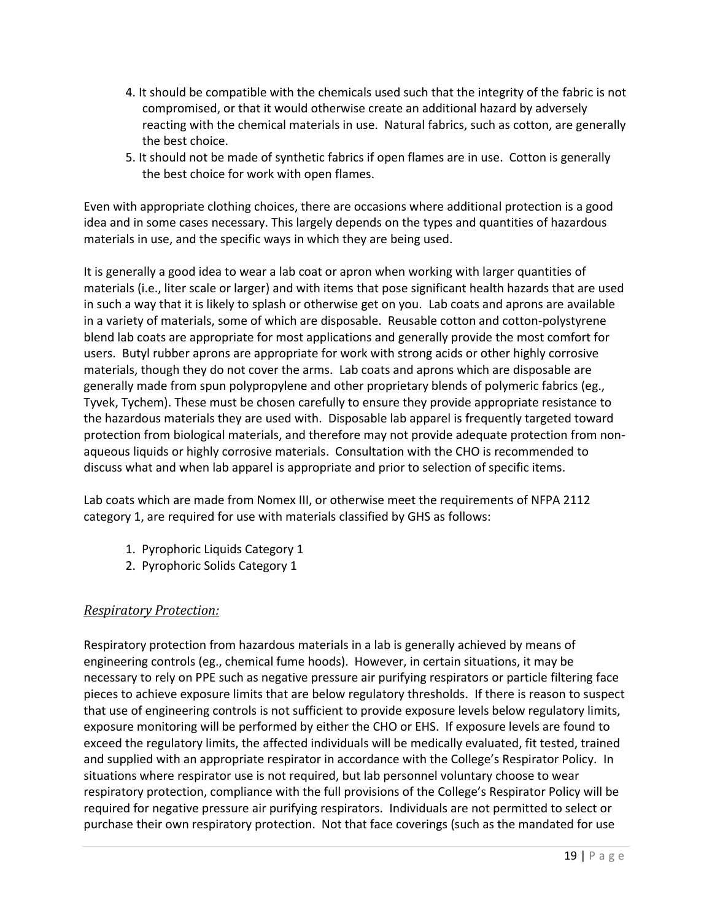4. It should be compatible with the chemicals used such that the integrity of the fabric is not compromised, or that it would otherwise create an additional hazard by adversely reacting with the chemical materials in use. Natural fabrics, such as cotton, are generally the best choice.
5. It should not be made of synthetic fabrics if open flames are in use. Cotton is generally the best choice for work with open flames.

Even with appropriate clothing choices, there are occasions where additional protection is a good idea and in some cases necessary. This largely depends on the types and quantities of hazardous materials in use, and the specific ways in which they are being used.

It is generally a good idea to wear a lab coat or apron when working with larger quantities of materials (i.e., liter scale or larger) and with items that pose significant health hazards that are used in such a way that it is likely to splash or otherwise get on you. Lab coats and aprons are available in a variety of materials, some of which are disposable. Reusable cotton and cotton-polystyrene blend lab coats are appropriate for most applications and generally provide the most comfort for users. Butyl rubber aprons are appropriate for work with strong acids or other highly corrosive materials, though they do not cover the arms. Lab coats and aprons which are disposable are generally made from spun polypropylene and other proprietary blends of polymeric fabrics (eg., Tyvek, Tychem). These must be chosen carefully to ensure they provide appropriate resistance to the hazardous materials they are used with. Disposable lab apparel is frequently targeted toward protection from biological materials, and therefore may not provide adequate protection from non-aqueous liquids or highly corrosive materials. Consultation with the CHO is recommended to discuss what and when lab apparel is appropriate and prior to selection of specific items.

Lab coats which are made from Nomex III, or otherwise meet the requirements of NFPA 2112 category 1, are required for use with materials classified by GHS as follows:

1. Pyrophoric Liquids Category 1
2. Pyrophoric Solids Category 1

### *Respiratory Protection:*

Respiratory protection from hazardous materials in a lab is generally achieved by means of engineering controls (eg., chemical fume hoods). However, in certain situations, it may be necessary to rely on PPE such as negative pressure air purifying respirators or particle filtering face pieces to achieve exposure limits that are below regulatory thresholds. If there is reason to suspect that use of engineering controls is not sufficient to provide exposure levels below regulatory limits, exposure monitoring will be performed by either the CHO or EHS. If exposure levels are found to exceed the regulatory limits, the affected individuals will be medically evaluated, fit tested, trained and supplied with an appropriate respirator in accordance with the College's Respirator Policy. In situations where respirator use is not required, but lab personnel voluntary choose to wear respiratory protection, compliance with the full provisions of the College's Respirator Policy will be required for negative pressure air purifying respirators. Individuals are not permitted to select or purchase their own respiratory protection. Not that face coverings (such as the mandated for use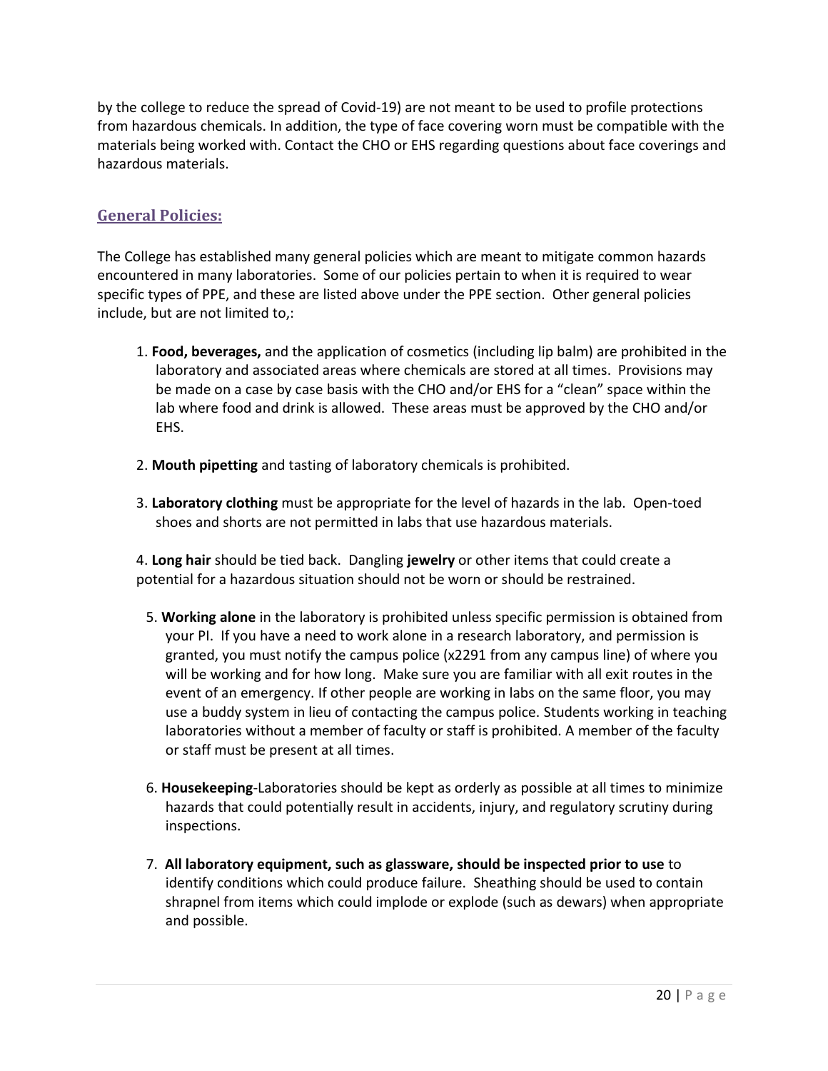by the college to reduce the spread of Covid-19) are not meant to be used to profile protections from hazardous chemicals. In addition, the type of face covering worn must be compatible with the materials being worked with. Contact the CHO or EHS regarding questions about face coverings and hazardous materials.

## General Policies:

The College has established many general policies which are meant to mitigate common hazards encountered in many laboratories. Some of our policies pertain to when it is required to wear specific types of PPE, and these are listed above under the PPE section. Other general policies include, but are not limited to,:

1. **Food, beverages,** and the application of cosmetics (including lip balm) are prohibited in the laboratory and associated areas where chemicals are stored at all times. Provisions may be made on a case by case basis with the CHO and/or EHS for a "clean" space within the lab where food and drink is allowed. These areas must be approved by the CHO and/or EHS.

2. **Mouth pipetting** and tasting of laboratory chemicals is prohibited.

3. **Laboratory clothing** must be appropriate for the level of hazards in the lab. Open-toed shoes and shorts are not permitted in labs that use hazardous materials.

4. **Long hair** should be tied back. Dangling **jewelry** or other items that could create a potential for a hazardous situation should not be worn or should be restrained.

5. **Working alone** in the laboratory is prohibited unless specific permission is obtained from your PI. If you have a need to work alone in a research laboratory, and permission is granted, you must notify the campus police (x2291 from any campus line) of where you will be working and for how long. Make sure you are familiar with all exit routes in the event of an emergency. If other people are working in labs on the same floor, you may use a buddy system in lieu of contacting the campus police. Students working in teaching laboratories without a member of faculty or staff is prohibited. A member of the faculty or staff must be present at all times.

6. **Housekeeping**-Laboratories should be kept as orderly as possible at all times to minimize hazards that could potentially result in accidents, injury, and regulatory scrutiny during inspections.

7. **All laboratory equipment, such as glassware, should be inspected prior to use** to identify conditions which could produce failure. Sheathing should be used to contain shrapnel from items which could implode or explode (such as dewars) when appropriate and possible.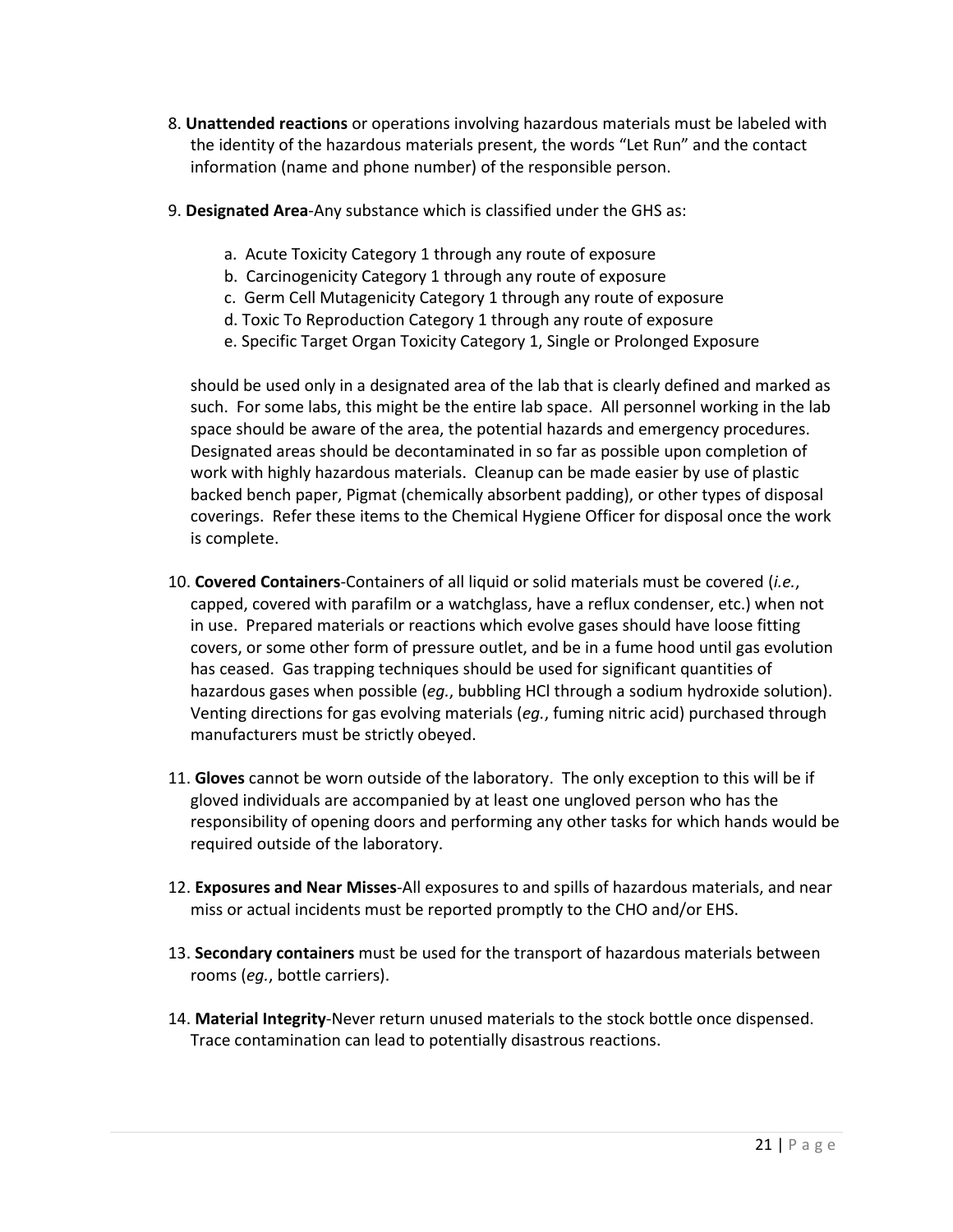8. **Unattended reactions** or operations involving hazardous materials must be labeled with the identity of the hazardous materials present, the words "Let Run" and the contact information (name and phone number) of the responsible person.

9. **Designated Area**-Any substance which is classified under the GHS as:

   a. Acute Toxicity Category 1 through any route of exposure
   b. Carcinogenicity Category 1 through any route of exposure
   c. Germ Cell Mutagenicity Category 1 through any route of exposure
   d. Toxic To Reproduction Category 1 through any route of exposure
   e. Specific Target Organ Toxicity Category 1, Single or Prolonged Exposure

   should be used only in a designated area of the lab that is clearly defined and marked as such. For some labs, this might be the entire lab space. All personnel working in the lab space should be aware of the area, the potential hazards and emergency procedures. Designated areas should be decontaminated in so far as possible upon completion of work with highly hazardous materials. Cleanup can be made easier by use of plastic backed bench paper, Pigmat (chemically absorbent padding), or other types of disposal coverings. Refer these items to the Chemical Hygiene Officer for disposal once the work is complete.

10. **Covered Containers**-Containers of all liquid or solid materials must be covered (*i.e.*, capped, covered with parafilm or a watchglass, have a reflux condenser, etc.) when not in use. Prepared materials or reactions which evolve gases should have loose fitting covers, or some other form of pressure outlet, and be in a fume hood until gas evolution has ceased. Gas trapping techniques should be used for significant quantities of hazardous gases when possible (*eg.*, bubbling HCl through a sodium hydroxide solution). Venting directions for gas evolving materials (*eg.*, fuming nitric acid) purchased through manufacturers must be strictly obeyed.

11. **Gloves** cannot be worn outside of the laboratory. The only exception to this will be if gloved individuals are accompanied by at least one ungloved person who has the responsibility of opening doors and performing any other tasks for which hands would be required outside of the laboratory.

12. **Exposures and Near Misses**-All exposures to and spills of hazardous materials, and near miss or actual incidents must be reported promptly to the CHO and/or EHS.

13. **Secondary containers** must be used for the transport of hazardous materials between rooms (*eg.*, bottle carriers).

14. **Material Integrity**-Never return unused materials to the stock bottle once dispensed. Trace contamination can lead to potentially disastrous reactions.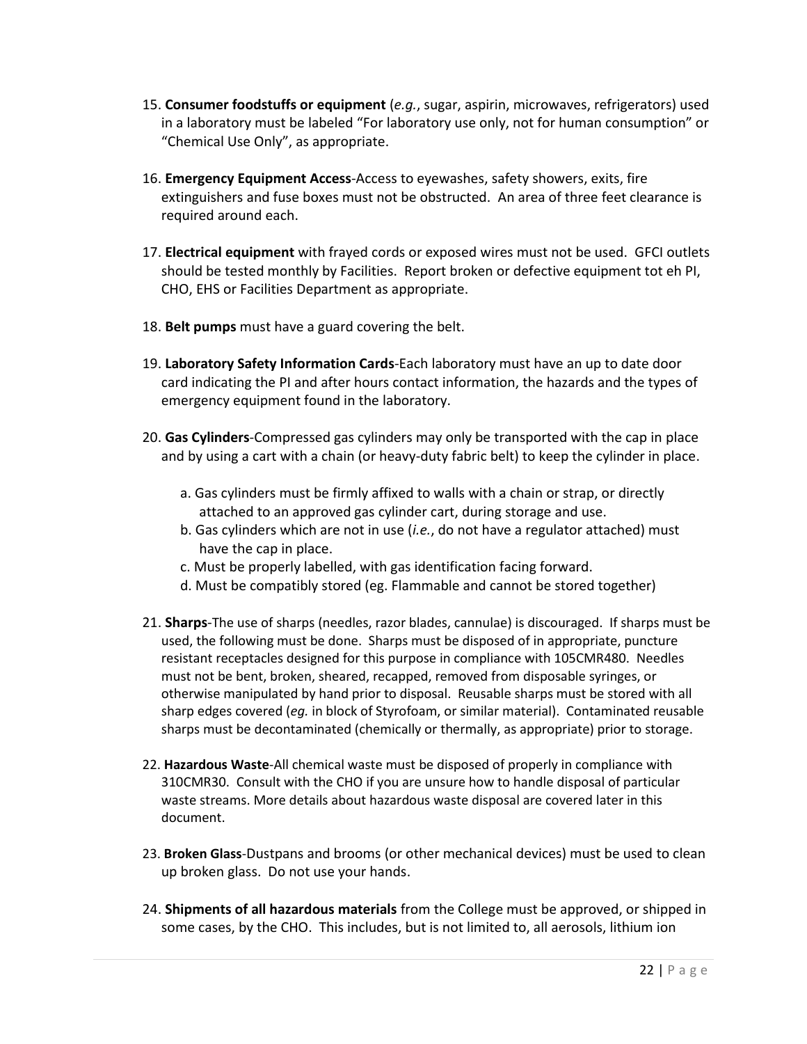15. **Consumer foodstuffs or equipment** (*e.g.*, sugar, aspirin, microwaves, refrigerators) used in a laboratory must be labeled "For laboratory use only, not for human consumption" or "Chemical Use Only", as appropriate.

16. **Emergency Equipment Access**-Access to eyewashes, safety showers, exits, fire extinguishers and fuse boxes must not be obstructed. An area of three feet clearance is required around each.

17. **Electrical equipment** with frayed cords or exposed wires must not be used. GFCI outlets should be tested monthly by Facilities. Report broken or defective equipment tot eh PI, CHO, EHS or Facilities Department as appropriate.

18. **Belt pumps** must have a guard covering the belt.

19. **Laboratory Safety Information Cards**-Each laboratory must have an up to date door card indicating the PI and after hours contact information, the hazards and the types of emergency equipment found in the laboratory.

20. **Gas Cylinders**-Compressed gas cylinders may only be transported with the cap in place and by using a cart with a chain (or heavy-duty fabric belt) to keep the cylinder in place.

    a. Gas cylinders must be firmly affixed to walls with a chain or strap, or directly attached to an approved gas cylinder cart, during storage and use.
    b. Gas cylinders which are not in use (*i.e.*, do not have a regulator attached) must have the cap in place.
    c. Must be properly labelled, with gas identification facing forward.
    d. Must be compatibly stored (eg. Flammable and cannot be stored together)

21. **Sharps**-The use of sharps (needles, razor blades, cannulae) is discouraged. If sharps must be used, the following must be done. Sharps must be disposed of in appropriate, puncture resistant receptacles designed for this purpose in compliance with 105CMR480. Needles must not be bent, broken, sheared, recapped, removed from disposable syringes, or otherwise manipulated by hand prior to disposal. Reusable sharps must be stored with all sharp edges covered (*eg.* in block of Styrofoam, or similar material). Contaminated reusable sharps must be decontaminated (chemically or thermally, as appropriate) prior to storage.

22. **Hazardous Waste**-All chemical waste must be disposed of properly in compliance with 310CMR30. Consult with the CHO if you are unsure how to handle disposal of particular waste streams. More details about hazardous waste disposal are covered later in this document.

23. **Broken Glass**-Dustpans and brooms (or other mechanical devices) must be used to clean up broken glass. Do not use your hands.

24. **Shipments of all hazardous materials** from the College must be approved, or shipped in some cases, by the CHO. This includes, but is not limited to, all aerosols, lithium ion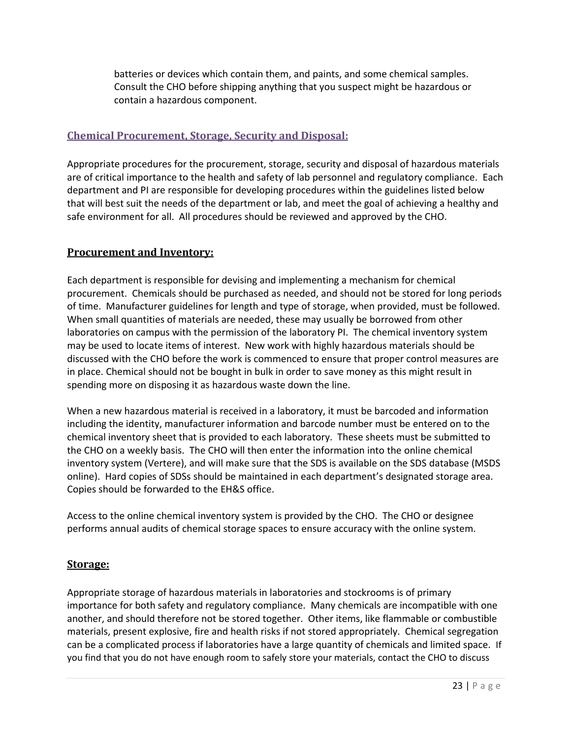batteries or devices which contain them, and paints, and some chemical samples. Consult the CHO before shipping anything that you suspect might be hazardous or contain a hazardous component.

## Chemical Procurement, Storage, Security and Disposal:

Appropriate procedures for the procurement, storage, security and disposal of hazardous materials are of critical importance to the health and safety of lab personnel and regulatory compliance. Each department and PI are responsible for developing procedures within the guidelines listed below that will best suit the needs of the department or lab, and meet the goal of achieving a healthy and safe environment for all. All procedures should be reviewed and approved by the CHO.

### Procurement and Inventory:

Each department is responsible for devising and implementing a mechanism for chemical procurement. Chemicals should be purchased as needed, and should not be stored for long periods of time. Manufacturer guidelines for length and type of storage, when provided, must be followed. When small quantities of materials are needed, these may usually be borrowed from other laboratories on campus with the permission of the laboratory PI. The chemical inventory system may be used to locate items of interest. New work with highly hazardous materials should be discussed with the CHO before the work is commenced to ensure that proper control measures are in place. Chemical should not be bought in bulk in order to save money as this might result in spending more on disposing it as hazardous waste down the line.

When a new hazardous material is received in a laboratory, it must be barcoded and information including the identity, manufacturer information and barcode number must be entered on to the chemical inventory sheet that is provided to each laboratory. These sheets must be submitted to the CHO on a weekly basis. The CHO will then enter the information into the online chemical inventory system (Vertere), and will make sure that the SDS is available on the SDS database (MSDS online). Hard copies of SDSs should be maintained in each department's designated storage area. Copies should be forwarded to the EH&S office.

Access to the online chemical inventory system is provided by the CHO. The CHO or designee performs annual audits of chemical storage spaces to ensure accuracy with the online system.

### Storage:

Appropriate storage of hazardous materials in laboratories and stockrooms is of primary importance for both safety and regulatory compliance. Many chemicals are incompatible with one another, and should therefore not be stored together. Other items, like flammable or combustible materials, present explosive, fire and health risks if not stored appropriately. Chemical segregation can be a complicated process if laboratories have a large quantity of chemicals and limited space. If you find that you do not have enough room to safely store your materials, contact the CHO to discuss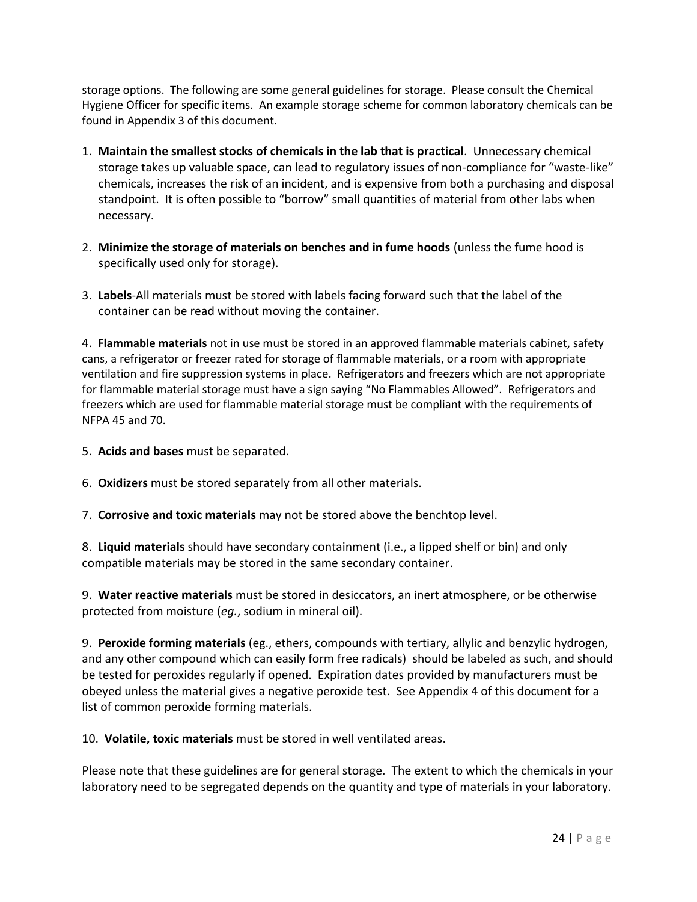storage options. The following are some general guidelines for storage. Please consult the Chemical Hygiene Officer for specific items. An example storage scheme for common laboratory chemicals can be found in Appendix 3 of this document.

1. **Maintain the smallest stocks of chemicals in the lab that is practical**. Unnecessary chemical storage takes up valuable space, can lead to regulatory issues of non-compliance for "waste-like" chemicals, increases the risk of an incident, and is expensive from both a purchasing and disposal standpoint. It is often possible to "borrow" small quantities of material from other labs when necessary.

2. **Minimize the storage of materials on benches and in fume hoods** (unless the fume hood is specifically used only for storage).

3. **Labels**-All materials must be stored with labels facing forward such that the label of the container can be read without moving the container.

4. **Flammable materials** not in use must be stored in an approved flammable materials cabinet, safety cans, a refrigerator or freezer rated for storage of flammable materials, or a room with appropriate ventilation and fire suppression systems in place. Refrigerators and freezers which are not appropriate for flammable material storage must have a sign saying "No Flammables Allowed". Refrigerators and freezers which are used for flammable material storage must be compliant with the requirements of NFPA 45 and 70.

5. **Acids and bases** must be separated.

6. **Oxidizers** must be stored separately from all other materials.

7. **Corrosive and toxic materials** may not be stored above the benchtop level.

8. **Liquid materials** should have secondary containment (i.e., a lipped shelf or bin) and only compatible materials may be stored in the same secondary container.

9. **Water reactive materials** must be stored in desiccators, an inert atmosphere, or be otherwise protected from moisture (*eg.*, sodium in mineral oil).

9. **Peroxide forming materials** (eg., ethers, compounds with tertiary, allylic and benzylic hydrogen, and any other compound which can easily form free radicals) should be labeled as such, and should be tested for peroxides regularly if opened. Expiration dates provided by manufacturers must be obeyed unless the material gives a negative peroxide test. See Appendix 4 of this document for a list of common peroxide forming materials.

10. **Volatile, toxic materials** must be stored in well ventilated areas.

Please note that these guidelines are for general storage. The extent to which the chemicals in your laboratory need to be segregated depends on the quantity and type of materials in your laboratory.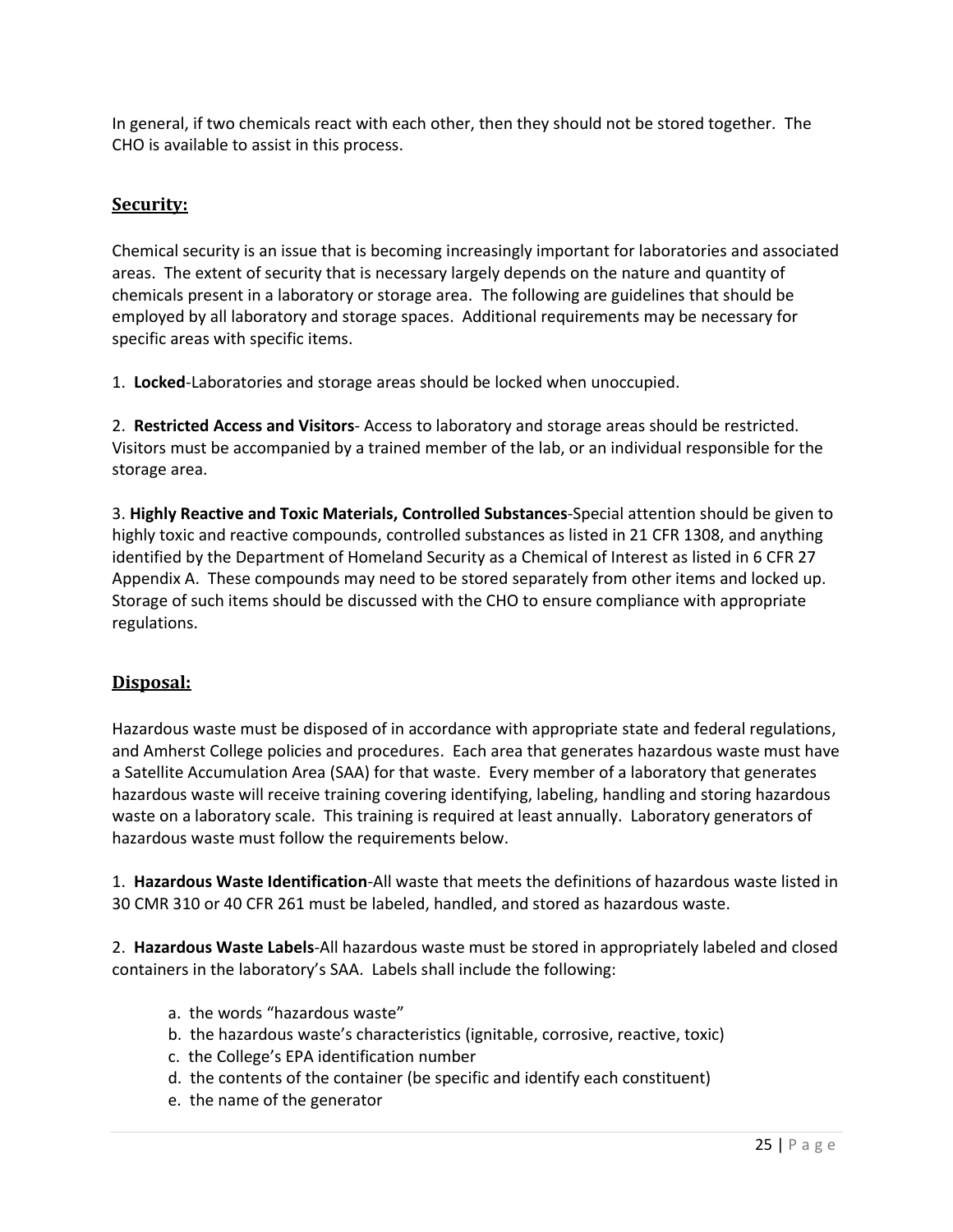In general, if two chemicals react with each other, then they should not be stored together. The CHO is available to assist in this process.

## Security:

Chemical security is an issue that is becoming increasingly important for laboratories and associated areas. The extent of security that is necessary largely depends on the nature and quantity of chemicals present in a laboratory or storage area. The following are guidelines that should be employed by all laboratory and storage spaces. Additional requirements may be necessary for specific areas with specific items.

1. **Locked**-Laboratories and storage areas should be locked when unoccupied.

2. **Restricted Access and Visitors**- Access to laboratory and storage areas should be restricted. Visitors must be accompanied by a trained member of the lab, or an individual responsible for the storage area.

3. **Highly Reactive and Toxic Materials, Controlled Substances**-Special attention should be given to highly toxic and reactive compounds, controlled substances as listed in 21 CFR 1308, and anything identified by the Department of Homeland Security as a Chemical of Interest as listed in 6 CFR 27 Appendix A. These compounds may need to be stored separately from other items and locked up. Storage of such items should be discussed with the CHO to ensure compliance with appropriate regulations.

## Disposal:

Hazardous waste must be disposed of in accordance with appropriate state and federal regulations, and Amherst College policies and procedures. Each area that generates hazardous waste must have a Satellite Accumulation Area (SAA) for that waste. Every member of a laboratory that generates hazardous waste will receive training covering identifying, labeling, handling and storing hazardous waste on a laboratory scale. This training is required at least annually. Laboratory generators of hazardous waste must follow the requirements below.

1. **Hazardous Waste Identification**-All waste that meets the definitions of hazardous waste listed in 30 CMR 310 or 40 CFR 261 must be labeled, handled, and stored as hazardous waste.

2. **Hazardous Waste Labels**-All hazardous waste must be stored in appropriately labeled and closed containers in the laboratory's SAA. Labels shall include the following:

   a. the words "hazardous waste"
   b. the hazardous waste's characteristics (ignitable, corrosive, reactive, toxic)
   c. the College's EPA identification number
   d. the contents of the container (be specific and identify each constituent)
   e. the name of the generator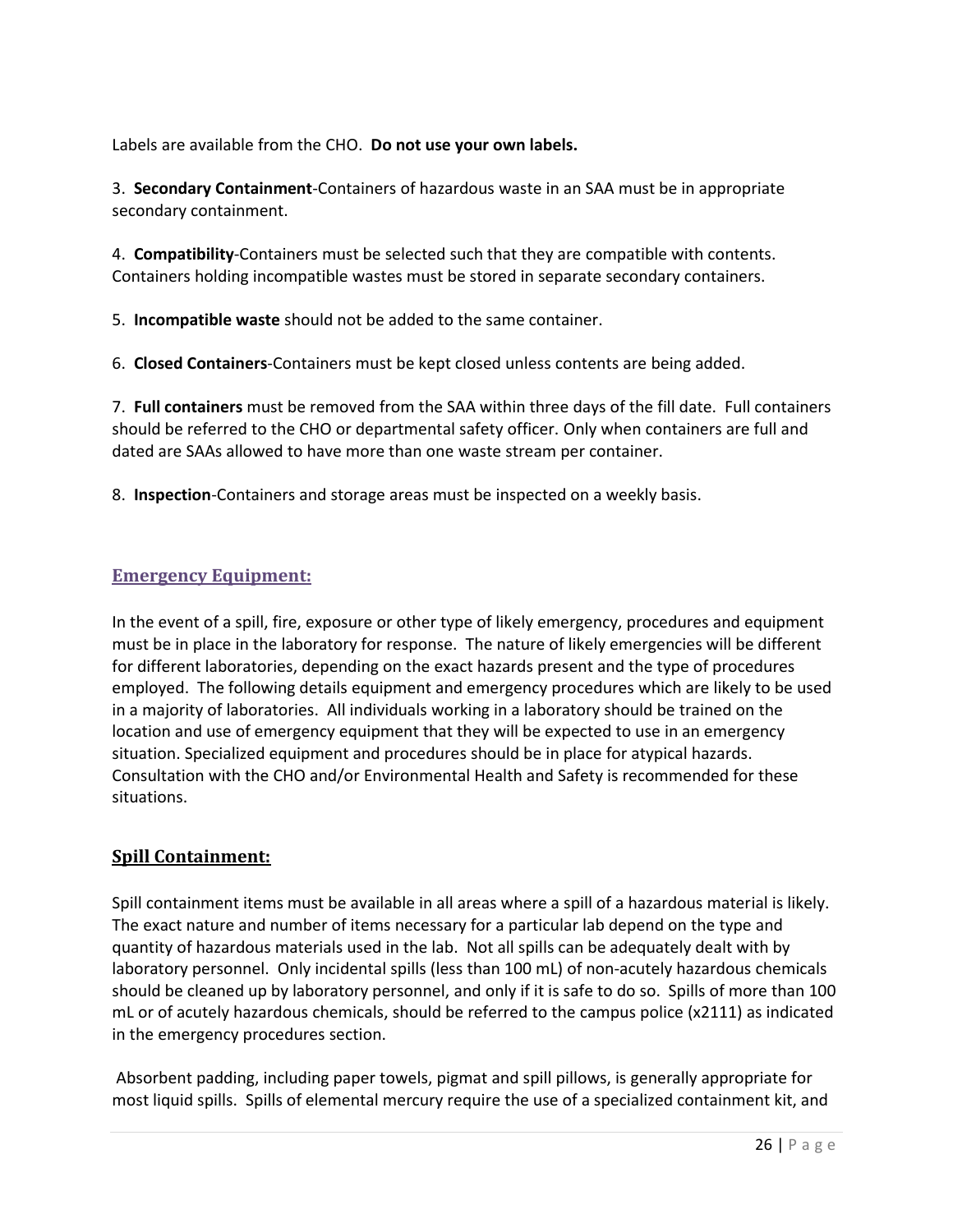Labels are available from the CHO. **Do not use your own labels.**

3. **Secondary Containment**-Containers of hazardous waste in an SAA must be in appropriate secondary containment.

4. **Compatibility**-Containers must be selected such that they are compatible with contents. Containers holding incompatible wastes must be stored in separate secondary containers.

5. **Incompatible waste** should not be added to the same container.

6. **Closed Containers**-Containers must be kept closed unless contents are being added.

7. **Full containers** must be removed from the SAA within three days of the fill date. Full containers should be referred to the CHO or departmental safety officer. Only when containers are full and dated are SAAs allowed to have more than one waste stream per container.

8. **Inspection**-Containers and storage areas must be inspected on a weekly basis.

## Emergency Equipment:

In the event of a spill, fire, exposure or other type of likely emergency, procedures and equipment must be in place in the laboratory for response. The nature of likely emergencies will be different for different laboratories, depending on the exact hazards present and the type of procedures employed. The following details equipment and emergency procedures which are likely to be used in a majority of laboratories. All individuals working in a laboratory should be trained on the location and use of emergency equipment that they will be expected to use in an emergency situation. Specialized equipment and procedures should be in place for atypical hazards. Consultation with the CHO and/or Environmental Health and Safety is recommended for these situations.

## Spill Containment:

Spill containment items must be available in all areas where a spill of a hazardous material is likely. The exact nature and number of items necessary for a particular lab depend on the type and quantity of hazardous materials used in the lab. Not all spills can be adequately dealt with by laboratory personnel. Only incidental spills (less than 100 mL) of non-acutely hazardous chemicals should be cleaned up by laboratory personnel, and only if it is safe to do so. Spills of more than 100 mL or of acutely hazardous chemicals, should be referred to the campus police (x2111) as indicated in the emergency procedures section.

Absorbent padding, including paper towels, pigmat and spill pillows, is generally appropriate for most liquid spills. Spills of elemental mercury require the use of a specialized containment kit, and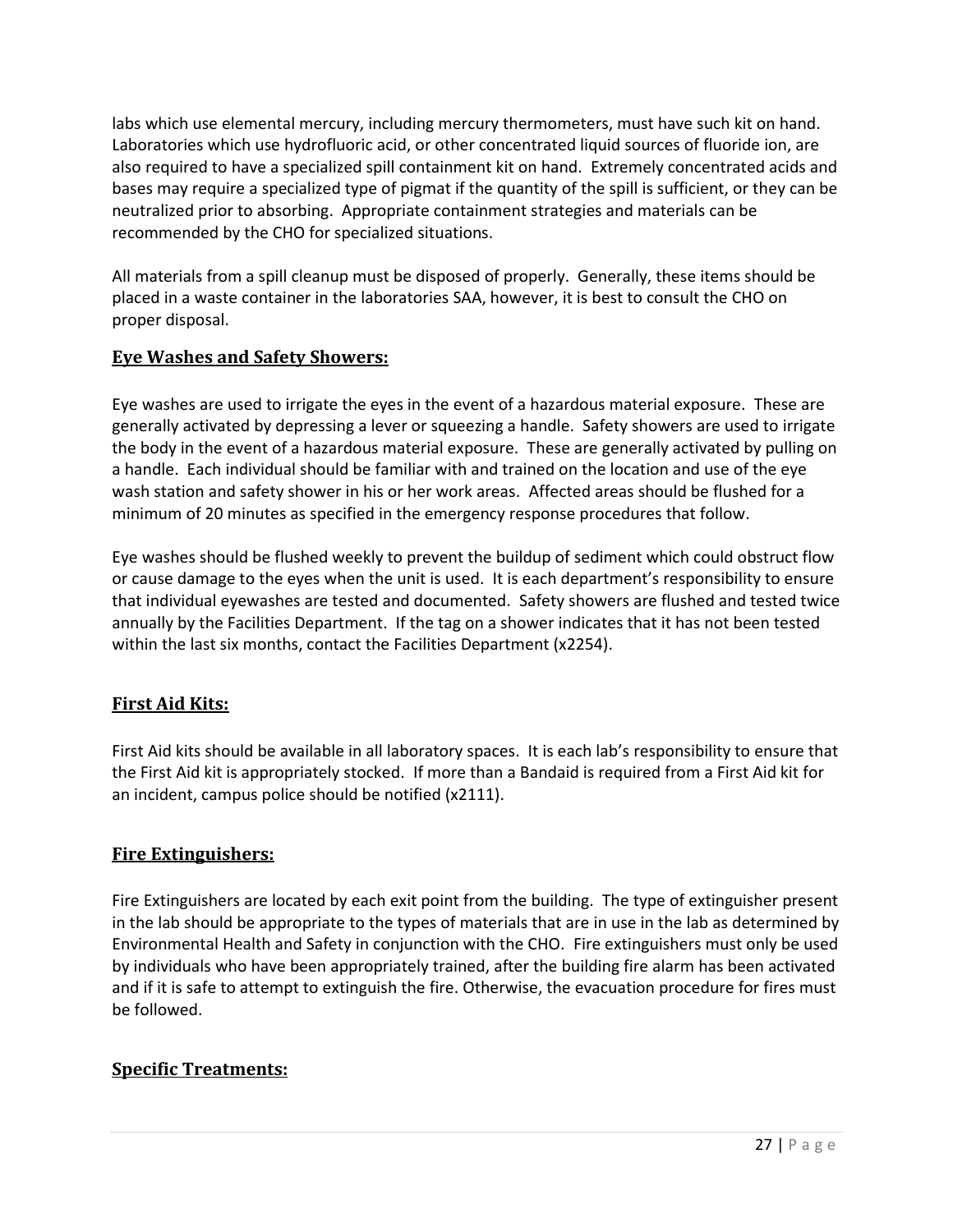labs which use elemental mercury, including mercury thermometers, must have such kit on hand. Laboratories which use hydrofluoric acid, or other concentrated liquid sources of fluoride ion, are also required to have a specialized spill containment kit on hand. Extremely concentrated acids and bases may require a specialized type of pigmat if the quantity of the spill is sufficient, or they can be neutralized prior to absorbing. Appropriate containment strategies and materials can be recommended by the CHO for specialized situations.

All materials from a spill cleanup must be disposed of properly. Generally, these items should be placed in a waste container in the laboratories SAA, however, it is best to consult the CHO on proper disposal.

## Eye Washes and Safety Showers:

Eye washes are used to irrigate the eyes in the event of a hazardous material exposure. These are generally activated by depressing a lever or squeezing a handle. Safety showers are used to irrigate the body in the event of a hazardous material exposure. These are generally activated by pulling on a handle. Each individual should be familiar with and trained on the location and use of the eye wash station and safety shower in his or her work areas. Affected areas should be flushed for a minimum of 20 minutes as specified in the emergency response procedures that follow.

Eye washes should be flushed weekly to prevent the buildup of sediment which could obstruct flow or cause damage to the eyes when the unit is used. It is each department's responsibility to ensure that individual eyewashes are tested and documented. Safety showers are flushed and tested twice annually by the Facilities Department. If the tag on a shower indicates that it has not been tested within the last six months, contact the Facilities Department (x2254).

## First Aid Kits:

First Aid kits should be available in all laboratory spaces. It is each lab's responsibility to ensure that the First Aid kit is appropriately stocked. If more than a Bandaid is required from a First Aid kit for an incident, campus police should be notified (x2111).

## Fire Extinguishers:

Fire Extinguishers are located by each exit point from the building. The type of extinguisher present in the lab should be appropriate to the types of materials that are in use in the lab as determined by Environmental Health and Safety in conjunction with the CHO. Fire extinguishers must only be used by individuals who have been appropriately trained, after the building fire alarm has been activated and if it is safe to attempt to extinguish the fire. Otherwise, the evacuation procedure for fires must be followed.

## Specific Treatments: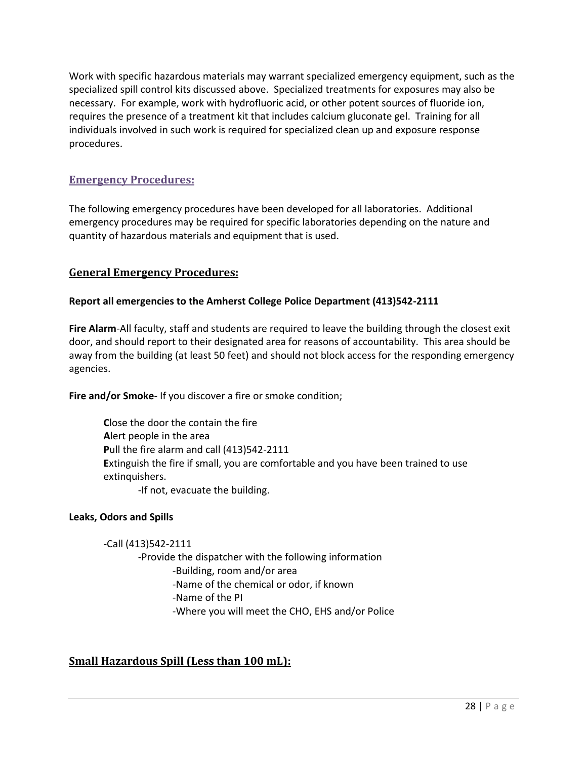Work with specific hazardous materials may warrant specialized emergency equipment, such as the specialized spill control kits discussed above. Specialized treatments for exposures may also be necessary. For example, work with hydrofluoric acid, or other potent sources of fluoride ion, requires the presence of a treatment kit that includes calcium gluconate gel. Training for all individuals involved in such work is required for specialized clean up and exposure response procedures.

## Emergency Procedures:

The following emergency procedures have been developed for all laboratories. Additional emergency procedures may be required for specific laboratories depending on the nature and quantity of hazardous materials and equipment that is used.

## General Emergency Procedures:

**Report all emergencies to the Amherst College Police Department (413)542-2111**

**Fire Alarm**-All faculty, staff and students are required to leave the building through the closest exit door, and should report to their designated area for reasons of accountability. This area should be away from the building (at least 50 feet) and should not block access for the responding emergency agencies.

**Fire and/or Smoke**- If you discover a fire or smoke condition;

> **C**lose the door the contain the fire
> **A**lert people in the area
> **P**ull the fire alarm and call (413)542-2111
> **E**xtinguish the fire if small, you are comfortable and you have been trained to use extinquishers.
> -If not, evacuate the building.

**Leaks, Odors and Spills**

- -Call (413)542-2111
  - -Provide the dispatcher with the following information
    - -Building, room and/or area
    - -Name of the chemical or odor, if known
    - -Name of the PI
    - -Where you will meet the CHO, EHS and/or Police

## Small Hazardous Spill (Less than 100 mL):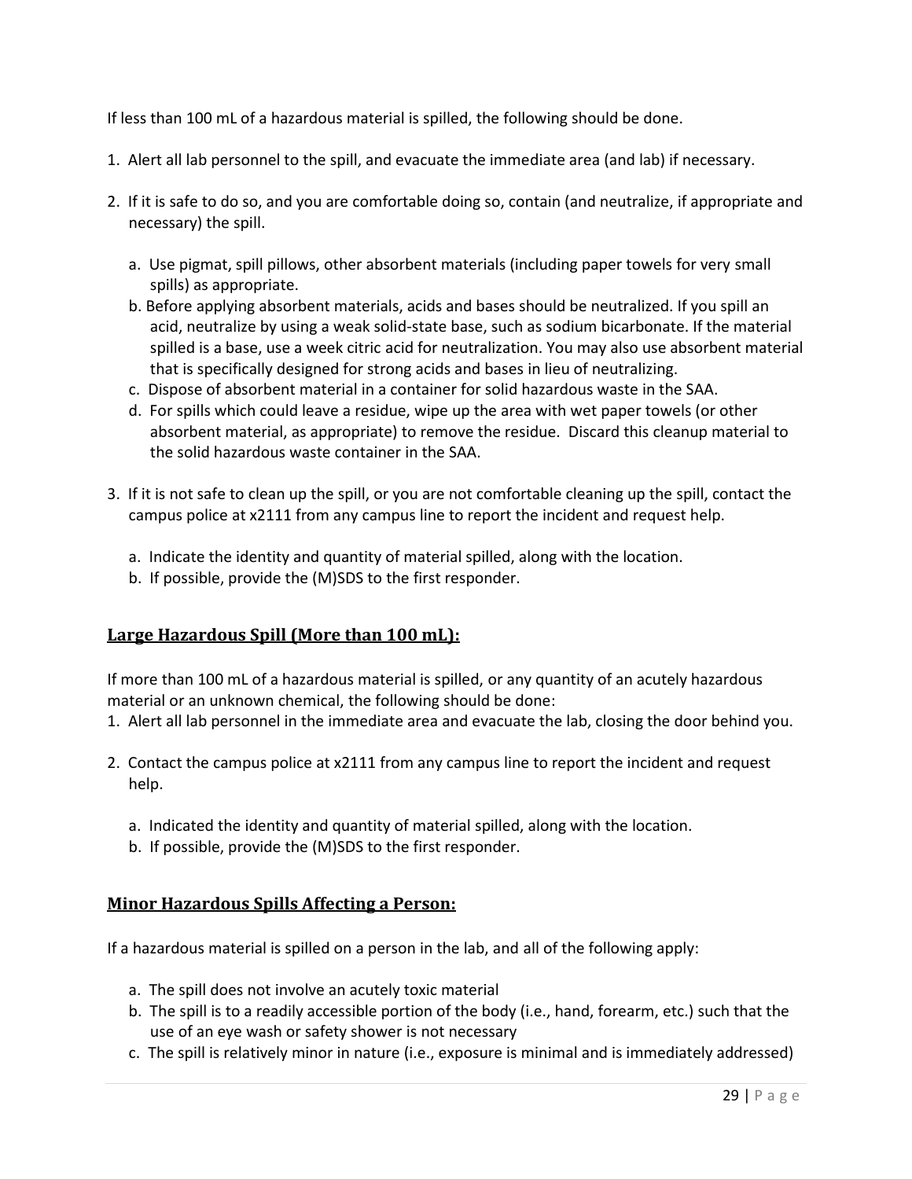If less than 100 mL of a hazardous material is spilled, the following should be done.

1. Alert all lab personnel to the spill, and evacuate the immediate area (and lab) if necessary.

2. If it is safe to do so, and you are comfortable doing so, contain (and neutralize, if appropriate and necessary) the spill.

   a. Use pigmat, spill pillows, other absorbent materials (including paper towels for very small spills) as appropriate.
   b. Before applying absorbent materials, acids and bases should be neutralized. If you spill an acid, neutralize by using a weak solid-state base, such as sodium bicarbonate. If the material spilled is a base, use a week citric acid for neutralization. You may also use absorbent material that is specifically designed for strong acids and bases in lieu of neutralizing.
   c. Dispose of absorbent material in a container for solid hazardous waste in the SAA.
   d. For spills which could leave a residue, wipe up the area with wet paper towels (or other absorbent material, as appropriate) to remove the residue. Discard this cleanup material to the solid hazardous waste container in the SAA.

3. If it is not safe to clean up the spill, or you are not comfortable cleaning up the spill, contact the campus police at x2111 from any campus line to report the incident and request help.

   a. Indicate the identity and quantity of material spilled, along with the location.
   b. If possible, provide the (M)SDS to the first responder.

## Large Hazardous Spill (More than 100 mL):

If more than 100 mL of a hazardous material is spilled, or any quantity of an acutely hazardous material or an unknown chemical, the following should be done:

1. Alert all lab personnel in the immediate area and evacuate the lab, closing the door behind you.

2. Contact the campus police at x2111 from any campus line to report the incident and request help.

   a. Indicated the identity and quantity of material spilled, along with the location.
   b. If possible, provide the (M)SDS to the first responder.

## Minor Hazardous Spills Affecting a Person:

If a hazardous material is spilled on a person in the lab, and all of the following apply:

a. The spill does not involve an acutely toxic material
b. The spill is to a readily accessible portion of the body (i.e., hand, forearm, etc.) such that the use of an eye wash or safety shower is not necessary
c. The spill is relatively minor in nature (i.e., exposure is minimal and is immediately addressed)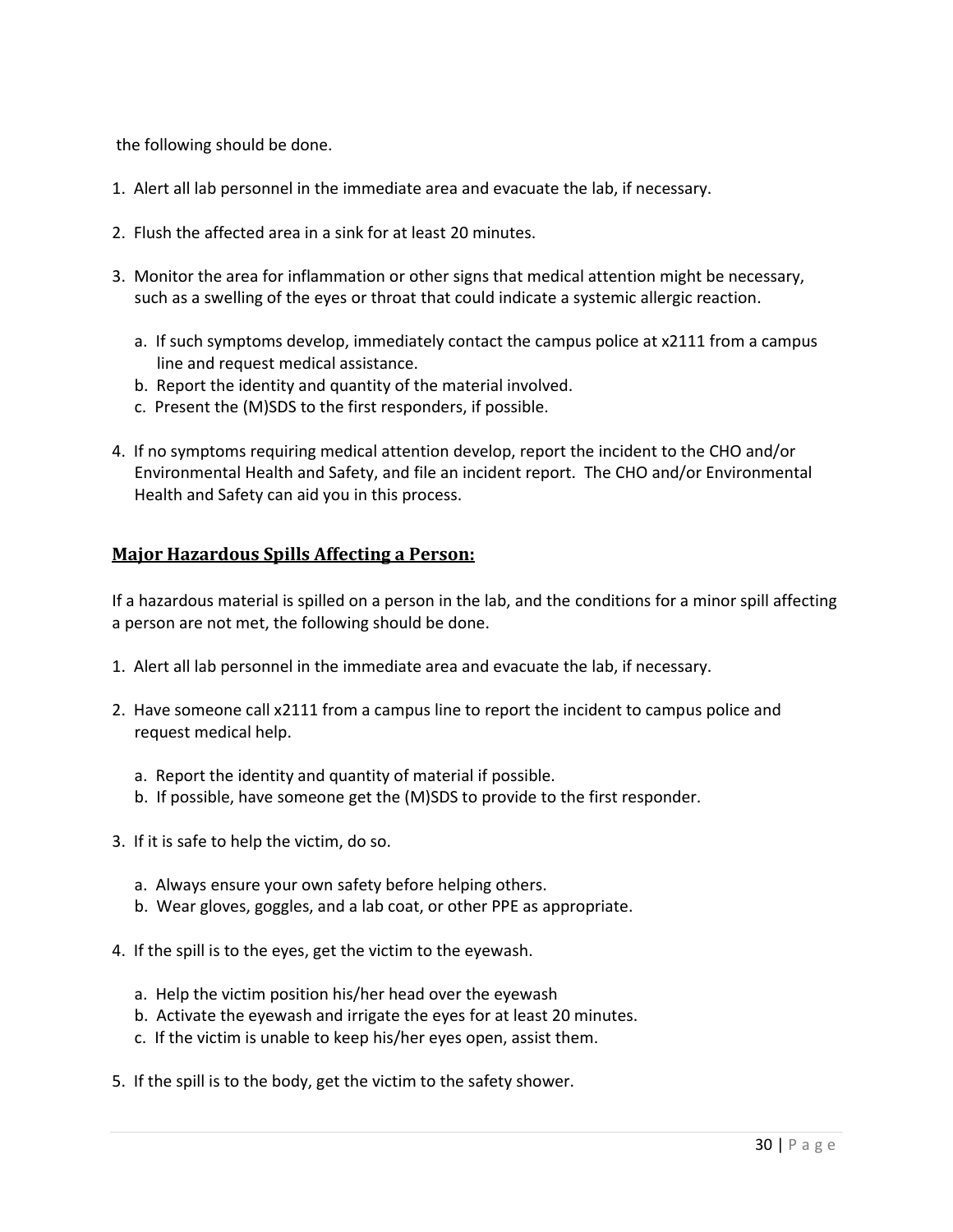the following should be done.

1. Alert all lab personnel in the immediate area and evacuate the lab, if necessary.

2. Flush the affected area in a sink for at least 20 minutes.

3. Monitor the area for inflammation or other signs that medical attention might be necessary, such as a swelling of the eyes or throat that could indicate a systemic allergic reaction.

   a. If such symptoms develop, immediately contact the campus police at x2111 from a campus line and request medical assistance.
   b. Report the identity and quantity of the material involved.
   c. Present the (M)SDS to the first responders, if possible.

4. If no symptoms requiring medical attention develop, report the incident to the CHO and/or Environmental Health and Safety, and file an incident report. The CHO and/or Environmental Health and Safety can aid you in this process.

## Major Hazardous Spills Affecting a Person:

If a hazardous material is spilled on a person in the lab, and the conditions for a minor spill affecting a person are not met, the following should be done.

1. Alert all lab personnel in the immediate area and evacuate the lab, if necessary.

2. Have someone call x2111 from a campus line to report the incident to campus police and request medical help.

   a. Report the identity and quantity of material if possible.
   b. If possible, have someone get the (M)SDS to provide to the first responder.

3. If it is safe to help the victim, do so.

   a. Always ensure your own safety before helping others.
   b. Wear gloves, goggles, and a lab coat, or other PPE as appropriate.

4. If the spill is to the eyes, get the victim to the eyewash.

   a. Help the victim position his/her head over the eyewash
   b. Activate the eyewash and irrigate the eyes for at least 20 minutes.
   c. If the victim is unable to keep his/her eyes open, assist them.

5. If the spill is to the body, get the victim to the safety shower.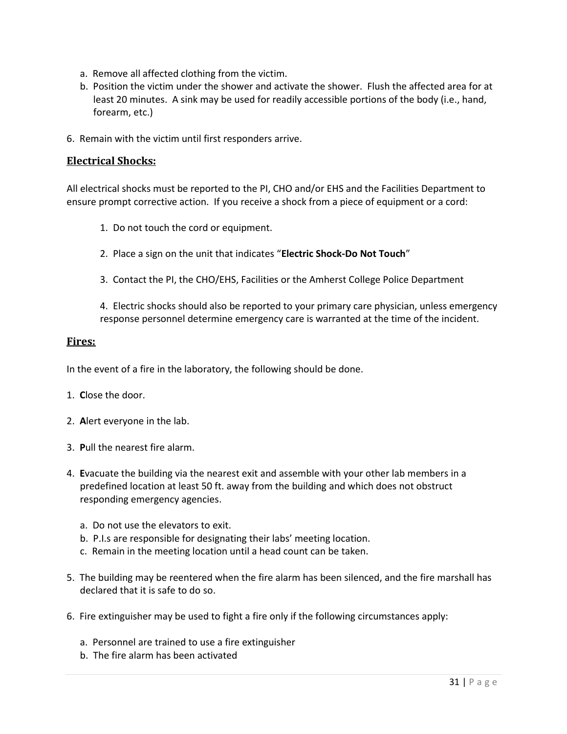a. Remove all affected clothing from the victim.
b. Position the victim under the shower and activate the shower. Flush the affected area for at least 20 minutes. A sink may be used for readily accessible portions of the body (i.e., hand, forearm, etc.)

6. Remain with the victim until first responders arrive.

## Electrical Shocks:

All electrical shocks must be reported to the PI, CHO and/or EHS and the Facilities Department to ensure prompt corrective action. If you receive a shock from a piece of equipment or a cord:

1. Do not touch the cord or equipment.

2. Place a sign on the unit that indicates "**Electric Shock-Do Not Touch**"

3. Contact the PI, the CHO/EHS, Facilities or the Amherst College Police Department

4. Electric shocks should also be reported to your primary care physician, unless emergency response personnel determine emergency care is warranted at the time of the incident.

## Fires:

In the event of a fire in the laboratory, the following should be done.

1. **C**lose the door.

2. **A**lert everyone in the lab.

3. **P**ull the nearest fire alarm.

4. **E**vacuate the building via the nearest exit and assemble with your other lab members in a predefined location at least 50 ft. away from the building and which does not obstruct responding emergency agencies.

   a. Do not use the elevators to exit.
   b. P.I.s are responsible for designating their labs' meeting location.
   c. Remain in the meeting location until a head count can be taken.

5. The building may be reentered when the fire alarm has been silenced, and the fire marshall has declared that it is safe to do so.

6. Fire extinguisher may be used to fight a fire only if the following circumstances apply:

   a. Personnel are trained to use a fire extinguisher
   b. The fire alarm has been activated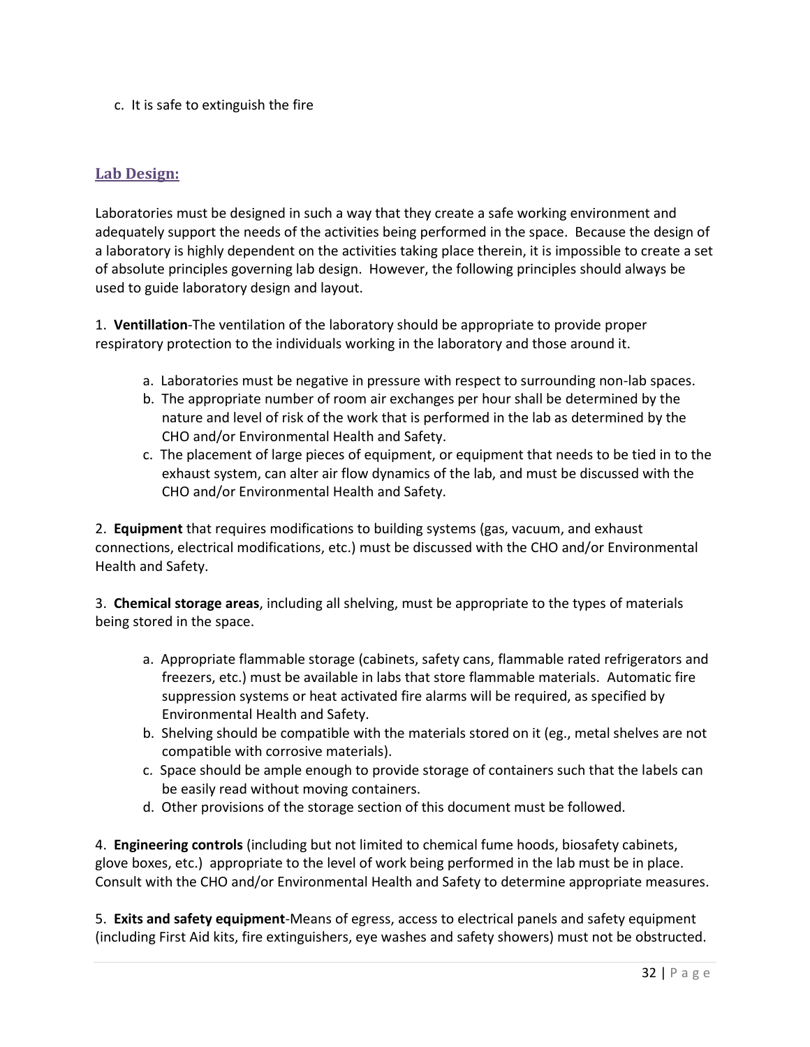c. It is safe to extinguish the fire

## Lab Design:

Laboratories must be designed in such a way that they create a safe working environment and adequately support the needs of the activities being performed in the space. Because the design of a laboratory is highly dependent on the activities taking place therein, it is impossible to create a set of absolute principles governing lab design. However, the following principles should always be used to guide laboratory design and layout.

1. **Ventillation**-The ventilation of the laboratory should be appropriate to provide proper respiratory protection to the individuals working in the laboratory and those around it.

    a. Laboratories must be negative in pressure with respect to surrounding non-lab spaces.
    b. The appropriate number of room air exchanges per hour shall be determined by the nature and level of risk of the work that is performed in the lab as determined by the CHO and/or Environmental Health and Safety.
    c. The placement of large pieces of equipment, or equipment that needs to be tied in to the exhaust system, can alter air flow dynamics of the lab, and must be discussed with the CHO and/or Environmental Health and Safety.

2. **Equipment** that requires modifications to building systems (gas, vacuum, and exhaust connections, electrical modifications, etc.) must be discussed with the CHO and/or Environmental Health and Safety.

3. **Chemical storage areas**, including all shelving, must be appropriate to the types of materials being stored in the space.

    a. Appropriate flammable storage (cabinets, safety cans, flammable rated refrigerators and freezers, etc.) must be available in labs that store flammable materials. Automatic fire suppression systems or heat activated fire alarms will be required, as specified by Environmental Health and Safety.
    b. Shelving should be compatible with the materials stored on it (eg., metal shelves are not compatible with corrosive materials).
    c. Space should be ample enough to provide storage of containers such that the labels can be easily read without moving containers.
    d. Other provisions of the storage section of this document must be followed.

4. **Engineering controls** (including but not limited to chemical fume hoods, biosafety cabinets, glove boxes, etc.) appropriate to the level of work being performed in the lab must be in place. Consult with the CHO and/or Environmental Health and Safety to determine appropriate measures.

5. **Exits and safety equipment**-Means of egress, access to electrical panels and safety equipment (including First Aid kits, fire extinguishers, eye washes and safety showers) must not be obstructed.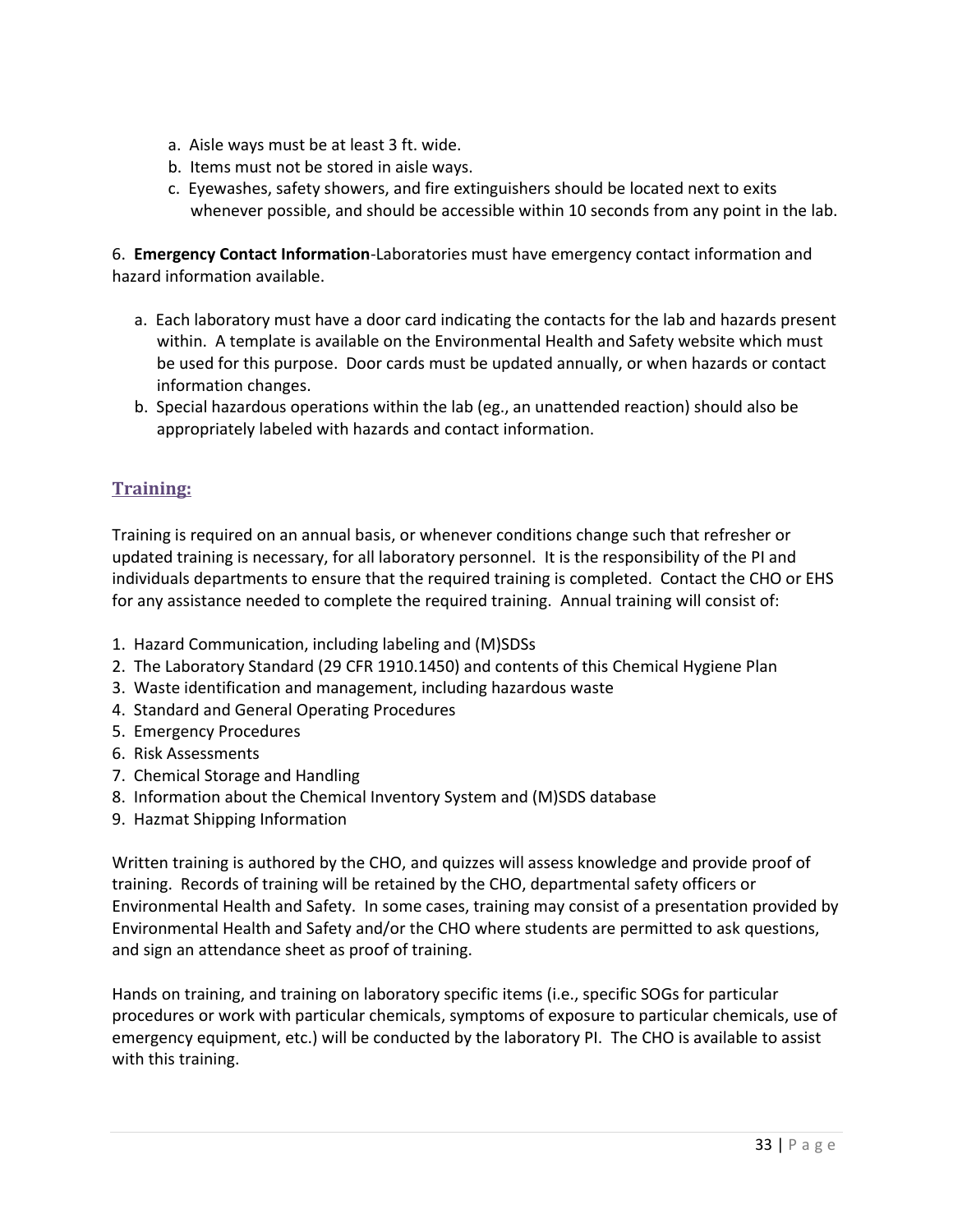a. Aisle ways must be at least 3 ft. wide.
b. Items must not be stored in aisle ways.
c. Eyewashes, safety showers, and fire extinguishers should be located next to exits whenever possible, and should be accessible within 10 seconds from any point in the lab.

6. **Emergency Contact Information**-Laboratories must have emergency contact information and hazard information available.

a. Each laboratory must have a door card indicating the contacts for the lab and hazards present within. A template is available on the Environmental Health and Safety website which must be used for this purpose. Door cards must be updated annually, or when hazards or contact information changes.
b. Special hazardous operations within the lab (eg., an unattended reaction) should also be appropriately labeled with hazards and contact information.

## Training:

Training is required on an annual basis, or whenever conditions change such that refresher or updated training is necessary, for all laboratory personnel. It is the responsibility of the PI and individuals departments to ensure that the required training is completed. Contact the CHO or EHS for any assistance needed to complete the required training. Annual training will consist of:

1. Hazard Communication, including labeling and (M)SDSs
2. The Laboratory Standard (29 CFR 1910.1450) and contents of this Chemical Hygiene Plan
3. Waste identification and management, including hazardous waste
4. Standard and General Operating Procedures
5. Emergency Procedures
6. Risk Assessments
7. Chemical Storage and Handling
8. Information about the Chemical Inventory System and (M)SDS database
9. Hazmat Shipping Information

Written training is authored by the CHO, and quizzes will assess knowledge and provide proof of training. Records of training will be retained by the CHO, departmental safety officers or Environmental Health and Safety. In some cases, training may consist of a presentation provided by Environmental Health and Safety and/or the CHO where students are permitted to ask questions, and sign an attendance sheet as proof of training.

Hands on training, and training on laboratory specific items (i.e., specific SOGs for particular procedures or work with particular chemicals, symptoms of exposure to particular chemicals, use of emergency equipment, etc.) will be conducted by the laboratory PI. The CHO is available to assist with this training.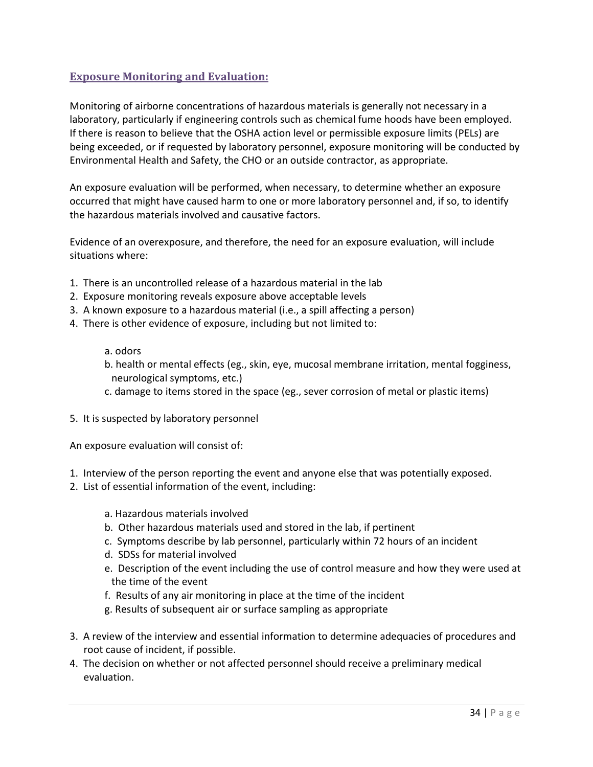## Exposure Monitoring and Evaluation:

Monitoring of airborne concentrations of hazardous materials is generally not necessary in a laboratory, particularly if engineering controls such as chemical fume hoods have been employed. If there is reason to believe that the OSHA action level or permissible exposure limits (PELs) are being exceeded, or if requested by laboratory personnel, exposure monitoring will be conducted by Environmental Health and Safety, the CHO or an outside contractor, as appropriate.

An exposure evaluation will be performed, when necessary, to determine whether an exposure occurred that might have caused harm to one or more laboratory personnel and, if so, to identify the hazardous materials involved and causative factors.

Evidence of an overexposure, and therefore, the need for an exposure evaluation, will include situations where:

1. There is an uncontrolled release of a hazardous material in the lab
2. Exposure monitoring reveals exposure above acceptable levels
3. A known exposure to a hazardous material (i.e., a spill affecting a person)
4. There is other evidence of exposure, including but not limited to:

    a. odors
    b. health or mental effects (eg., skin, eye, mucosal membrane irritation, mental fogginess, neurological symptoms, etc.)
    c. damage to items stored in the space (eg., sever corrosion of metal or plastic items)

5. It is suspected by laboratory personnel

An exposure evaluation will consist of:

1. Interview of the person reporting the event and anyone else that was potentially exposed.
2. List of essential information of the event, including:

    a. Hazardous materials involved
    b. Other hazardous materials used and stored in the lab, if pertinent
    c. Symptoms describe by lab personnel, particularly within 72 hours of an incident
    d. SDSs for material involved
    e. Description of the event including the use of control measure and how they were used at the time of the event
    f. Results of any air monitoring in place at the time of the incident
    g. Results of subsequent air or surface sampling as appropriate

3. A review of the interview and essential information to determine adequacies of procedures and root cause of incident, if possible.
4. The decision on whether or not affected personnel should receive a preliminary medical evaluation.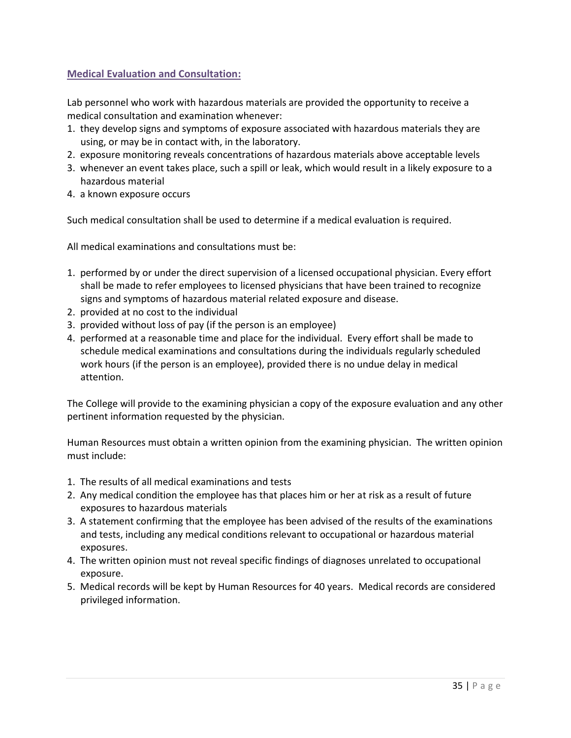## Medical Evaluation and Consultation:

Lab personnel who work with hazardous materials are provided the opportunity to receive a medical consultation and examination whenever:

1. they develop signs and symptoms of exposure associated with hazardous materials they are using, or may be in contact with, in the laboratory.
2. exposure monitoring reveals concentrations of hazardous materials above acceptable levels
3. whenever an event takes place, such a spill or leak, which would result in a likely exposure to a hazardous material
4. a known exposure occurs

Such medical consultation shall be used to determine if a medical evaluation is required.

All medical examinations and consultations must be:

1. performed by or under the direct supervision of a licensed occupational physician. Every effort shall be made to refer employees to licensed physicians that have been trained to recognize signs and symptoms of hazardous material related exposure and disease.
2. provided at no cost to the individual
3. provided without loss of pay (if the person is an employee)
4. performed at a reasonable time and place for the individual. Every effort shall be made to schedule medical examinations and consultations during the individuals regularly scheduled work hours (if the person is an employee), provided there is no undue delay in medical attention.

The College will provide to the examining physician a copy of the exposure evaluation and any other pertinent information requested by the physician.

Human Resources must obtain a written opinion from the examining physician. The written opinion must include:

1. The results of all medical examinations and tests
2. Any medical condition the employee has that places him or her at risk as a result of future exposures to hazardous materials
3. A statement confirming that the employee has been advised of the results of the examinations and tests, including any medical conditions relevant to occupational or hazardous material exposures.
4. The written opinion must not reveal specific findings of diagnoses unrelated to occupational exposure.
5. Medical records will be kept by Human Resources for 40 years. Medical records are considered privileged information.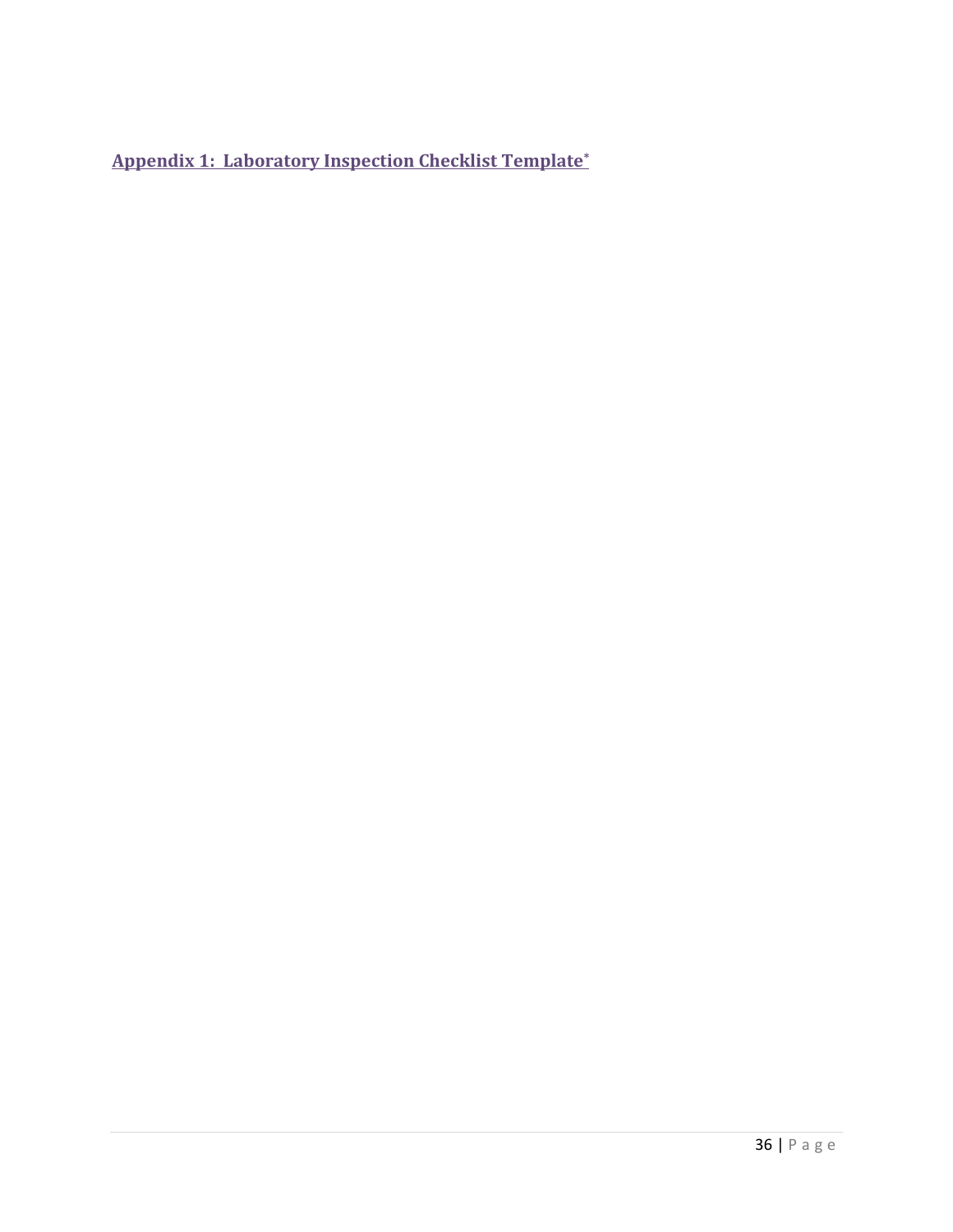## Appendix 1: Laboratory Inspection Checklist Template[*]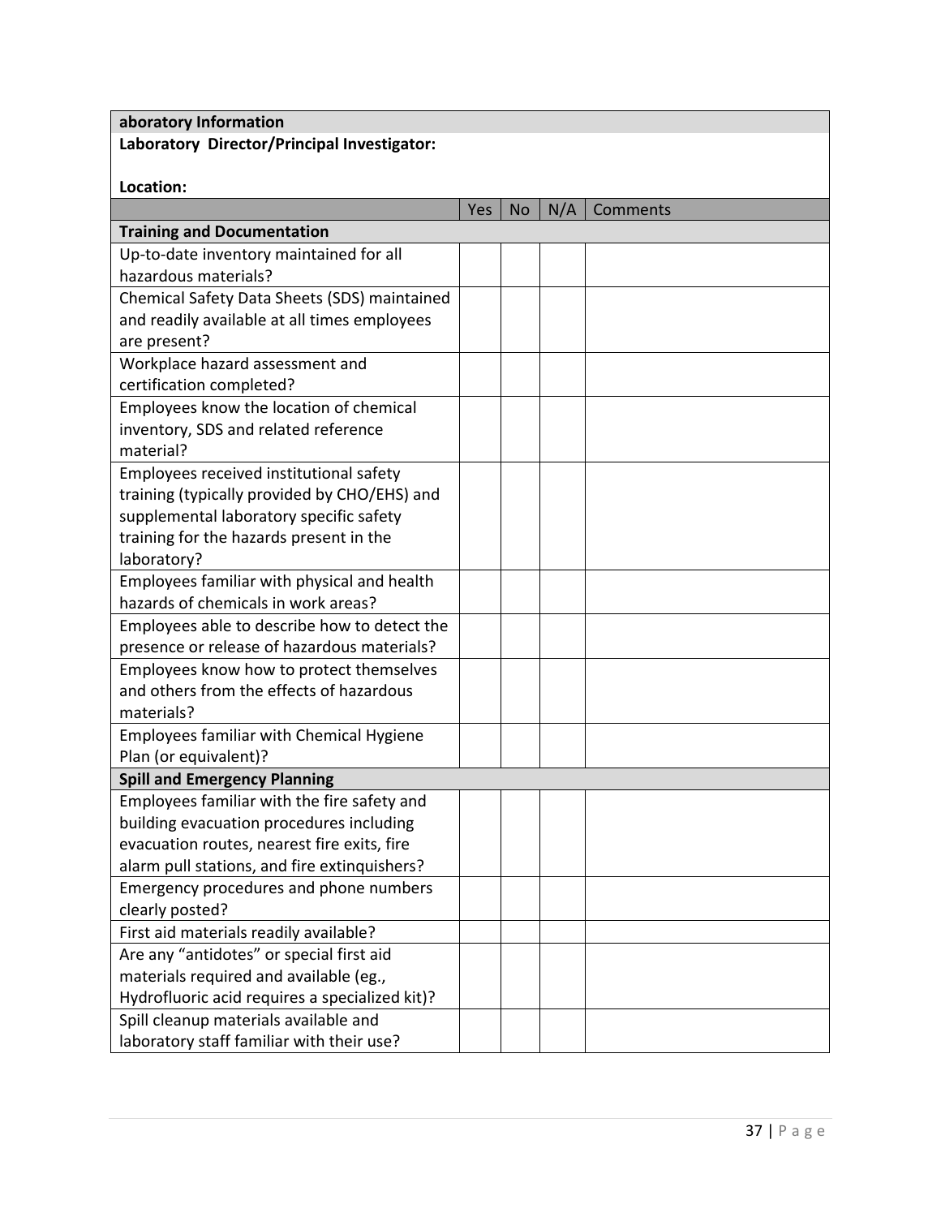| aboratory Information | | | | |
|---|---|---|---|---|
| **Laboratory Director/Principal Investigator:**<br><br>**Location:** | | | | |
| | Yes | No | N/A | Comments |
| **Training and Documentation** | | | | |
| Up-to-date inventory maintained for all hazardous materials? | | | | |
| Chemical Safety Data Sheets (SDS) maintained and readily available at all times employees are present? | | | | |
| Workplace hazard assessment and certification completed? | | | | |
| Employees know the location of chemical inventory, SDS and related reference material? | | | | |
| Employees received institutional safety training (typically provided by CHO/EHS) and supplemental laboratory specific safety training for the hazards present in the laboratory? | | | | |
| Employees familiar with physical and health hazards of chemicals in work areas? | | | | |
| Employees able to describe how to detect the presence or release of hazardous materials? | | | | |
| Employees know how to protect themselves and others from the effects of hazardous materials? | | | | |
| Employees familiar with Chemical Hygiene Plan (or equivalent)? | | | | |
| **Spill and Emergency Planning** | | | | |
| Employees familiar with the fire safety and building evacuation procedures including evacuation routes, nearest fire exits, fire alarm pull stations, and fire extinguishers? | | | | |
| Emergency procedures and phone numbers clearly posted? | | | | |
| First aid materials readily available? | | | | |
| Are any "antidotes" or special first aid materials required and available (eg., Hydrofluoric acid requires a specialized kit)? | | | | |
| Spill cleanup materials available and laboratory staff familiar with their use? | | | | |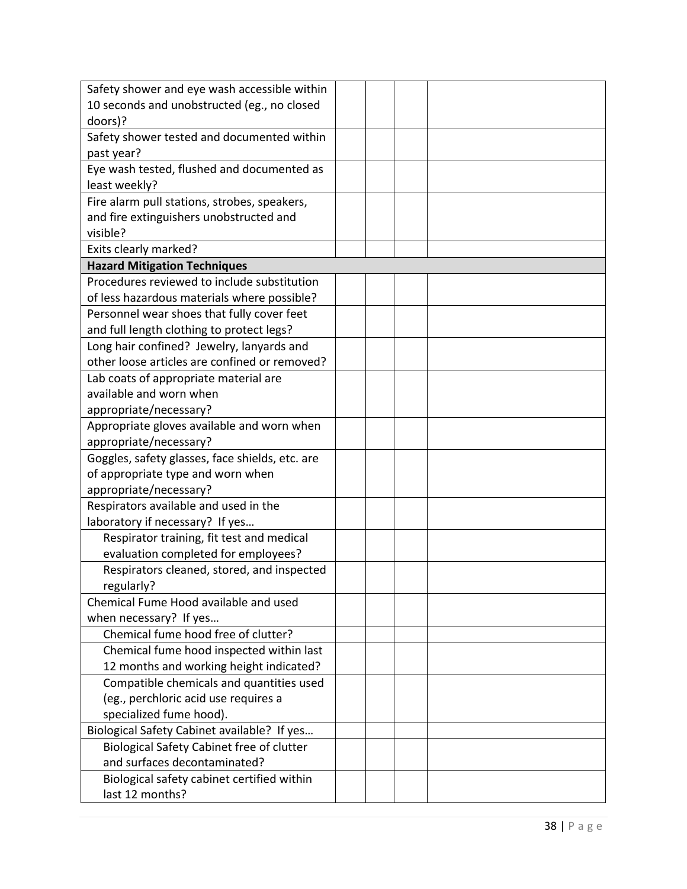| | | | | |
|---|---|---|---|---|
| Safety shower and eye wash accessible within 10 seconds and unobstructed (eg., no closed doors)? | | | | |
| Safety shower tested and documented within past year? | | | | |
| Eye wash tested, flushed and documented as least weekly? | | | | |
| Fire alarm pull stations, strobes, speakers, and fire extinguishers unobstructed and visible? | | | | |
| Exits clearly marked? | | | | |
| **Hazard Mitigation Techniques** | | | | |
| Procedures reviewed to include substitution of less hazardous materials where possible? | | | | |
| Personnel wear shoes that fully cover feet and full length clothing to protect legs? | | | | |
| Long hair confined? Jewelry, lanyards and other loose articles are confined or removed? | | | | |
| Lab coats of appropriate material are available and worn when appropriate/necessary? | | | | |
| Appropriate gloves available and worn when appropriate/necessary? | | | | |
| Goggles, safety glasses, face shields, etc. are of appropriate type and worn when appropriate/necessary? | | | | |
| Respirators available and used in the laboratory if necessary? If yes… | | | | |
| Respirator training, fit test and medical evaluation completed for employees? | | | | |
| Respirators cleaned, stored, and inspected regularly? | | | | |
| Chemical Fume Hood available and used when necessary? If yes… | | | | |
| Chemical fume hood free of clutter? | | | | |
| Chemical fume hood inspected within last 12 months and working height indicated? | | | | |
| Compatible chemicals and quantities used (eg., perchloric acid use requires a specialized fume hood). | | | | |
| Biological Safety Cabinet available? If yes… | | | | |
| Biological Safety Cabinet free of clutter and surfaces decontaminated? | | | | |
| Biological safety cabinet certified within last 12 months? | | | | |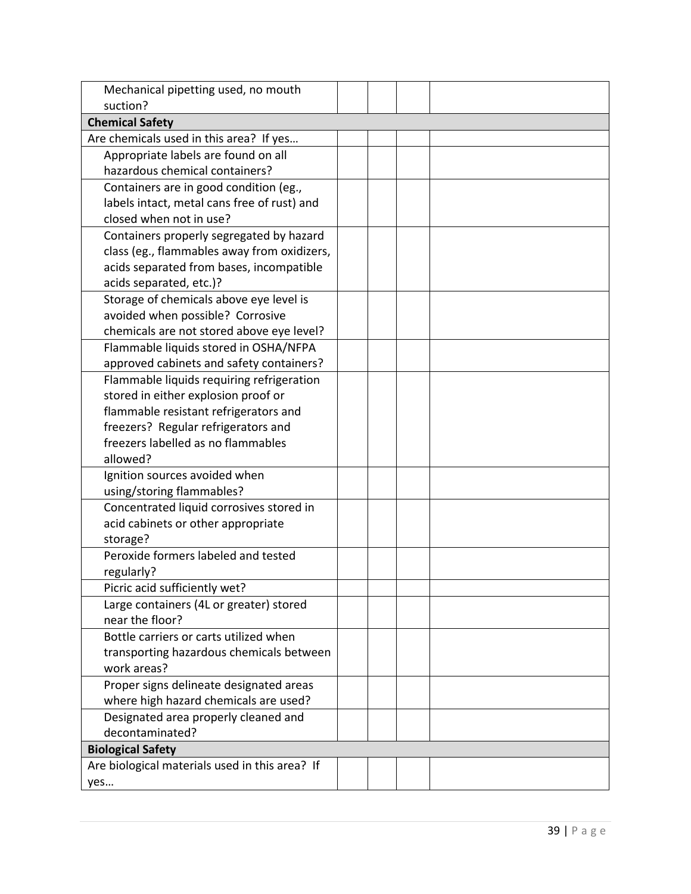| | | | | |
|---|---|---|---|---|
| Mechanical pipetting used, no mouth suction? | | | | |
| **Chemical Safety** | | | | |
| Are chemicals used in this area? If yes… | | | | |
| Appropriate labels are found on all hazardous chemical containers? | | | | |
| Containers are in good condition (eg., labels intact, metal cans free of rust) and closed when not in use? | | | | |
| Containers properly segregated by hazard class (eg., flammables away from oxidizers, acids separated from bases, incompatible acids separated, etc.)? | | | | |
| Storage of chemicals above eye level is avoided when possible? Corrosive chemicals are not stored above eye level? | | | | |
| Flammable liquids stored in OSHA/NFPA approved cabinets and safety containers? | | | | |
| Flammable liquids requiring refrigeration stored in either explosion proof or flammable resistant refrigerators and freezers? Regular refrigerators and freezers labelled as no flammables allowed? | | | | |
| Ignition sources avoided when using/storing flammables? | | | | |
| Concentrated liquid corrosives stored in acid cabinets or other appropriate storage? | | | | |
| Peroxide formers labeled and tested regularly? | | | | |
| Picric acid sufficiently wet? | | | | |
| Large containers (4L or greater) stored near the floor? | | | | |
| Bottle carriers or carts utilized when transporting hazardous chemicals between work areas? | | | | |
| Proper signs delineate designated areas where high hazard chemicals are used? | | | | |
| Designated area properly cleaned and decontaminated? | | | | |
| **Biological Safety** | | | | |
| Are biological materials used in this area? If yes… | | | | |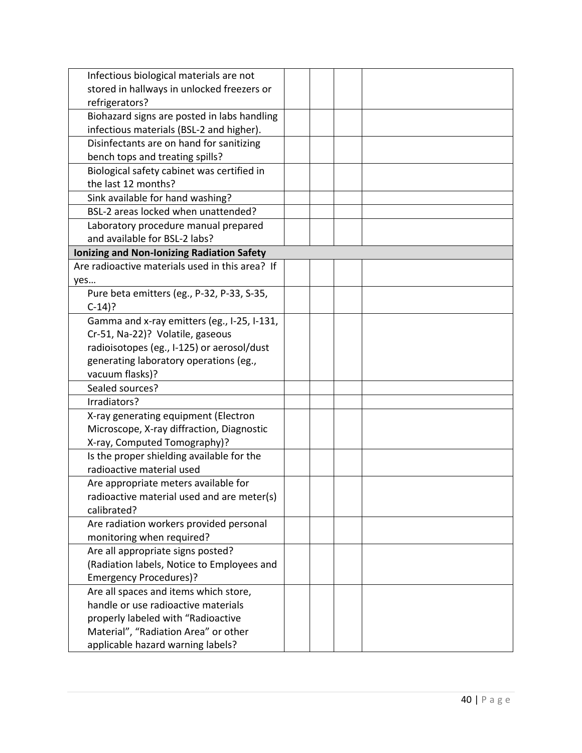| | | | | |
|---|---|---|---|---|
| Infectious biological materials are not stored in hallways in unlocked freezers or refrigerators? | | | | |
| Biohazard signs are posted in labs handling infectious materials (BSL-2 and higher). | | | | |
| Disinfectants are on hand for sanitizing bench tops and treating spills? | | | | |
| Biological safety cabinet was certified in the last 12 months? | | | | |
| Sink available for hand washing? | | | | |
| BSL-2 areas locked when unattended? | | | | |
| Laboratory procedure manual prepared and available for BSL-2 labs? | | | | |
| **Ionizing and Non-Ionizing Radiation Safety** | | | | |
| Are radioactive materials used in this area? If yes… | | | | |
| Pure beta emitters (eg., P-32, P-33, S-35, C-14)? | | | | |
| Gamma and x-ray emitters (eg., I-25, I-131, Cr-51, Na-22)? Volatile, gaseous radioisotopes (eg., I-125) or aerosol/dust generating laboratory operations (eg., vacuum flasks)? | | | | |
| Sealed sources? | | | | |
| Irradiators? | | | | |
| X-ray generating equipment (Electron Microscope, X-ray diffraction, Diagnostic X-ray, Computed Tomography)? | | | | |
| Is the proper shielding available for the radioactive material used | | | | |
| Are appropriate meters available for radioactive material used and are meter(s) calibrated? | | | | |
| Are radiation workers provided personal monitoring when required? | | | | |
| Are all appropriate signs posted? (Radiation labels, Notice to Employees and Emergency Procedures)? | | | | |
| Are all spaces and items which store, handle or use radioactive materials properly labeled with "Radioactive Material", "Radiation Area" or other applicable hazard warning labels? | | | | |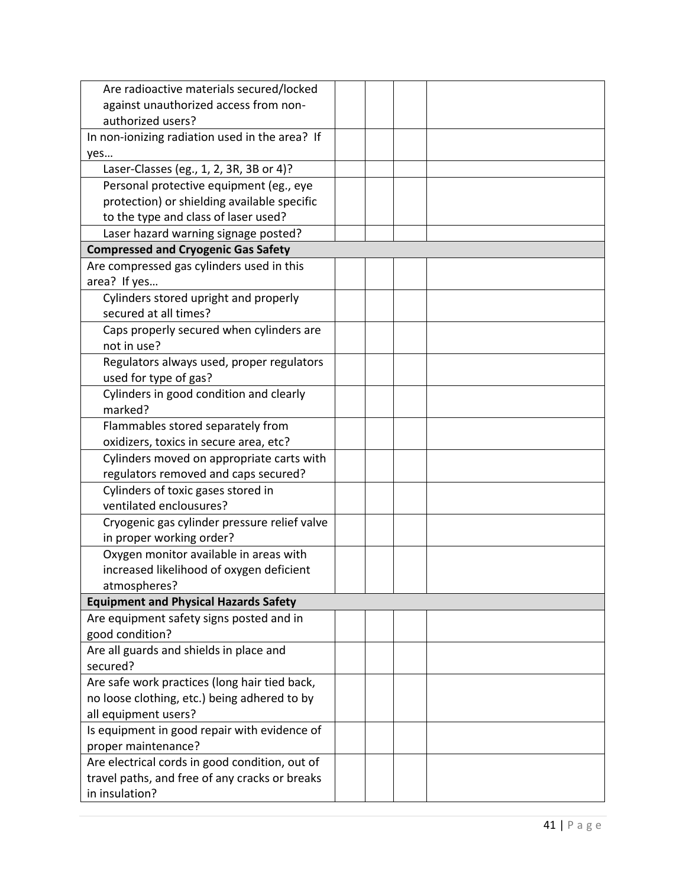| | | | | |
|---|---|---|---|---|
| Are radioactive materials secured/locked against unauthorized access from non-authorized users? | | | | |
| In non-ionizing radiation used in the area? If yes… | | | | |
| Laser-Classes (eg., 1, 2, 3R, 3B or 4)? | | | | |
| Personal protective equipment (eg., eye protection) or shielding available specific to the type and class of laser used? | | | | |
| Laser hazard warning signage posted? | | | | |
| **Compressed and Cryogenic Gas Safety** | | | | |
| Are compressed gas cylinders used in this area? If yes… | | | | |
| Cylinders stored upright and properly secured at all times? | | | | |
| Caps properly secured when cylinders are not in use? | | | | |
| Regulators always used, proper regulators used for type of gas? | | | | |
| Cylinders in good condition and clearly marked? | | | | |
| Flammables stored separately from oxidizers, toxics in secure area, etc? | | | | |
| Cylinders moved on appropriate carts with regulators removed and caps secured? | | | | |
| Cylinders of toxic gases stored in ventilated enclousures? | | | | |
| Cryogenic gas cylinder pressure relief valve in proper working order? | | | | |
| Oxygen monitor available in areas with increased likelihood of oxygen deficient atmospheres? | | | | |
| **Equipment and Physical Hazards Safety** | | | | |
| Are equipment safety signs posted and in good condition? | | | | |
| Are all guards and shields in place and secured? | | | | |
| Are safe work practices (long hair tied back, no loose clothing, etc.) being adhered to by all equipment users? | | | | |
| Is equipment in good repair with evidence of proper maintenance? | | | | |
| Are electrical cords in good condition, out of travel paths, and free of any cracks or breaks in insulation? | | | | |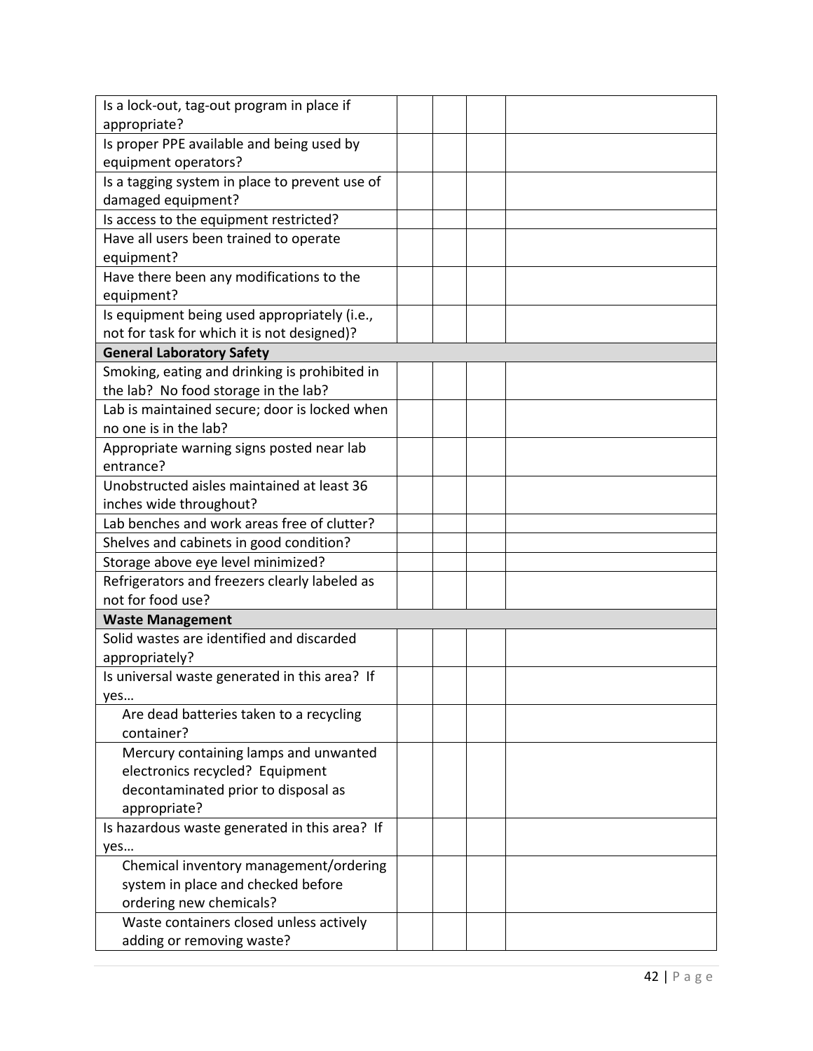| | | | | |
|---|---|---|---|---|
| Is a lock-out, tag-out program in place if appropriate? | | | | |
| Is proper PPE available and being used by equipment operators? | | | | |
| Is a tagging system in place to prevent use of damaged equipment? | | | | |
| Is access to the equipment restricted? | | | | |
| Have all users been trained to operate equipment? | | | | |
| Have there been any modifications to the equipment? | | | | |
| Is equipment being used appropriately (i.e., not for task for which it is not designed)? | | | | |
| **General Laboratory Safety** | | | | |
| Smoking, eating and drinking is prohibited in the lab? No food storage in the lab? | | | | |
| Lab is maintained secure; door is locked when no one is in the lab? | | | | |
| Appropriate warning signs posted near lab entrance? | | | | |
| Unobstructed aisles maintained at least 36 inches wide throughout? | | | | |
| Lab benches and work areas free of clutter? | | | | |
| Shelves and cabinets in good condition? | | | | |
| Storage above eye level minimized? | | | | |
| Refrigerators and freezers clearly labeled as not for food use? | | | | |
| **Waste Management** | | | | |
| Solid wastes are identified and discarded appropriately? | | | | |
| Is universal waste generated in this area? If yes… | | | | |
| Are dead batteries taken to a recycling container? | | | | |
| Mercury containing lamps and unwanted electronics recycled? Equipment decontaminated prior to disposal as appropriate? | | | | |
| Is hazardous waste generated in this area? If yes… | | | | |
| Chemical inventory management/ordering system in place and checked before ordering new chemicals? | | | | |
| Waste containers closed unless actively adding or removing waste? | | | | |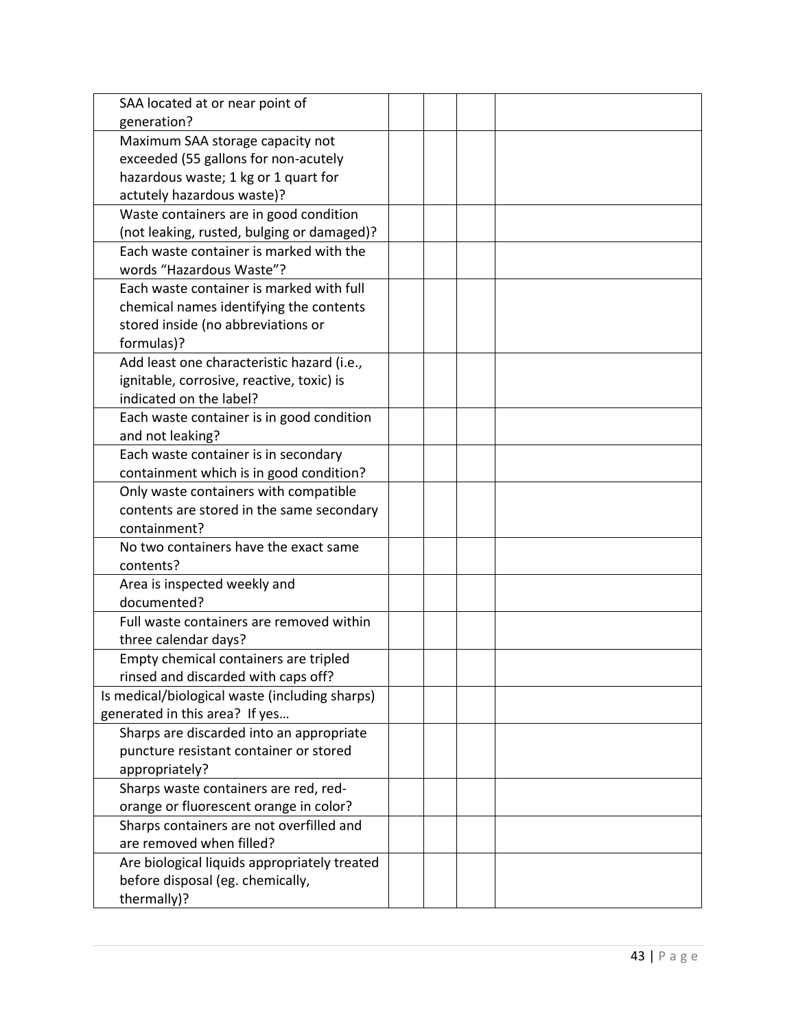| | | | | |
|---|---|---|---|---|
| SAA located at or near point of generation? | | | | |
| Maximum SAA storage capacity not exceeded (55 gallons for non-acutely hazardous waste; 1 kg or 1 quart for actutely hazardous waste)? | | | | |
| Waste containers are in good condition (not leaking, rusted, bulging or damaged)? | | | | |
| Each waste container is marked with the words "Hazardous Waste"? | | | | |
| Each waste container is marked with full chemical names identifying the contents stored inside (no abbreviations or formulas)? | | | | |
| Add least one characteristic hazard (i.e., ignitable, corrosive, reactive, toxic) is indicated on the label? | | | | |
| Each waste container is in good condition and not leaking? | | | | |
| Each waste container is in secondary containment which is in good condition? | | | | |
| Only waste containers with compatible contents are stored in the same secondary containment? | | | | |
| No two containers have the exact same contents? | | | | |
| Area is inspected weekly and documented? | | | | |
| Full waste containers are removed within three calendar days? | | | | |
| Empty chemical containers are tripled rinsed and discarded with caps off? | | | | |
| Is medical/biological waste (including sharps) generated in this area? If yes… | | | | |
| Sharps are discarded into an appropriate puncture resistant container or stored appropriately? | | | | |
| Sharps waste containers are red, red-orange or fluorescent orange in color? | | | | |
| Sharps containers are not overfilled and are removed when filled? | | | | |
| Are biological liquids appropriately treated before disposal (eg. chemically, thermally)? | | | | |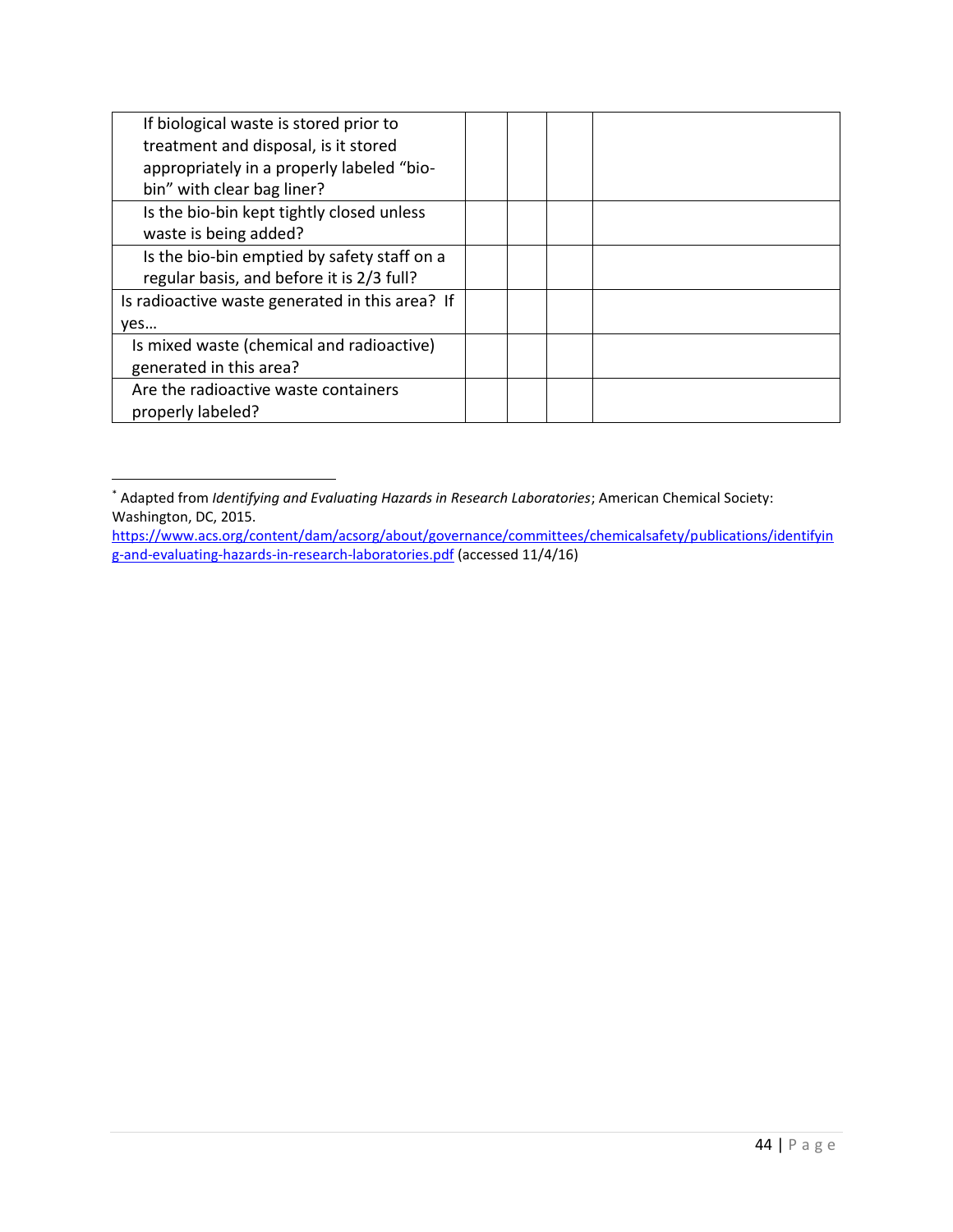| | | | | |
|---|---|---|---|---|
| If biological waste is stored prior to treatment and disposal, is it stored appropriately in a properly labeled “bio-bin” with clear bag liner? | | | | |
| Is the bio-bin kept tightly closed unless waste is being added? | | | | |
| Is the bio-bin emptied by safety staff on a regular basis, and before it is 2/3 full? | | | | |
| Is radioactive waste generated in this area? If yes… | | | | |
| Is mixed waste (chemical and radioactive) generated in this area? | | | | |
| Are the radioactive waste containers properly labeled? | | | | |

---

* Adapted from *Identifying and Evaluating Hazards in Research Laboratories*; American Chemical Society: Washington, DC, 2015. https://www.acs.org/content/dam/acsorg/about/governance/committees/chemicalsafety/publications/identifying-and-evaluating-hazards-in-research-laboratories.pdf (accessed 11/4/16)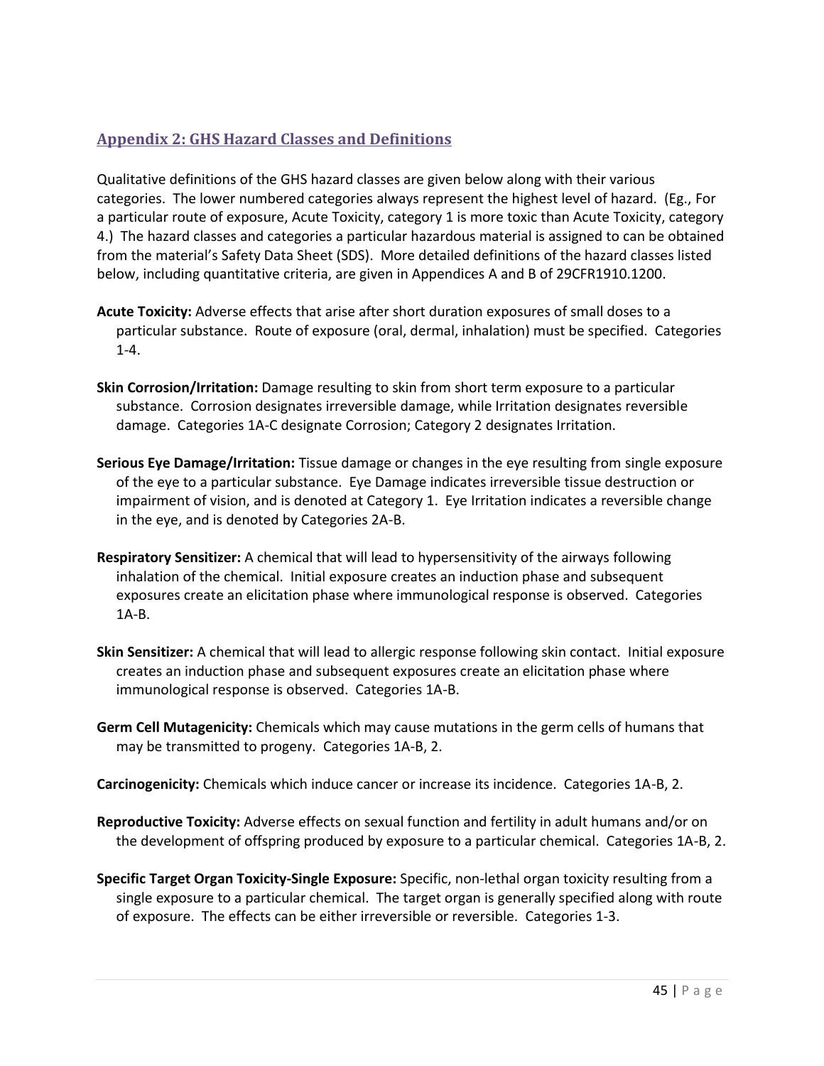## Appendix 2: GHS Hazard Classes and Definitions

Qualitative definitions of the GHS hazard classes are given below along with their various categories. The lower numbered categories always represent the highest level of hazard. (Eg., For a particular route of exposure, Acute Toxicity, category 1 is more toxic than Acute Toxicity, category 4.) The hazard classes and categories a particular hazardous material is assigned to can be obtained from the material's Safety Data Sheet (SDS). More detailed definitions of the hazard classes listed below, including quantitative criteria, are given in Appendices A and B of 29CFR1910.1200.

**Acute Toxicity:** Adverse effects that arise after short duration exposures of small doses to a particular substance. Route of exposure (oral, dermal, inhalation) must be specified. Categories 1-4.

**Skin Corrosion/Irritation:** Damage resulting to skin from short term exposure to a particular substance. Corrosion designates irreversible damage, while Irritation designates reversible damage. Categories 1A-C designate Corrosion; Category 2 designates Irritation.

**Serious Eye Damage/Irritation:** Tissue damage or changes in the eye resulting from single exposure of the eye to a particular substance. Eye Damage indicates irreversible tissue destruction or impairment of vision, and is denoted at Category 1. Eye Irritation indicates a reversible change in the eye, and is denoted by Categories 2A-B.

**Respiratory Sensitizer:** A chemical that will lead to hypersensitivity of the airways following inhalation of the chemical. Initial exposure creates an induction phase and subsequent exposures create an elicitation phase where immunological response is observed. Categories 1A-B.

**Skin Sensitizer:** A chemical that will lead to allergic response following skin contact. Initial exposure creates an induction phase and subsequent exposures create an elicitation phase where immunological response is observed. Categories 1A-B.

**Germ Cell Mutagenicity:** Chemicals which may cause mutations in the germ cells of humans that may be transmitted to progeny. Categories 1A-B, 2.

**Carcinogenicity:** Chemicals which induce cancer or increase its incidence. Categories 1A-B, 2.

**Reproductive Toxicity:** Adverse effects on sexual function and fertility in adult humans and/or on the development of offspring produced by exposure to a particular chemical. Categories 1A-B, 2.

**Specific Target Organ Toxicity-Single Exposure:** Specific, non-lethal organ toxicity resulting from a single exposure to a particular chemical. The target organ is generally specified along with route of exposure. The effects can be either irreversible or reversible. Categories 1-3.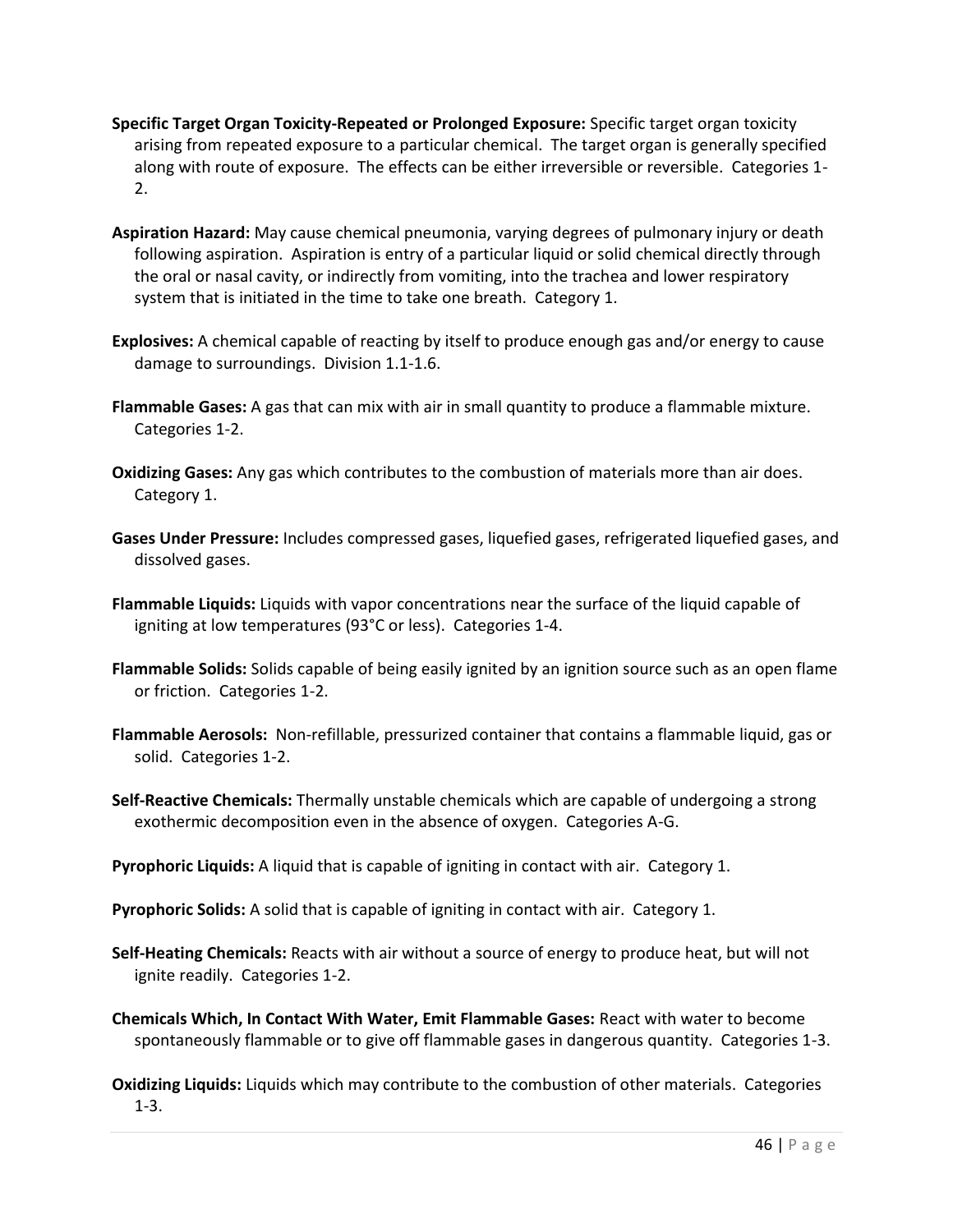**Specific Target Organ Toxicity-Repeated or Prolonged Exposure:** Specific target organ toxicity arising from repeated exposure to a particular chemical. The target organ is generally specified along with route of exposure. The effects can be either irreversible or reversible. Categories 1-2.

**Aspiration Hazard:** May cause chemical pneumonia, varying degrees of pulmonary injury or death following aspiration. Aspiration is entry of a particular liquid or solid chemical directly through the oral or nasal cavity, or indirectly from vomiting, into the trachea and lower respiratory system that is initiated in the time to take one breath. Category 1.

**Explosives:** A chemical capable of reacting by itself to produce enough gas and/or energy to cause damage to surroundings. Division 1.1-1.6.

**Flammable Gases:** A gas that can mix with air in small quantity to produce a flammable mixture. Categories 1-2.

**Oxidizing Gases:** Any gas which contributes to the combustion of materials more than air does. Category 1.

**Gases Under Pressure:** Includes compressed gases, liquefied gases, refrigerated liquefied gases, and dissolved gases.

**Flammable Liquids:** Liquids with vapor concentrations near the surface of the liquid capable of igniting at low temperatures (93°C or less). Categories 1-4.

**Flammable Solids:** Solids capable of being easily ignited by an ignition source such as an open flame or friction. Categories 1-2.

**Flammable Aerosols:** Non-refillable, pressurized container that contains a flammable liquid, gas or solid. Categories 1-2.

**Self-Reactive Chemicals:** Thermally unstable chemicals which are capable of undergoing a strong exothermic decomposition even in the absence of oxygen. Categories A-G.

**Pyrophoric Liquids:** A liquid that is capable of igniting in contact with air. Category 1.

**Pyrophoric Solids:** A solid that is capable of igniting in contact with air. Category 1.

**Self-Heating Chemicals:** Reacts with air without a source of energy to produce heat, but will not ignite readily. Categories 1-2.

**Chemicals Which, In Contact With Water, Emit Flammable Gases:** React with water to become spontaneously flammable or to give off flammable gases in dangerous quantity. Categories 1-3.

**Oxidizing Liquids:** Liquids which may contribute to the combustion of other materials. Categories 1-3.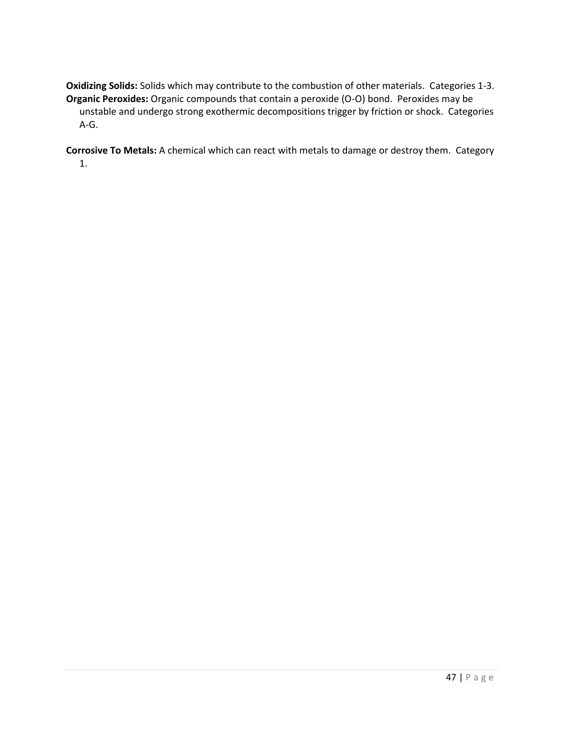**Oxidizing Solids:** Solids which may contribute to the combustion of other materials. Categories 1-3.

**Organic Peroxides:** Organic compounds that contain a peroxide (O-O) bond. Peroxides may be unstable and undergo strong exothermic decompositions trigger by friction or shock. Categories A-G.

**Corrosive To Metals:** A chemical which can react with metals to damage or destroy them. Category 1.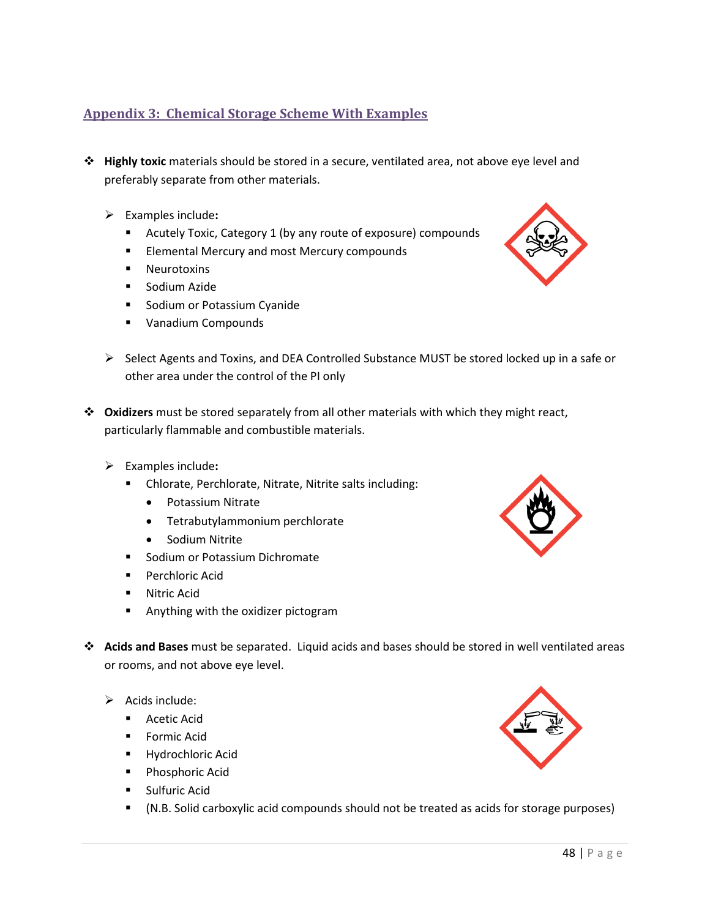## Appendix 3: Chemical Storage Scheme With Examples

- **Highly toxic** materials should be stored in a secure, ventilated area, not above eye level and preferably separate from other materials.

  - Examples include**:**
    - Acutely Toxic, Category 1 (by any route of exposure) compounds
    - Elemental Mercury and most Mercury compounds
    - Neurotoxins
    - Sodium Azide
    - Sodium or Potassium Cyanide
    - Vanadium Compounds

  - Select Agents and Toxins, and DEA Controlled Substance MUST be stored locked up in a safe or other area under the control of the PI only

- **Oxidizers** must be stored separately from all other materials with which they might react, particularly flammable and combustible materials.

  - Examples include**:**
    - Chlorate, Perchlorate, Nitrate, Nitrite salts including:
      - Potassium Nitrate
      - Tetrabutylammonium perchlorate
      - Sodium Nitrite
    - Sodium or Potassium Dichromate
    - Perchloric Acid
    - Nitric Acid
    - Anything with the oxidizer pictogram

- **Acids and Bases** must be separated. Liquid acids and bases should be stored in well ventilated areas or rooms, and not above eye level.

  - Acids include:
    - Acetic Acid
    - Formic Acid
    - Hydrochloric Acid
    - Phosphoric Acid
    - Sulfuric Acid
    - (N.B. Solid carboxylic acid compounds should not be treated as acids for storage purposes)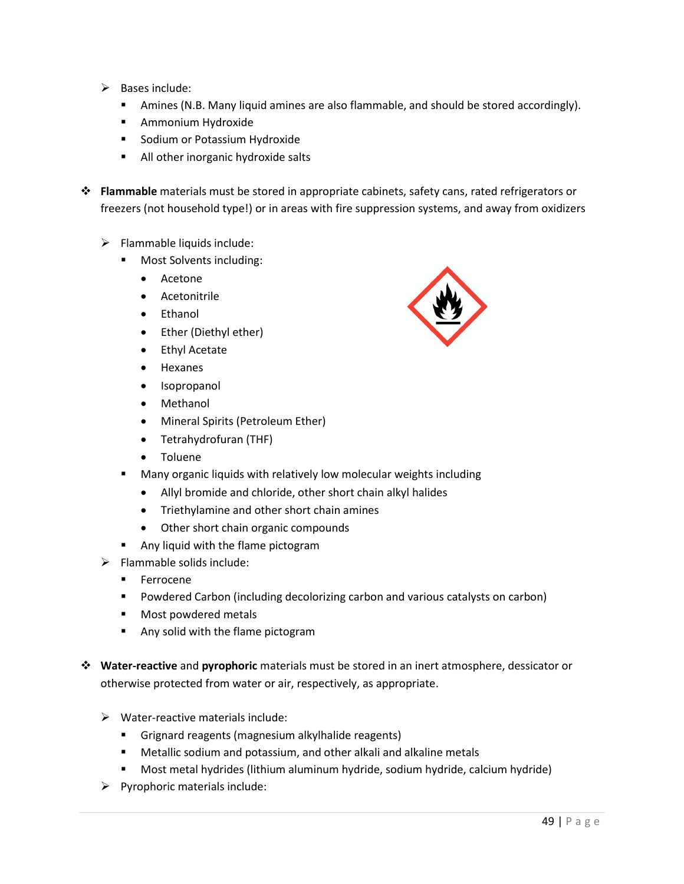- Bases include:
  - Amines (N.B. Many liquid amines are also flammable, and should be stored accordingly).
  - Ammonium Hydroxide
  - Sodium or Potassium Hydroxide
  - All other inorganic hydroxide salts

- **Flammable** materials must be stored in appropriate cabinets, safety cans, rated refrigerators or freezers (not household type!) or in areas with fire suppression systems, and away from oxidizers

  - Flammable liquids include:
    - Most Solvents including:
      - Acetone
      - Acetonitrile
      - Ethanol
      - Ether (Diethyl ether)
      - Ethyl Acetate
      - Hexanes
      - Isopropanol
      - Methanol
      - Mineral Spirits (Petroleum Ether)
      - Tetrahydrofuran (THF)
      - Toluene
    - Many organic liquids with relatively low molecular weights including
      - Allyl bromide and chloride, other short chain alkyl halides
      - Triethylamine and other short chain amines
      - Other short chain organic compounds
    - Any liquid with the flame pictogram
  - Flammable solids include:
    - Ferrocene
    - Powdered Carbon (including decolorizing carbon and various catalysts on carbon)
    - Most powdered metals
    - Any solid with the flame pictogram

- **Water-reactive** and **pyrophoric** materials must be stored in an inert atmosphere, dessicator or otherwise protected from water or air, respectively, as appropriate.

  - Water-reactive materials include:
    - Grignard reagents (magnesium alkylhalide reagents)
    - Metallic sodium and potassium, and other alkali and alkaline metals
    - Most metal hydrides (lithium aluminum hydride, sodium hydride, calcium hydride)
  - Pyrophoric materials include: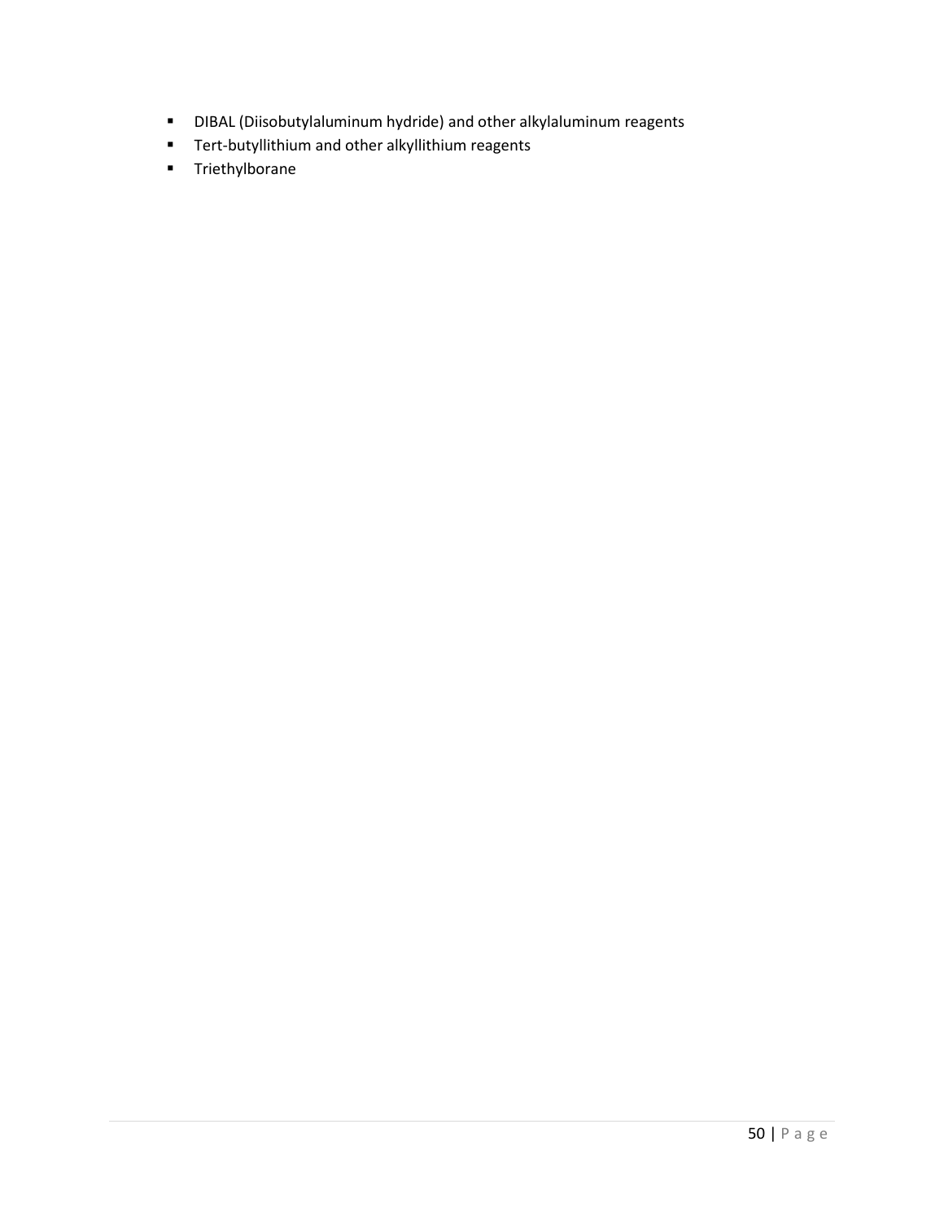- DIBAL (Diisobutylaluminum hydride) and other alkylaluminum reagents
- Tert-butyllithium and other alkyllithium reagents
- Triethylborane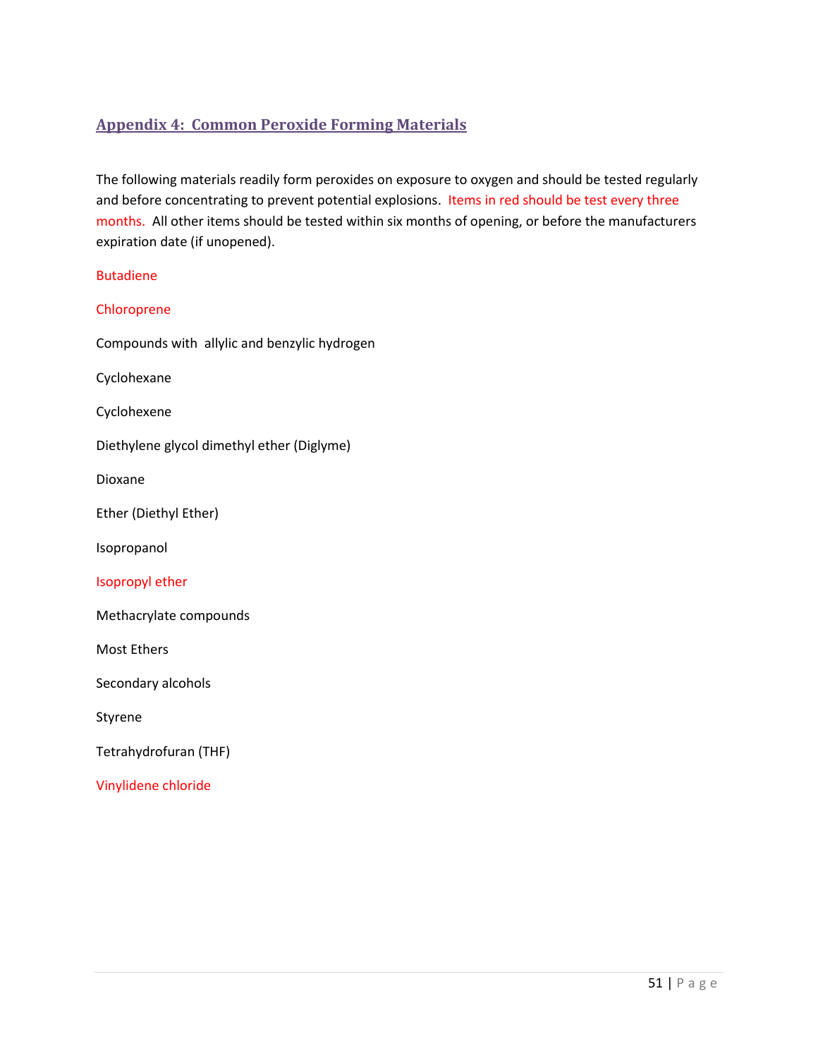## Appendix 4: Common Peroxide Forming Materials

The following materials readily form peroxides on exposure to oxygen and should be tested regularly and before concentrating to prevent potential explosions. Items in red should be test every three months. All other items should be tested within six months of opening, or before the manufacturers expiration date (if unopened).

Butadiene

Chloroprene

Compounds with allylic and benzylic hydrogen

Cyclohexane

Cyclohexene

Diethylene glycol dimethyl ether (Diglyme)

Dioxane

Ether (Diethyl Ether)

Isopropanol

Isopropyl ether

Methacrylate compounds

Most Ethers

Secondary alcohols

Styrene

Tetrahydrofuran (THF)

Vinylidene chloride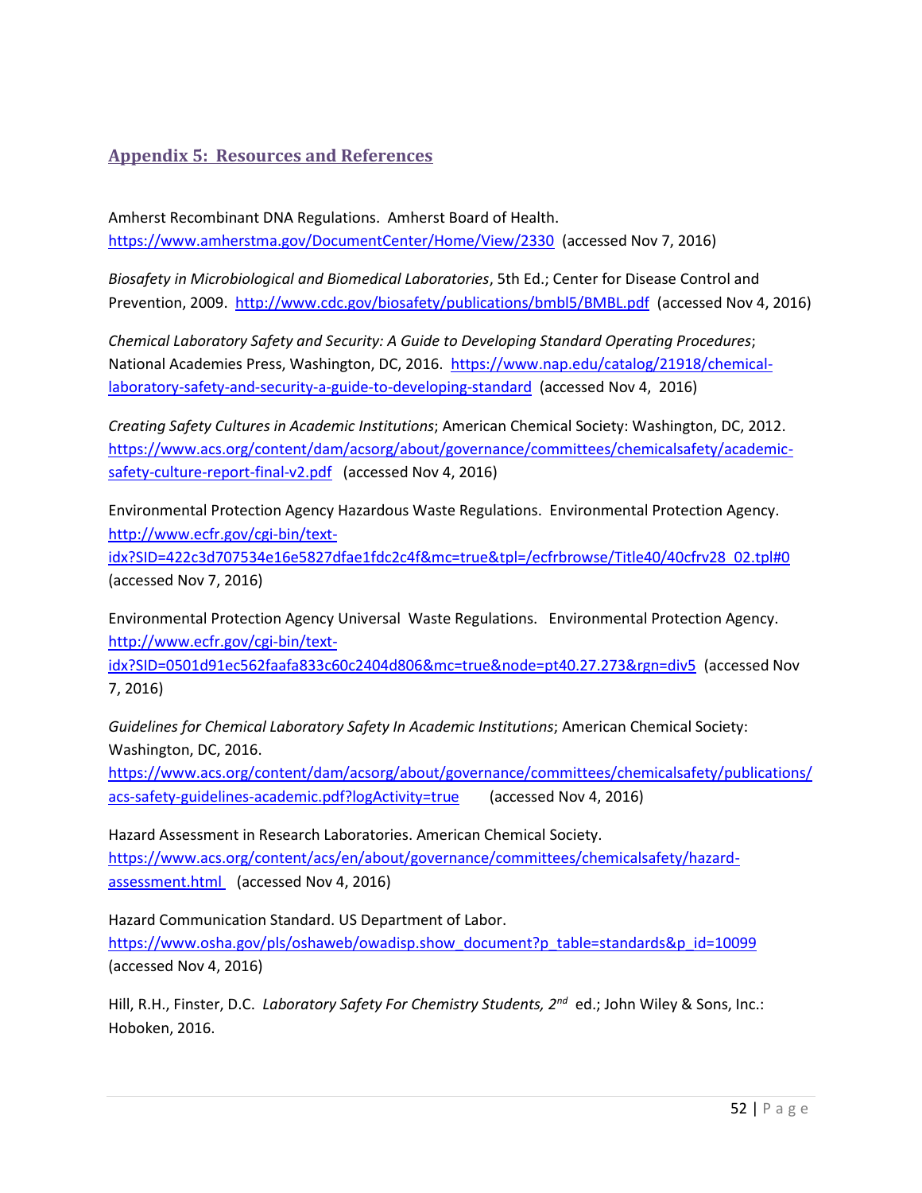## Appendix 5: Resources and References

Amherst Recombinant DNA Regulations. Amherst Board of Health. https://www.amherstma.gov/DocumentCenter/Home/View/2330 (accessed Nov 7, 2016)

*Biosafety in Microbiological and Biomedical Laboratories*, 5th Ed.; Center for Disease Control and Prevention, 2009. http://www.cdc.gov/biosafety/publications/bmbl5/BMBL.pdf (accessed Nov 4, 2016)

*Chemical Laboratory Safety and Security: A Guide to Developing Standard Operating Procedures*; National Academies Press, Washington, DC, 2016. https://www.nap.edu/catalog/21918/chemical-laboratory-safety-and-security-a-guide-to-developing-standard (accessed Nov 4, 2016)

*Creating Safety Cultures in Academic Institutions*; American Chemical Society: Washington, DC, 2012. https://www.acs.org/content/dam/acsorg/about/governance/committees/chemicalsafety/academic-safety-culture-report-final-v2.pdf (accessed Nov 4, 2016)

Environmental Protection Agency Hazardous Waste Regulations. Environmental Protection Agency. http://www.ecfr.gov/cgi-bin/text-idx?SID=422c3d707534e16e5827dfae1fdc2c4f&mc=true&tpl=/ecfrbrowse/Title40/40cfrv28_02.tpl#0 (accessed Nov 7, 2016)

Environmental Protection Agency Universal Waste Regulations. Environmental Protection Agency. http://www.ecfr.gov/cgi-bin/text-idx?SID=0501d91ec562faafa833c60c2404d806&mc=true&node=pt40.27.273&rgn=div5 (accessed Nov 7, 2016)

*Guidelines for Chemical Laboratory Safety In Academic Institutions*; American Chemical Society: Washington, DC, 2016. https://www.acs.org/content/dam/acsorg/about/governance/committees/chemicalsafety/publications/acs-safety-guidelines-academic.pdf?logActivity=true (accessed Nov 4, 2016)

Hazard Assessment in Research Laboratories. American Chemical Society. https://www.acs.org/content/acs/en/about/governance/committees/chemicalsafety/hazard-assessment.html (accessed Nov 4, 2016)

Hazard Communication Standard. US Department of Labor. https://www.osha.gov/pls/oshaweb/owadisp.show_document?p_table=standards&p_id=10099 (accessed Nov 4, 2016)

Hill, R.H., Finster, D.C. *Laboratory Safety For Chemistry Students, 2nd* ed.; John Wiley & Sons, Inc.: Hoboken, 2016.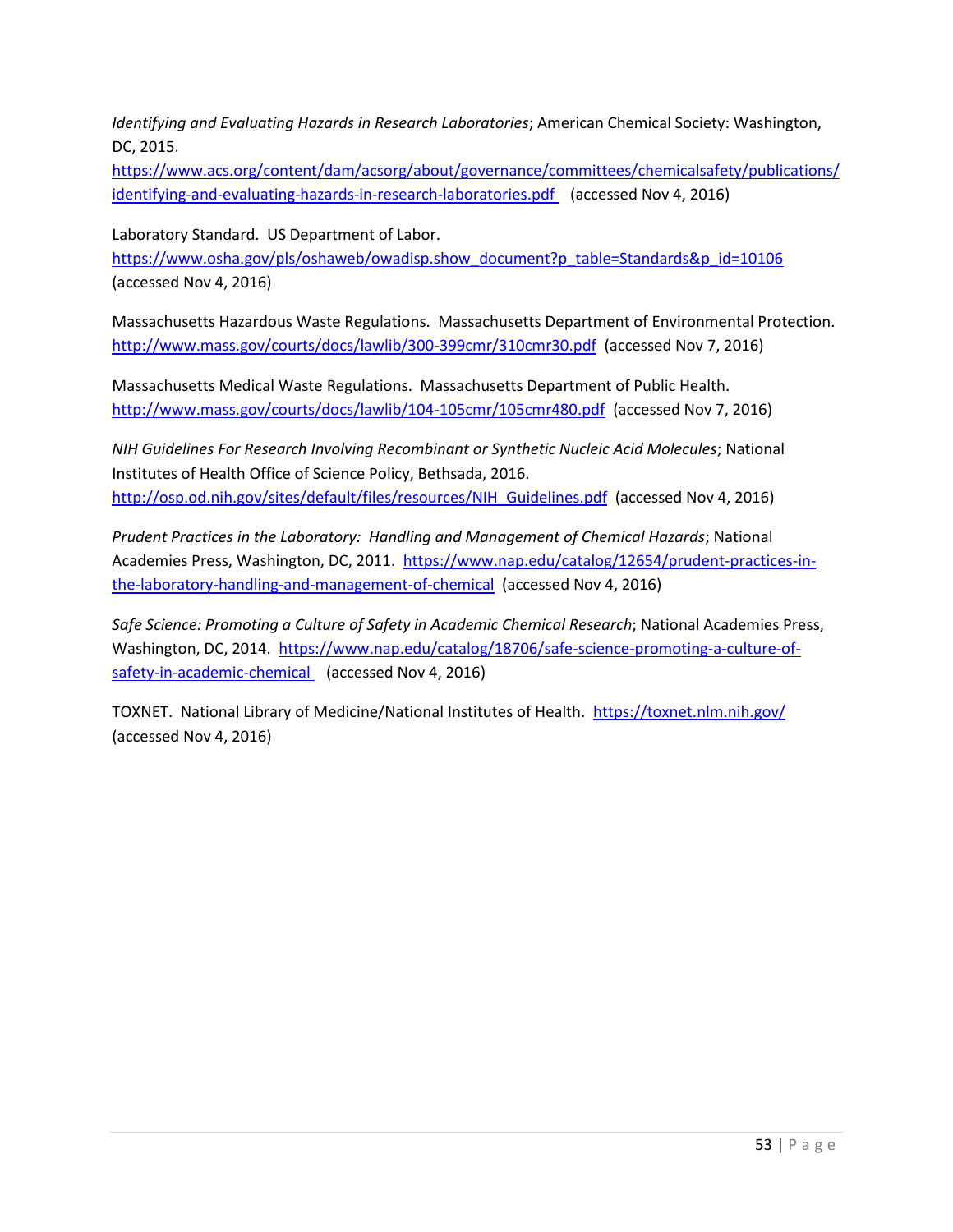*Identifying and Evaluating Hazards in Research Laboratories*; American Chemical Society: Washington, DC, 2015. https://www.acs.org/content/dam/acsorg/about/governance/committees/chemicalsafety/publications/identifying-and-evaluating-hazards-in-research-laboratories.pdf (accessed Nov 4, 2016)

Laboratory Standard. US Department of Labor. https://www.osha.gov/pls/oshaweb/owadisp.show_document?p_table=Standards&p_id=10106 (accessed Nov 4, 2016)

Massachusetts Hazardous Waste Regulations. Massachusetts Department of Environmental Protection. http://www.mass.gov/courts/docs/lawlib/300-399cmr/310cmr30.pdf (accessed Nov 7, 2016)

Massachusetts Medical Waste Regulations. Massachusetts Department of Public Health. http://www.mass.gov/courts/docs/lawlib/104-105cmr/105cmr480.pdf (accessed Nov 7, 2016)

*NIH Guidelines For Research Involving Recombinant or Synthetic Nucleic Acid Molecules*; National Institutes of Health Office of Science Policy, Bethsada, 2016. http://osp.od.nih.gov/sites/default/files/resources/NIH_Guidelines.pdf (accessed Nov 4, 2016)

*Prudent Practices in the Laboratory: Handling and Management of Chemical Hazards*; National Academies Press, Washington, DC, 2011. https://www.nap.edu/catalog/12654/prudent-practices-in-the-laboratory-handling-and-management-of-chemical (accessed Nov 4, 2016)

*Safe Science: Promoting a Culture of Safety in Academic Chemical Research*; National Academies Press, Washington, DC, 2014. https://www.nap.edu/catalog/18706/safe-science-promoting-a-culture-of-safety-in-academic-chemical (accessed Nov 4, 2016)

TOXNET. National Library of Medicine/National Institutes of Health. https://toxnet.nlm.nih.gov/ (accessed Nov 4, 2016)